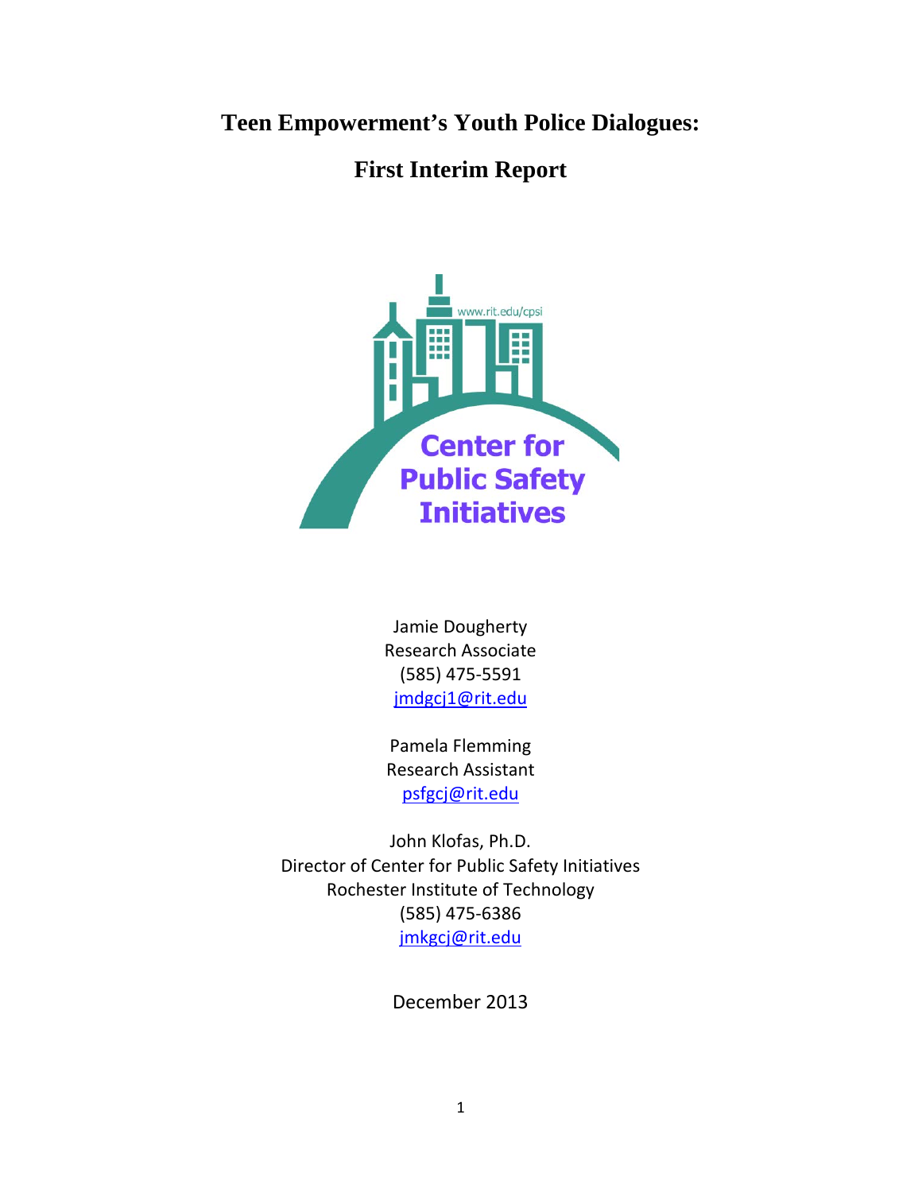# Teen Empowerment's Youth Police Dialogues:

## First Interim Report

Jamie Dougherty
Research Associate
(585) 475-5591
jmdgcj1@rit.edu

Pamela Flemming
Research Assistant
psfgcj@rit.edu

John Klofas, Ph.D.
Director of Center for Public Safety Initiatives
Rochester Institute of Technology
(585) 475-6386
jmkgcj@rit.edu

December 2013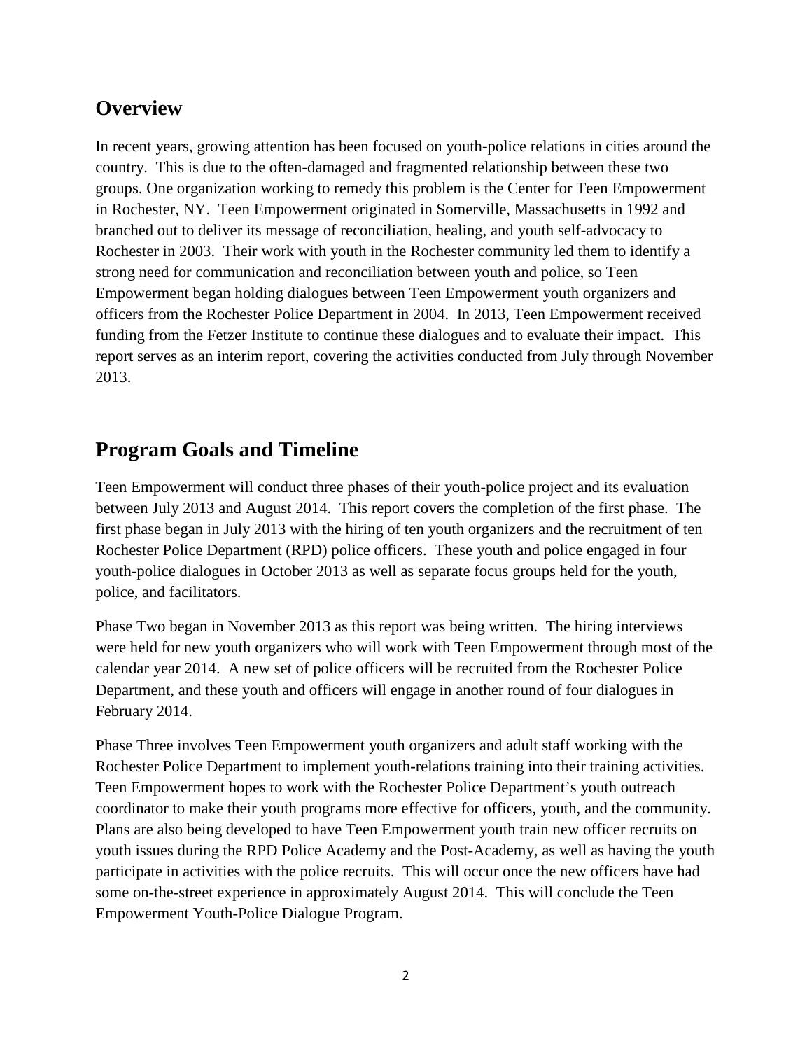## Overview

In recent years, growing attention has been focused on youth-police relations in cities around the country. This is due to the often-damaged and fragmented relationship between these two groups. One organization working to remedy this problem is the Center for Teen Empowerment in Rochester, NY. Teen Empowerment originated in Somerville, Massachusetts in 1992 and branched out to deliver its message of reconciliation, healing, and youth self-advocacy to Rochester in 2003. Their work with youth in the Rochester community led them to identify a strong need for communication and reconciliation between youth and police, so Teen Empowerment began holding dialogues between Teen Empowerment youth organizers and officers from the Rochester Police Department in 2004. In 2013, Teen Empowerment received funding from the Fetzer Institute to continue these dialogues and to evaluate their impact. This report serves as an interim report, covering the activities conducted from July through November 2013.

## Program Goals and Timeline

Teen Empowerment will conduct three phases of their youth-police project and its evaluation between July 2013 and August 2014. This report covers the completion of the first phase. The first phase began in July 2013 with the hiring of ten youth organizers and the recruitment of ten Rochester Police Department (RPD) police officers. These youth and police engaged in four youth-police dialogues in October 2013 as well as separate focus groups held for the youth, police, and facilitators.

Phase Two began in November 2013 as this report was being written. The hiring interviews were held for new youth organizers who will work with Teen Empowerment through most of the calendar year 2014. A new set of police officers will be recruited from the Rochester Police Department, and these youth and officers will engage in another round of four dialogues in February 2014.

Phase Three involves Teen Empowerment youth organizers and adult staff working with the Rochester Police Department to implement youth-relations training into their training activities. Teen Empowerment hopes to work with the Rochester Police Department's youth outreach coordinator to make their youth programs more effective for officers, youth, and the community. Plans are also being developed to have Teen Empowerment youth train new officer recruits on youth issues during the RPD Police Academy and the Post-Academy, as well as having the youth participate in activities with the police recruits. This will occur once the new officers have had some on-the-street experience in approximately August 2014. This will conclude the Teen Empowerment Youth-Police Dialogue Program.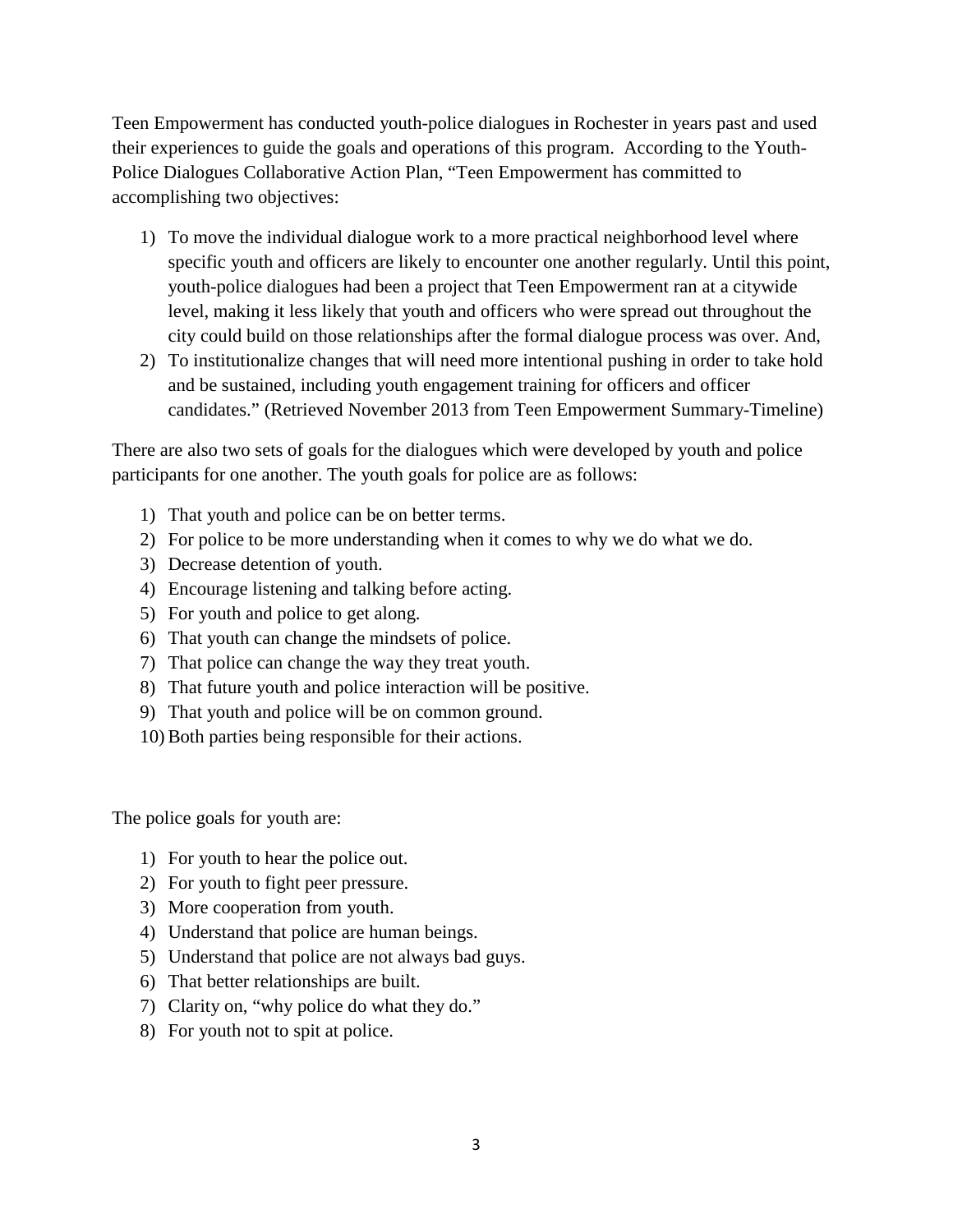Teen Empowerment has conducted youth-police dialogues in Rochester in years past and used their experiences to guide the goals and operations of this program. According to the Youth-Police Dialogues Collaborative Action Plan, "Teen Empowerment has committed to accomplishing two objectives:

1) To move the individual dialogue work to a more practical neighborhood level where specific youth and officers are likely to encounter one another regularly. Until this point, youth-police dialogues had been a project that Teen Empowerment ran at a citywide level, making it less likely that youth and officers who were spread out throughout the city could build on those relationships after the formal dialogue process was over. And,
2) To institutionalize changes that will need more intentional pushing in order to take hold and be sustained, including youth engagement training for officers and officer candidates." (Retrieved November 2013 from Teen Empowerment Summary-Timeline)

There are also two sets of goals for the dialogues which were developed by youth and police participants for one another. The youth goals for police are as follows:

1) That youth and police can be on better terms.
2) For police to be more understanding when it comes to why we do what we do.
3) Decrease detention of youth.
4) Encourage listening and talking before acting.
5) For youth and police to get along.
6) That youth can change the mindsets of police.
7) That police can change the way they treat youth.
8) That future youth and police interaction will be positive.
9) That youth and police will be on common ground.
10) Both parties being responsible for their actions.

The police goals for youth are:

1) For youth to hear the police out.
2) For youth to fight peer pressure.
3) More cooperation from youth.
4) Understand that police are human beings.
5) Understand that police are not always bad guys.
6) That better relationships are built.
7) Clarity on, "why police do what they do."
8) For youth not to spit at police.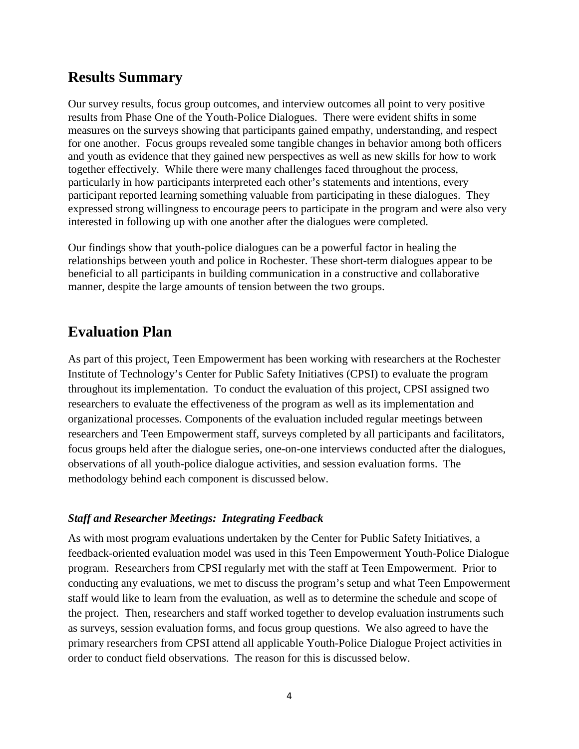## Results Summary

Our survey results, focus group outcomes, and interview outcomes all point to very positive results from Phase One of the Youth-Police Dialogues. There were evident shifts in some measures on the surveys showing that participants gained empathy, understanding, and respect for one another. Focus groups revealed some tangible changes in behavior among both officers and youth as evidence that they gained new perspectives as well as new skills for how to work together effectively. While there were many challenges faced throughout the process, particularly in how participants interpreted each other's statements and intentions, every participant reported learning something valuable from participating in these dialogues. They expressed strong willingness to encourage peers to participate in the program and were also very interested in following up with one another after the dialogues were completed.

Our findings show that youth-police dialogues can be a powerful factor in healing the relationships between youth and police in Rochester. These short-term dialogues appear to be beneficial to all participants in building communication in a constructive and collaborative manner, despite the large amounts of tension between the two groups.

## Evaluation Plan

As part of this project, Teen Empowerment has been working with researchers at the Rochester Institute of Technology's Center for Public Safety Initiatives (CPSI) to evaluate the program throughout its implementation. To conduct the evaluation of this project, CPSI assigned two researchers to evaluate the effectiveness of the program as well as its implementation and organizational processes. Components of the evaluation included regular meetings between researchers and Teen Empowerment staff, surveys completed by all participants and facilitators, focus groups held after the dialogue series, one-on-one interviews conducted after the dialogues, observations of all youth-police dialogue activities, and session evaluation forms. The methodology behind each component is discussed below.

### *Staff and Researcher Meetings: Integrating Feedback*

As with most program evaluations undertaken by the Center for Public Safety Initiatives, a feedback-oriented evaluation model was used in this Teen Empowerment Youth-Police Dialogue program. Researchers from CPSI regularly met with the staff at Teen Empowerment. Prior to conducting any evaluations, we met to discuss the program's setup and what Teen Empowerment staff would like to learn from the evaluation, as well as to determine the schedule and scope of the project. Then, researchers and staff worked together to develop evaluation instruments such as surveys, session evaluation forms, and focus group questions. We also agreed to have the primary researchers from CPSI attend all applicable Youth-Police Dialogue Project activities in order to conduct field observations. The reason for this is discussed below.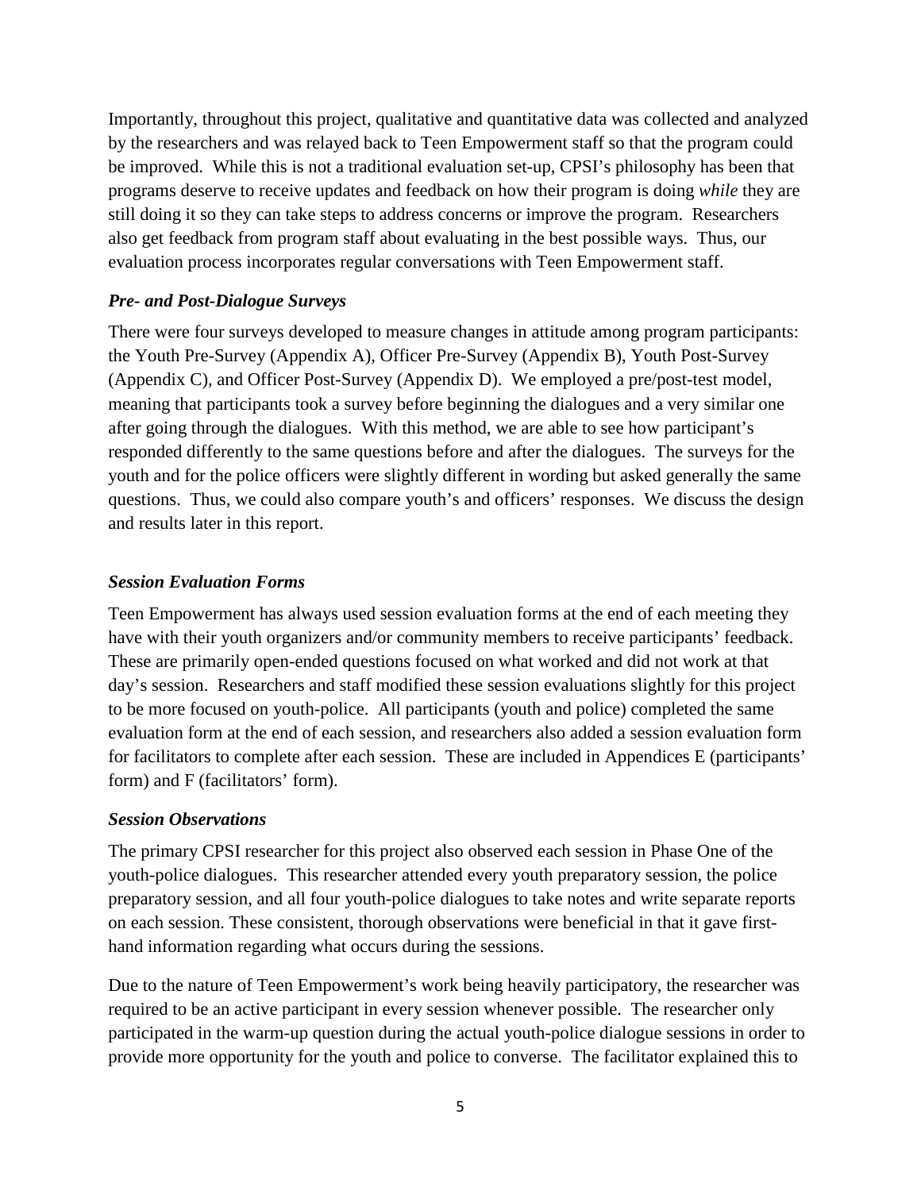Importantly, throughout this project, qualitative and quantitative data was collected and analyzed by the researchers and was relayed back to Teen Empowerment staff so that the program could be improved. While this is not a traditional evaluation set-up, CPSI's philosophy has been that programs deserve to receive updates and feedback on how their program is doing *while* they are still doing it so they can take steps to address concerns or improve the program. Researchers also get feedback from program staff about evaluating in the best possible ways. Thus, our evaluation process incorporates regular conversations with Teen Empowerment staff.

### *Pre- and Post-Dialogue Surveys*

There were four surveys developed to measure changes in attitude among program participants: the Youth Pre-Survey (Appendix A), Officer Pre-Survey (Appendix B), Youth Post-Survey (Appendix C), and Officer Post-Survey (Appendix D). We employed a pre/post-test model, meaning that participants took a survey before beginning the dialogues and a very similar one after going through the dialogues. With this method, we are able to see how participant's responded differently to the same questions before and after the dialogues. The surveys for the youth and for the police officers were slightly different in wording but asked generally the same questions. Thus, we could also compare youth's and officers' responses. We discuss the design and results later in this report.

### *Session Evaluation Forms*

Teen Empowerment has always used session evaluation forms at the end of each meeting they have with their youth organizers and/or community members to receive participants' feedback. These are primarily open-ended questions focused on what worked and did not work at that day's session. Researchers and staff modified these session evaluations slightly for this project to be more focused on youth-police. All participants (youth and police) completed the same evaluation form at the end of each session, and researchers also added a session evaluation form for facilitators to complete after each session. These are included in Appendices E (participants' form) and F (facilitators' form).

### *Session Observations*

The primary CPSI researcher for this project also observed each session in Phase One of the youth-police dialogues. This researcher attended every youth preparatory session, the police preparatory session, and all four youth-police dialogues to take notes and write separate reports on each session. These consistent, thorough observations were beneficial in that it gave first-hand information regarding what occurs during the sessions.

Due to the nature of Teen Empowerment's work being heavily participatory, the researcher was required to be an active participant in every session whenever possible. The researcher only participated in the warm-up question during the actual youth-police dialogue sessions in order to provide more opportunity for the youth and police to converse. The facilitator explained this to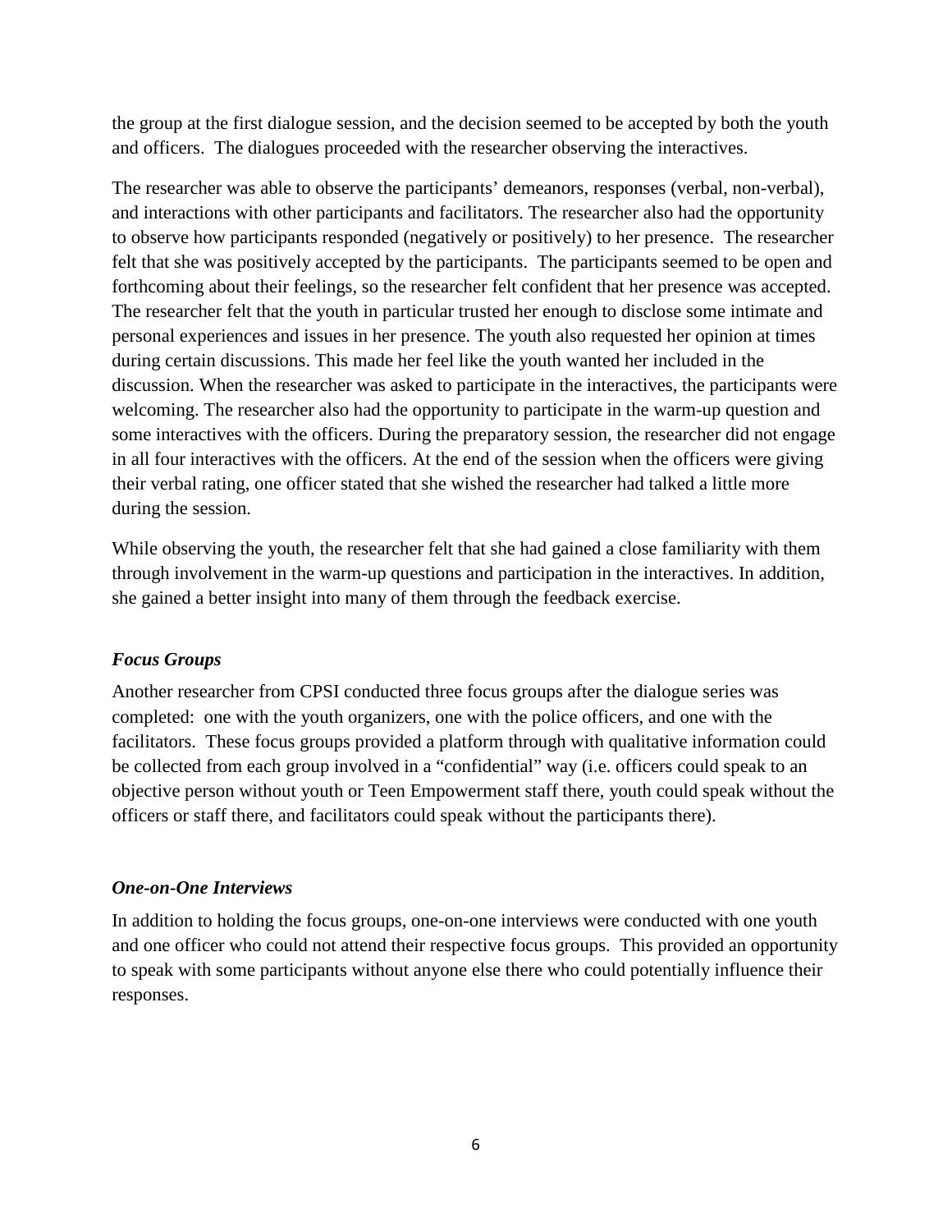the group at the first dialogue session, and the decision seemed to be accepted by both the youth and officers. The dialogues proceeded with the researcher observing the interactives.

The researcher was able to observe the participants' demeanors, responses (verbal, non-verbal), and interactions with other participants and facilitators. The researcher also had the opportunity to observe how participants responded (negatively or positively) to her presence. The researcher felt that she was positively accepted by the participants. The participants seemed to be open and forthcoming about their feelings, so the researcher felt confident that her presence was accepted. The researcher felt that the youth in particular trusted her enough to disclose some intimate and personal experiences and issues in her presence. The youth also requested her opinion at times during certain discussions. This made her feel like the youth wanted her included in the discussion. When the researcher was asked to participate in the interactives, the participants were welcoming. The researcher also had the opportunity to participate in the warm-up question and some interactives with the officers. During the preparatory session, the researcher did not engage in all four interactives with the officers. At the end of the session when the officers were giving their verbal rating, one officer stated that she wished the researcher had talked a little more during the session.

While observing the youth, the researcher felt that she had gained a close familiarity with them through involvement in the warm-up questions and participation in the interactives. In addition, she gained a better insight into many of them through the feedback exercise.

### *Focus Groups*

Another researcher from CPSI conducted three focus groups after the dialogue series was completed: one with the youth organizers, one with the police officers, and one with the facilitators. These focus groups provided a platform through with qualitative information could be collected from each group involved in a "confidential" way (i.e. officers could speak to an objective person without youth or Teen Empowerment staff there, youth could speak without the officers or staff there, and facilitators could speak without the participants there).

### *One-on-One Interviews*

In addition to holding the focus groups, one-on-one interviews were conducted with one youth and one officer who could not attend their respective focus groups. This provided an opportunity to speak with some participants without anyone else there who could potentially influence their responses.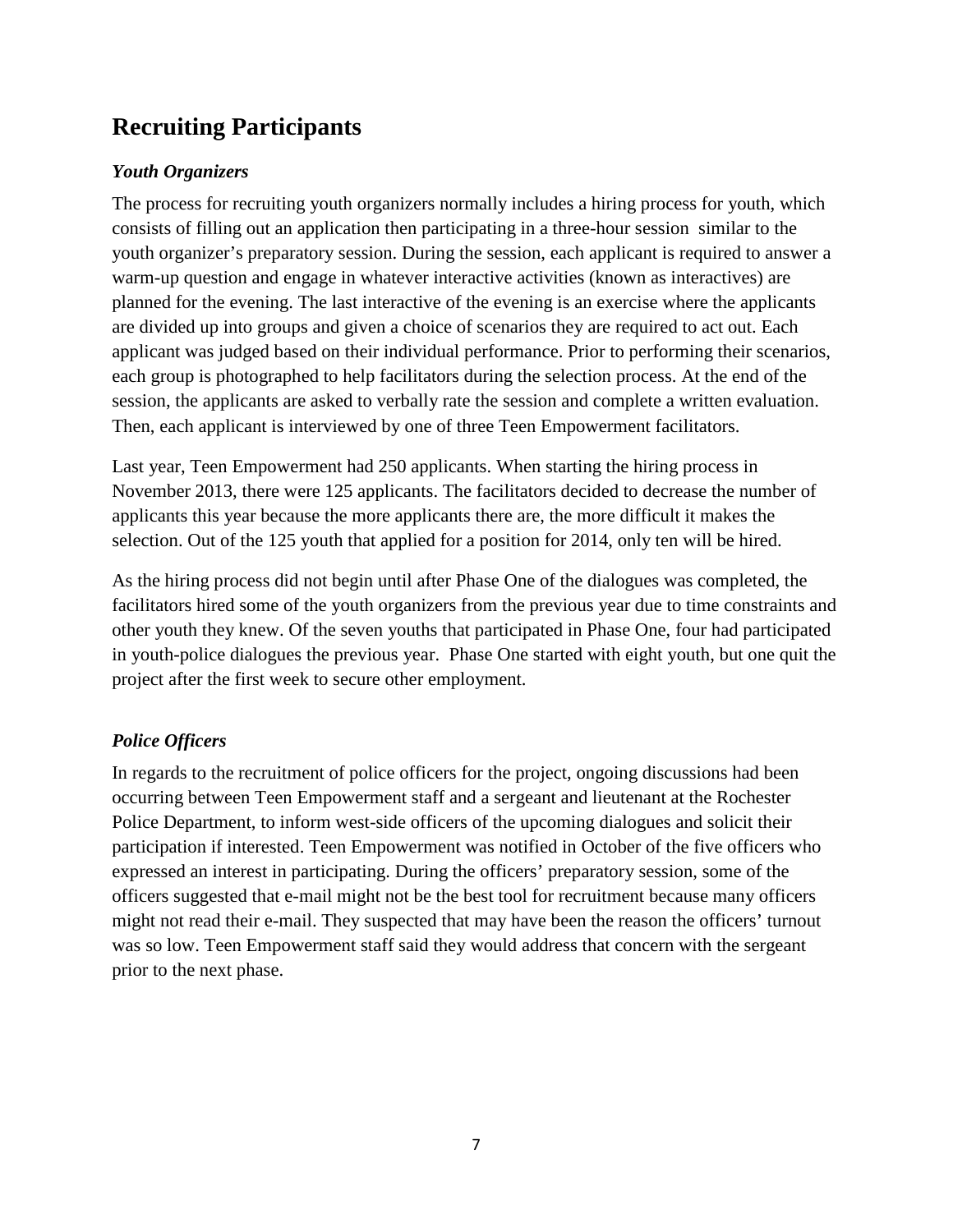## Recruiting Participants

### *Youth Organizers*

The process for recruiting youth organizers normally includes a hiring process for youth, which consists of filling out an application then participating in a three-hour session similar to the youth organizer's preparatory session. During the session, each applicant is required to answer a warm-up question and engage in whatever interactive activities (known as interactives) are planned for the evening. The last interactive of the evening is an exercise where the applicants are divided up into groups and given a choice of scenarios they are required to act out. Each applicant was judged based on their individual performance. Prior to performing their scenarios, each group is photographed to help facilitators during the selection process. At the end of the session, the applicants are asked to verbally rate the session and complete a written evaluation. Then, each applicant is interviewed by one of three Teen Empowerment facilitators.

Last year, Teen Empowerment had 250 applicants. When starting the hiring process in November 2013, there were 125 applicants. The facilitators decided to decrease the number of applicants this year because the more applicants there are, the more difficult it makes the selection. Out of the 125 youth that applied for a position for 2014, only ten will be hired.

As the hiring process did not begin until after Phase One of the dialogues was completed, the facilitators hired some of the youth organizers from the previous year due to time constraints and other youth they knew. Of the seven youths that participated in Phase One, four had participated in youth-police dialogues the previous year. Phase One started with eight youth, but one quit the project after the first week to secure other employment.

### *Police Officers*

In regards to the recruitment of police officers for the project, ongoing discussions had been occurring between Teen Empowerment staff and a sergeant and lieutenant at the Rochester Police Department, to inform west-side officers of the upcoming dialogues and solicit their participation if interested. Teen Empowerment was notified in October of the five officers who expressed an interest in participating. During the officers' preparatory session, some of the officers suggested that e-mail might not be the best tool for recruitment because many officers might not read their e-mail. They suspected that may have been the reason the officers' turnout was so low. Teen Empowerment staff said they would address that concern with the sergeant prior to the next phase.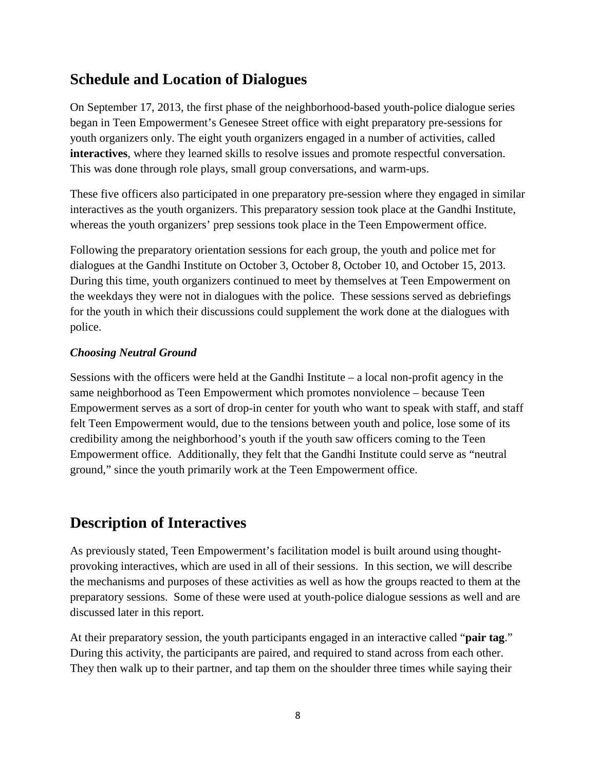## Schedule and Location of Dialogues

On September 17, 2013, the first phase of the neighborhood-based youth-police dialogue series began in Teen Empowerment's Genesee Street office with eight preparatory pre-sessions for youth organizers only. The eight youth organizers engaged in a number of activities, called **interactives**, where they learned skills to resolve issues and promote respectful conversation. This was done through role plays, small group conversations, and warm-ups.

These five officers also participated in one preparatory pre-session where they engaged in similar interactives as the youth organizers. This preparatory session took place at the Gandhi Institute, whereas the youth organizers' prep sessions took place in the Teen Empowerment office.

Following the preparatory orientation sessions for each group, the youth and police met for dialogues at the Gandhi Institute on October 3, October 8, October 10, and October 15, 2013. During this time, youth organizers continued to meet by themselves at Teen Empowerment on the weekdays they were not in dialogues with the police. These sessions served as debriefings for the youth in which their discussions could supplement the work done at the dialogues with police.

### *Choosing Neutral Ground*

Sessions with the officers were held at the Gandhi Institute – a local non-profit agency in the same neighborhood as Teen Empowerment which promotes nonviolence – because Teen Empowerment serves as a sort of drop-in center for youth who want to speak with staff, and staff felt Teen Empowerment would, due to the tensions between youth and police, lose some of its credibility among the neighborhood's youth if the youth saw officers coming to the Teen Empowerment office. Additionally, they felt that the Gandhi Institute could serve as "neutral ground," since the youth primarily work at the Teen Empowerment office.

## Description of Interactives

As previously stated, Teen Empowerment's facilitation model is built around using thought-provoking interactives, which are used in all of their sessions. In this section, we will describe the mechanisms and purposes of these activities as well as how the groups reacted to them at the preparatory sessions. Some of these were used at youth-police dialogue sessions as well and are discussed later in this report.

At their preparatory session, the youth participants engaged in an interactive called "**pair tag**." During this activity, the participants are paired, and required to stand across from each other. They then walk up to their partner, and tap them on the shoulder three times while saying their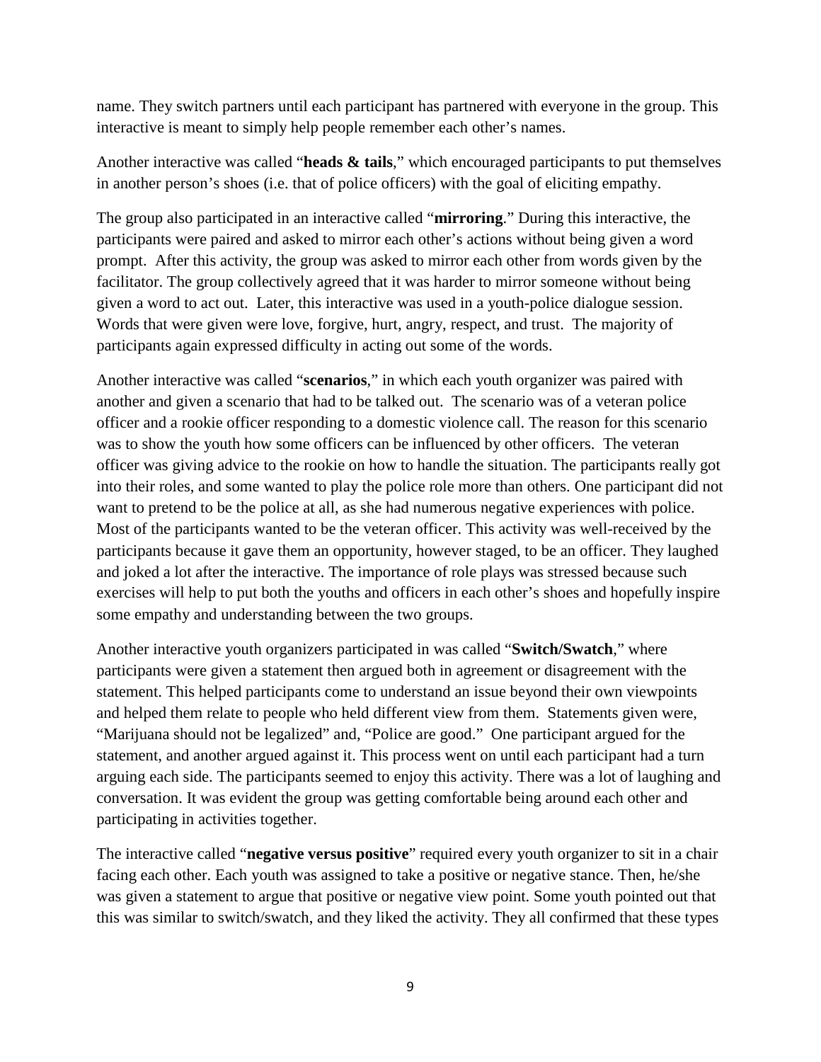name. They switch partners until each participant has partnered with everyone in the group. This interactive is meant to simply help people remember each other's names.

Another interactive was called "**heads & tails**," which encouraged participants to put themselves in another person's shoes (i.e. that of police officers) with the goal of eliciting empathy.

The group also participated in an interactive called "**mirroring**." During this interactive, the participants were paired and asked to mirror each other's actions without being given a word prompt. After this activity, the group was asked to mirror each other from words given by the facilitator. The group collectively agreed that it was harder to mirror someone without being given a word to act out. Later, this interactive was used in a youth-police dialogue session. Words that were given were love, forgive, hurt, angry, respect, and trust. The majority of participants again expressed difficulty in acting out some of the words.

Another interactive was called "**scenarios**," in which each youth organizer was paired with another and given a scenario that had to be talked out. The scenario was of a veteran police officer and a rookie officer responding to a domestic violence call. The reason for this scenario was to show the youth how some officers can be influenced by other officers. The veteran officer was giving advice to the rookie on how to handle the situation. The participants really got into their roles, and some wanted to play the police role more than others. One participant did not want to pretend to be the police at all, as she had numerous negative experiences with police. Most of the participants wanted to be the veteran officer. This activity was well-received by the participants because it gave them an opportunity, however staged, to be an officer. They laughed and joked a lot after the interactive. The importance of role plays was stressed because such exercises will help to put both the youths and officers in each other's shoes and hopefully inspire some empathy and understanding between the two groups.

Another interactive youth organizers participated in was called "**Switch/Swatch**," where participants were given a statement then argued both in agreement or disagreement with the statement. This helped participants come to understand an issue beyond their own viewpoints and helped them relate to people who held different view from them. Statements given were, "Marijuana should not be legalized" and, "Police are good." One participant argued for the statement, and another argued against it. This process went on until each participant had a turn arguing each side. The participants seemed to enjoy this activity. There was a lot of laughing and conversation. It was evident the group was getting comfortable being around each other and participating in activities together.

The interactive called "**negative versus positive**" required every youth organizer to sit in a chair facing each other. Each youth was assigned to take a positive or negative stance. Then, he/she was given a statement to argue that positive or negative view point. Some youth pointed out that this was similar to switch/swatch, and they liked the activity. They all confirmed that these types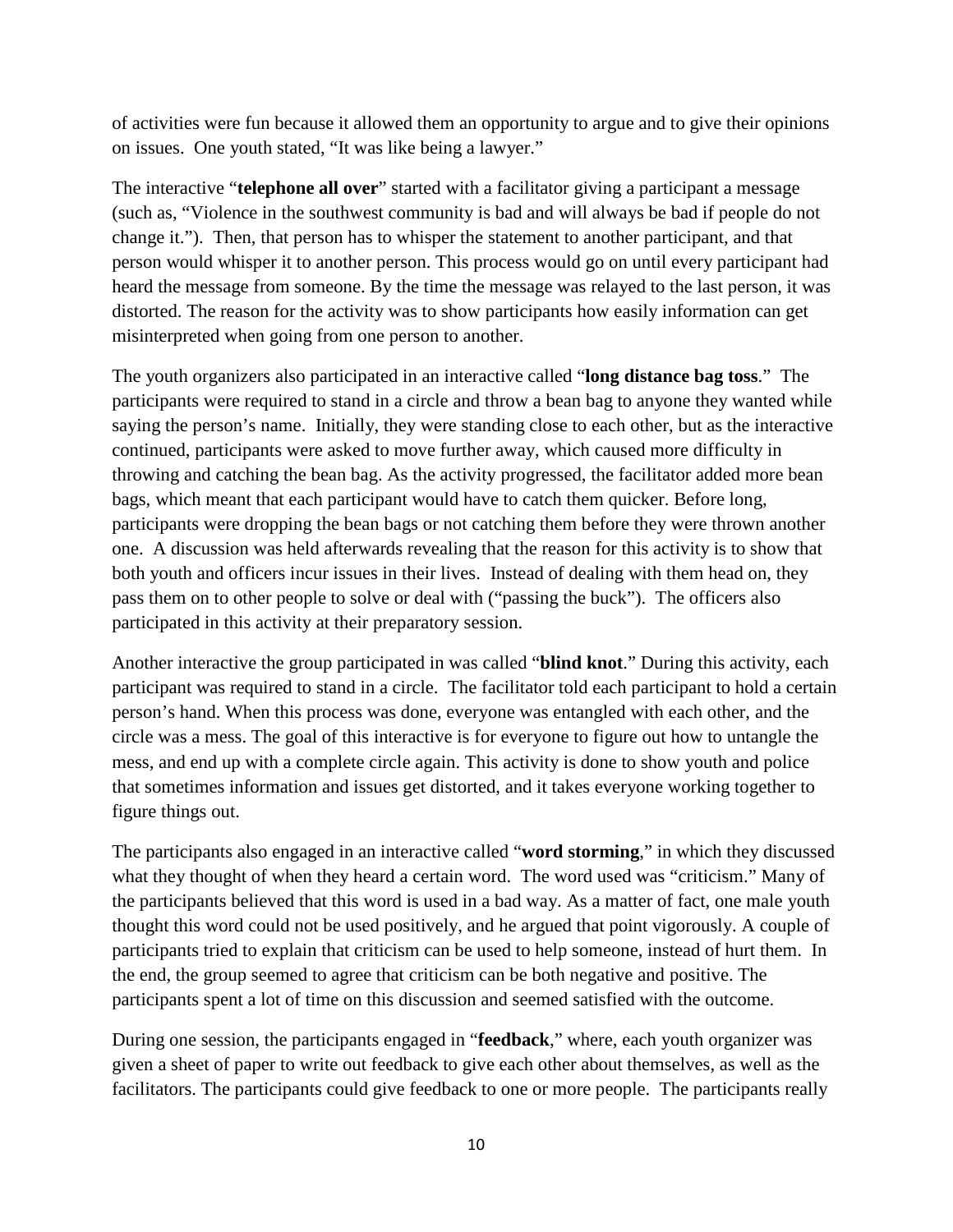of activities were fun because it allowed them an opportunity to argue and to give their opinions on issues. One youth stated, "It was like being a lawyer."

The interactive "**telephone all over**" started with a facilitator giving a participant a message (such as, "Violence in the southwest community is bad and will always be bad if people do not change it."). Then, that person has to whisper the statement to another participant, and that person would whisper it to another person. This process would go on until every participant had heard the message from someone. By the time the message was relayed to the last person, it was distorted. The reason for the activity was to show participants how easily information can get misinterpreted when going from one person to another.

The youth organizers also participated in an interactive called "**long distance bag toss**." The participants were required to stand in a circle and throw a bean bag to anyone they wanted while saying the person's name. Initially, they were standing close to each other, but as the interactive continued, participants were asked to move further away, which caused more difficulty in throwing and catching the bean bag. As the activity progressed, the facilitator added more bean bags, which meant that each participant would have to catch them quicker. Before long, participants were dropping the bean bags or not catching them before they were thrown another one. A discussion was held afterwards revealing that the reason for this activity is to show that both youth and officers incur issues in their lives. Instead of dealing with them head on, they pass them on to other people to solve or deal with ("passing the buck"). The officers also participated in this activity at their preparatory session.

Another interactive the group participated in was called "**blind knot**." During this activity, each participant was required to stand in a circle. The facilitator told each participant to hold a certain person's hand. When this process was done, everyone was entangled with each other, and the circle was a mess. The goal of this interactive is for everyone to figure out how to untangle the mess, and end up with a complete circle again. This activity is done to show youth and police that sometimes information and issues get distorted, and it takes everyone working together to figure things out.

The participants also engaged in an interactive called "**word storming**," in which they discussed what they thought of when they heard a certain word. The word used was "criticism." Many of the participants believed that this word is used in a bad way. As a matter of fact, one male youth thought this word could not be used positively, and he argued that point vigorously. A couple of participants tried to explain that criticism can be used to help someone, instead of hurt them. In the end, the group seemed to agree that criticism can be both negative and positive. The participants spent a lot of time on this discussion and seemed satisfied with the outcome.

During one session, the participants engaged in "**feedback**," where, each youth organizer was given a sheet of paper to write out feedback to give each other about themselves, as well as the facilitators. The participants could give feedback to one or more people. The participants really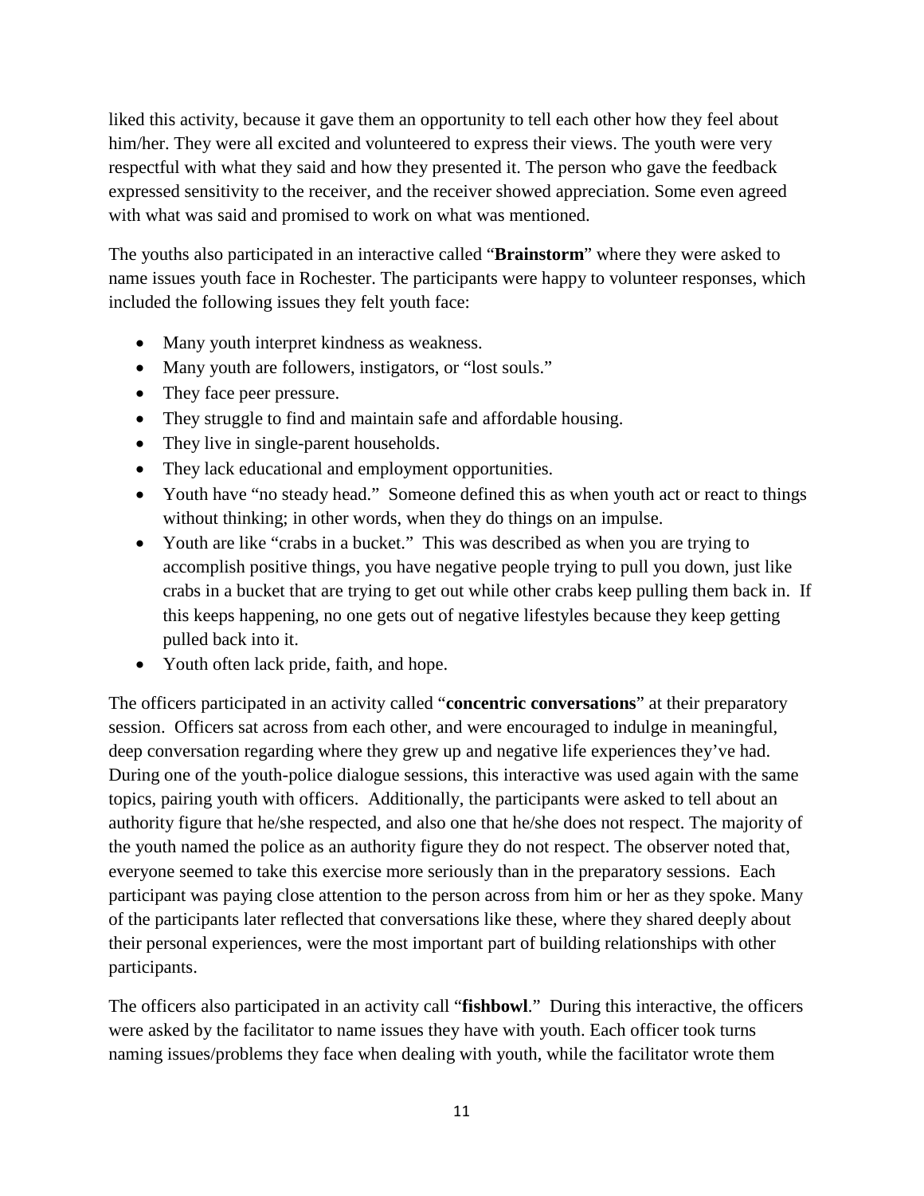liked this activity, because it gave them an opportunity to tell each other how they feel about him/her. They were all excited and volunteered to express their views. The youth were very respectful with what they said and how they presented it. The person who gave the feedback expressed sensitivity to the receiver, and the receiver showed appreciation. Some even agreed with what was said and promised to work on what was mentioned.

The youths also participated in an interactive called "**Brainstorm**" where they were asked to name issues youth face in Rochester. The participants were happy to volunteer responses, which included the following issues they felt youth face:

- Many youth interpret kindness as weakness.
- Many youth are followers, instigators, or "lost souls."
- They face peer pressure.
- They struggle to find and maintain safe and affordable housing.
- They live in single-parent households.
- They lack educational and employment opportunities.
- Youth have "no steady head." Someone defined this as when youth act or react to things without thinking; in other words, when they do things on an impulse.
- Youth are like "crabs in a bucket." This was described as when you are trying to accomplish positive things, you have negative people trying to pull you down, just like crabs in a bucket that are trying to get out while other crabs keep pulling them back in. If this keeps happening, no one gets out of negative lifestyles because they keep getting pulled back into it.
- Youth often lack pride, faith, and hope.

The officers participated in an activity called "**concentric conversations**" at their preparatory session. Officers sat across from each other, and were encouraged to indulge in meaningful, deep conversation regarding where they grew up and negative life experiences they've had. During one of the youth-police dialogue sessions, this interactive was used again with the same topics, pairing youth with officers. Additionally, the participants were asked to tell about an authority figure that he/she respected, and also one that he/she does not respect. The majority of the youth named the police as an authority figure they do not respect. The observer noted that, everyone seemed to take this exercise more seriously than in the preparatory sessions. Each participant was paying close attention to the person across from him or her as they spoke. Many of the participants later reflected that conversations like these, where they shared deeply about their personal experiences, were the most important part of building relationships with other participants.

The officers also participated in an activity call "**fishbowl**." During this interactive, the officers were asked by the facilitator to name issues they have with youth. Each officer took turns naming issues/problems they face when dealing with youth, while the facilitator wrote them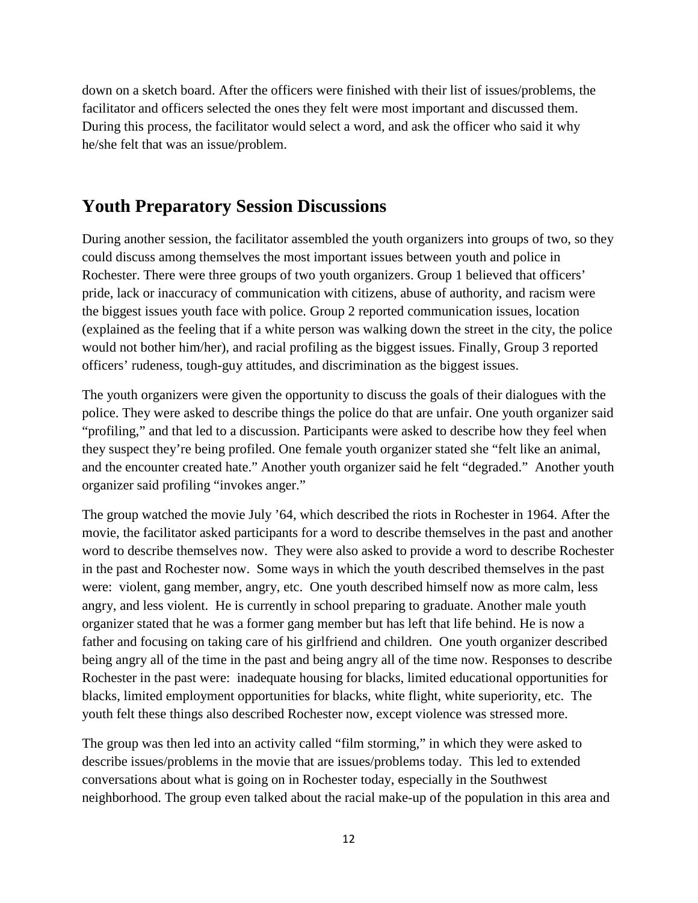down on a sketch board. After the officers were finished with their list of issues/problems, the facilitator and officers selected the ones they felt were most important and discussed them. During this process, the facilitator would select a word, and ask the officer who said it why he/she felt that was an issue/problem.

## Youth Preparatory Session Discussions

During another session, the facilitator assembled the youth organizers into groups of two, so they could discuss among themselves the most important issues between youth and police in Rochester. There were three groups of two youth organizers. Group 1 believed that officers' pride, lack or inaccuracy of communication with citizens, abuse of authority, and racism were the biggest issues youth face with police. Group 2 reported communication issues, location (explained as the feeling that if a white person was walking down the street in the city, the police would not bother him/her), and racial profiling as the biggest issues. Finally, Group 3 reported officers' rudeness, tough-guy attitudes, and discrimination as the biggest issues.

The youth organizers were given the opportunity to discuss the goals of their dialogues with the police. They were asked to describe things the police do that are unfair. One youth organizer said "profiling," and that led to a discussion. Participants were asked to describe how they feel when they suspect they're being profiled. One female youth organizer stated she "felt like an animal, and the encounter created hate." Another youth organizer said he felt "degraded." Another youth organizer said profiling "invokes anger."

The group watched the movie July '64, which described the riots in Rochester in 1964. After the movie, the facilitator asked participants for a word to describe themselves in the past and another word to describe themselves now. They were also asked to provide a word to describe Rochester in the past and Rochester now. Some ways in which the youth described themselves in the past were: violent, gang member, angry, etc. One youth described himself now as more calm, less angry, and less violent. He is currently in school preparing to graduate. Another male youth organizer stated that he was a former gang member but has left that life behind. He is now a father and focusing on taking care of his girlfriend and children. One youth organizer described being angry all of the time in the past and being angry all of the time now. Responses to describe Rochester in the past were: inadequate housing for blacks, limited educational opportunities for blacks, limited employment opportunities for blacks, white flight, white superiority, etc. The youth felt these things also described Rochester now, except violence was stressed more.

The group was then led into an activity called "film storming," in which they were asked to describe issues/problems in the movie that are issues/problems today. This led to extended conversations about what is going on in Rochester today, especially in the Southwest neighborhood. The group even talked about the racial make-up of the population in this area and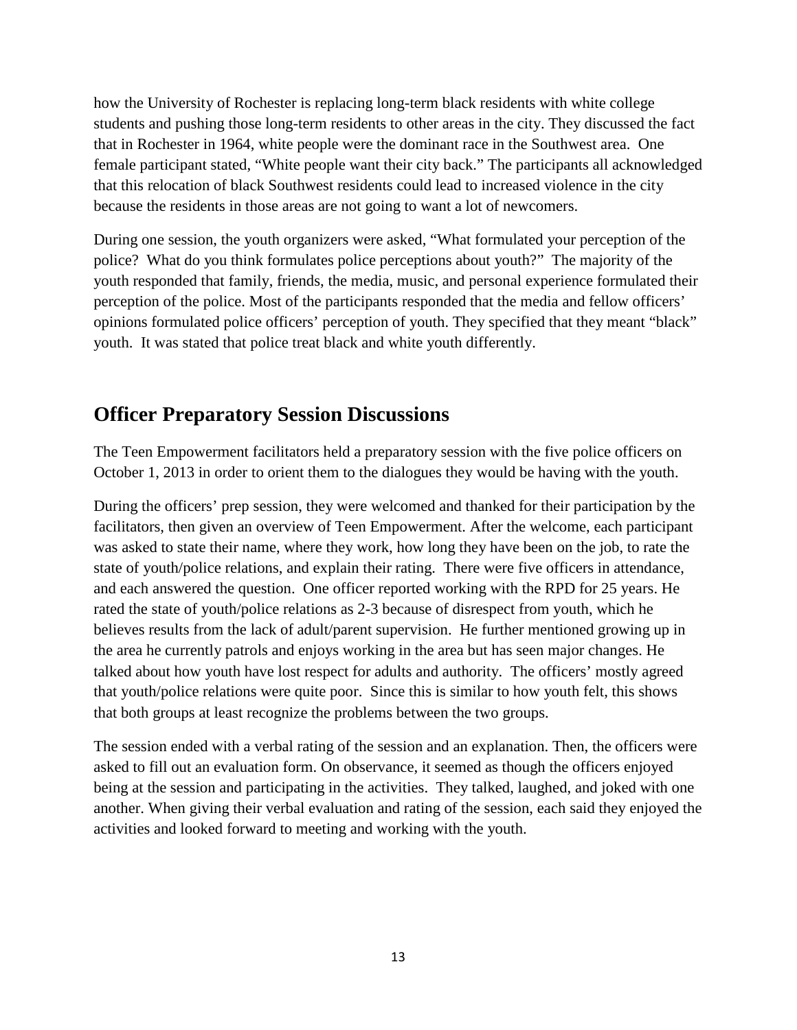how the University of Rochester is replacing long-term black residents with white college students and pushing those long-term residents to other areas in the city. They discussed the fact that in Rochester in 1964, white people were the dominant race in the Southwest area. One female participant stated, "White people want their city back." The participants all acknowledged that this relocation of black Southwest residents could lead to increased violence in the city because the residents in those areas are not going to want a lot of newcomers.

During one session, the youth organizers were asked, "What formulated your perception of the police? What do you think formulates police perceptions about youth?" The majority of the youth responded that family, friends, the media, music, and personal experience formulated their perception of the police. Most of the participants responded that the media and fellow officers' opinions formulated police officers' perception of youth. They specified that they meant "black" youth. It was stated that police treat black and white youth differently.

## Officer Preparatory Session Discussions

The Teen Empowerment facilitators held a preparatory session with the five police officers on October 1, 2013 in order to orient them to the dialogues they would be having with the youth.

During the officers' prep session, they were welcomed and thanked for their participation by the facilitators, then given an overview of Teen Empowerment. After the welcome, each participant was asked to state their name, where they work, how long they have been on the job, to rate the state of youth/police relations, and explain their rating. There were five officers in attendance, and each answered the question. One officer reported working with the RPD for 25 years. He rated the state of youth/police relations as 2-3 because of disrespect from youth, which he believes results from the lack of adult/parent supervision. He further mentioned growing up in the area he currently patrols and enjoys working in the area but has seen major changes. He talked about how youth have lost respect for adults and authority. The officers' mostly agreed that youth/police relations were quite poor. Since this is similar to how youth felt, this shows that both groups at least recognize the problems between the two groups.

The session ended with a verbal rating of the session and an explanation. Then, the officers were asked to fill out an evaluation form. On observance, it seemed as though the officers enjoyed being at the session and participating in the activities. They talked, laughed, and joked with one another. When giving their verbal evaluation and rating of the session, each said they enjoyed the activities and looked forward to meeting and working with the youth.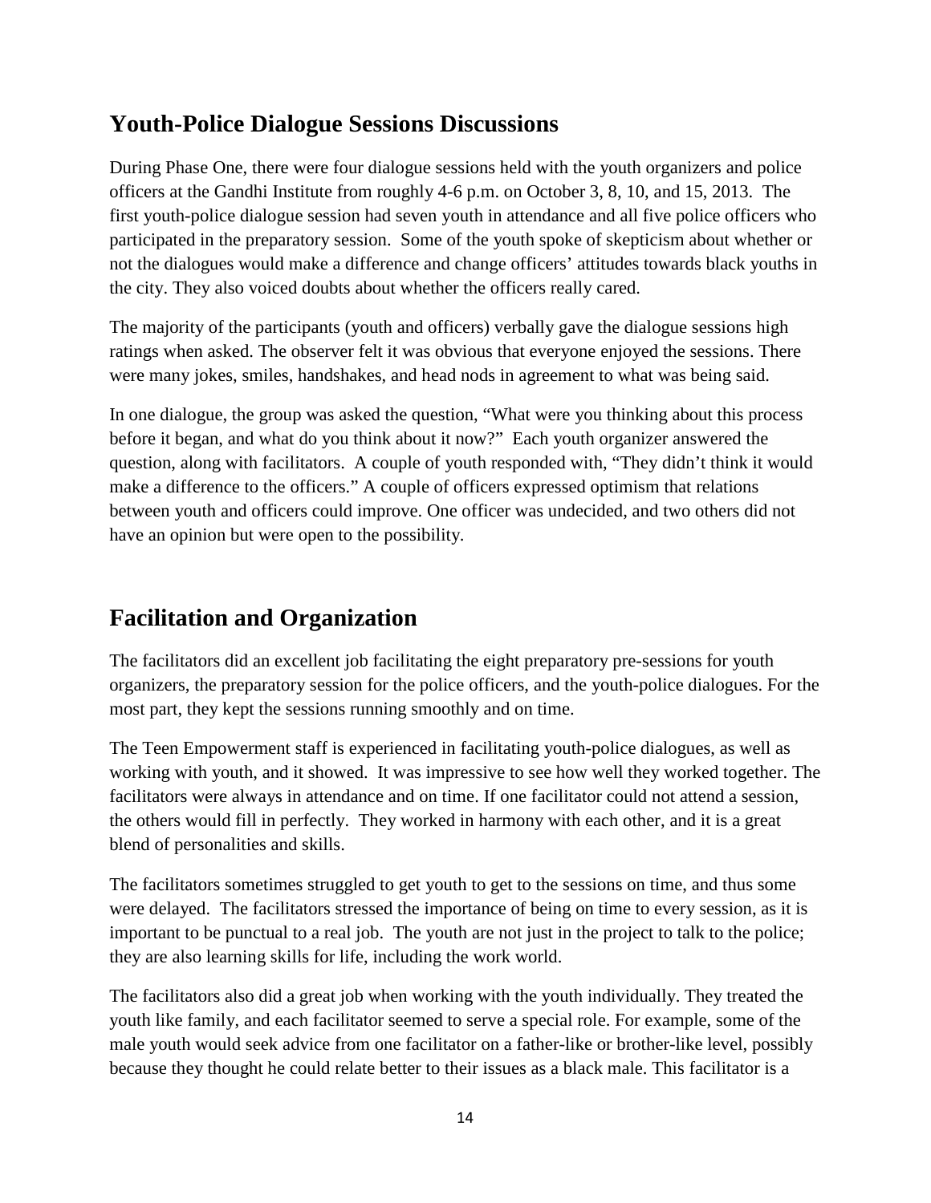## Youth-Police Dialogue Sessions Discussions

During Phase One, there were four dialogue sessions held with the youth organizers and police officers at the Gandhi Institute from roughly 4-6 p.m. on October 3, 8, 10, and 15, 2013. The first youth-police dialogue session had seven youth in attendance and all five police officers who participated in the preparatory session. Some of the youth spoke of skepticism about whether or not the dialogues would make a difference and change officers' attitudes towards black youths in the city. They also voiced doubts about whether the officers really cared.

The majority of the participants (youth and officers) verbally gave the dialogue sessions high ratings when asked. The observer felt it was obvious that everyone enjoyed the sessions. There were many jokes, smiles, handshakes, and head nods in agreement to what was being said.

In one dialogue, the group was asked the question, "What were you thinking about this process before it began, and what do you think about it now?" Each youth organizer answered the question, along with facilitators. A couple of youth responded with, "They didn't think it would make a difference to the officers." A couple of officers expressed optimism that relations between youth and officers could improve. One officer was undecided, and two others did not have an opinion but were open to the possibility.

## Facilitation and Organization

The facilitators did an excellent job facilitating the eight preparatory pre-sessions for youth organizers, the preparatory session for the police officers, and the youth-police dialogues. For the most part, they kept the sessions running smoothly and on time.

The Teen Empowerment staff is experienced in facilitating youth-police dialogues, as well as working with youth, and it showed. It was impressive to see how well they worked together. The facilitators were always in attendance and on time. If one facilitator could not attend a session, the others would fill in perfectly. They worked in harmony with each other, and it is a great blend of personalities and skills.

The facilitators sometimes struggled to get youth to get to the sessions on time, and thus some were delayed. The facilitators stressed the importance of being on time to every session, as it is important to be punctual to a real job. The youth are not just in the project to talk to the police; they are also learning skills for life, including the work world.

The facilitators also did a great job when working with the youth individually. They treated the youth like family, and each facilitator seemed to serve a special role. For example, some of the male youth would seek advice from one facilitator on a father-like or brother-like level, possibly because they thought he could relate better to their issues as a black male. This facilitator is a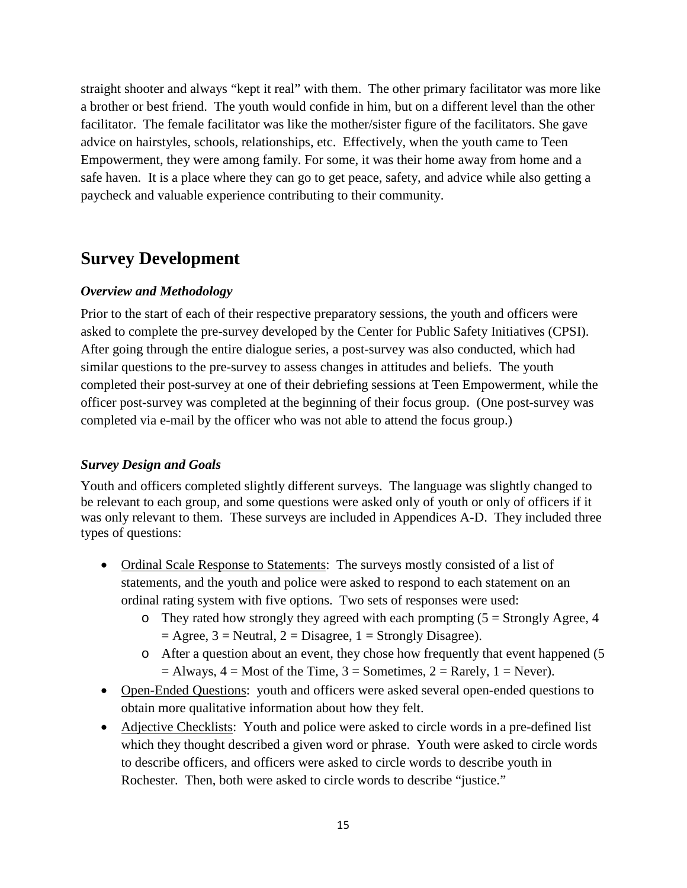straight shooter and always "kept it real" with them. The other primary facilitator was more like a brother or best friend. The youth would confide in him, but on a different level than the other facilitator. The female facilitator was like the mother/sister figure of the facilitators. She gave advice on hairstyles, schools, relationships, etc. Effectively, when the youth came to Teen Empowerment, they were among family. For some, it was their home away from home and a safe haven. It is a place where they can go to get peace, safety, and advice while also getting a paycheck and valuable experience contributing to their community.

## Survey Development

### *Overview and Methodology*

Prior to the start of each of their respective preparatory sessions, the youth and officers were asked to complete the pre-survey developed by the Center for Public Safety Initiatives (CPSI). After going through the entire dialogue series, a post-survey was also conducted, which had similar questions to the pre-survey to assess changes in attitudes and beliefs. The youth completed their post-survey at one of their debriefing sessions at Teen Empowerment, while the officer post-survey was completed at the beginning of their focus group. (One post-survey was completed via e-mail by the officer who was not able to attend the focus group.)

### *Survey Design and Goals*

Youth and officers completed slightly different surveys. The language was slightly changed to be relevant to each group, and some questions were asked only of youth or only of officers if it was only relevant to them. These surveys are included in Appendices A-D. They included three types of questions:

- Ordinal Scale Response to Statements: The surveys mostly consisted of a list of statements, and the youth and police were asked to respond to each statement on an ordinal rating system with five options. Two sets of responses were used:
  - They rated how strongly they agreed with each prompting (5 = Strongly Agree, 4 = Agree, 3 = Neutral, 2 = Disagree, 1 = Strongly Disagree).
  - After a question about an event, they chose how frequently that event happened (5 = Always, 4 = Most of the Time, 3 = Sometimes, 2 = Rarely, 1 = Never).
- Open-Ended Questions: youth and officers were asked several open-ended questions to obtain more qualitative information about how they felt.
- Adjective Checklists: Youth and police were asked to circle words in a pre-defined list which they thought described a given word or phrase. Youth were asked to circle words to describe officers, and officers were asked to circle words to describe youth in Rochester. Then, both were asked to circle words to describe "justice."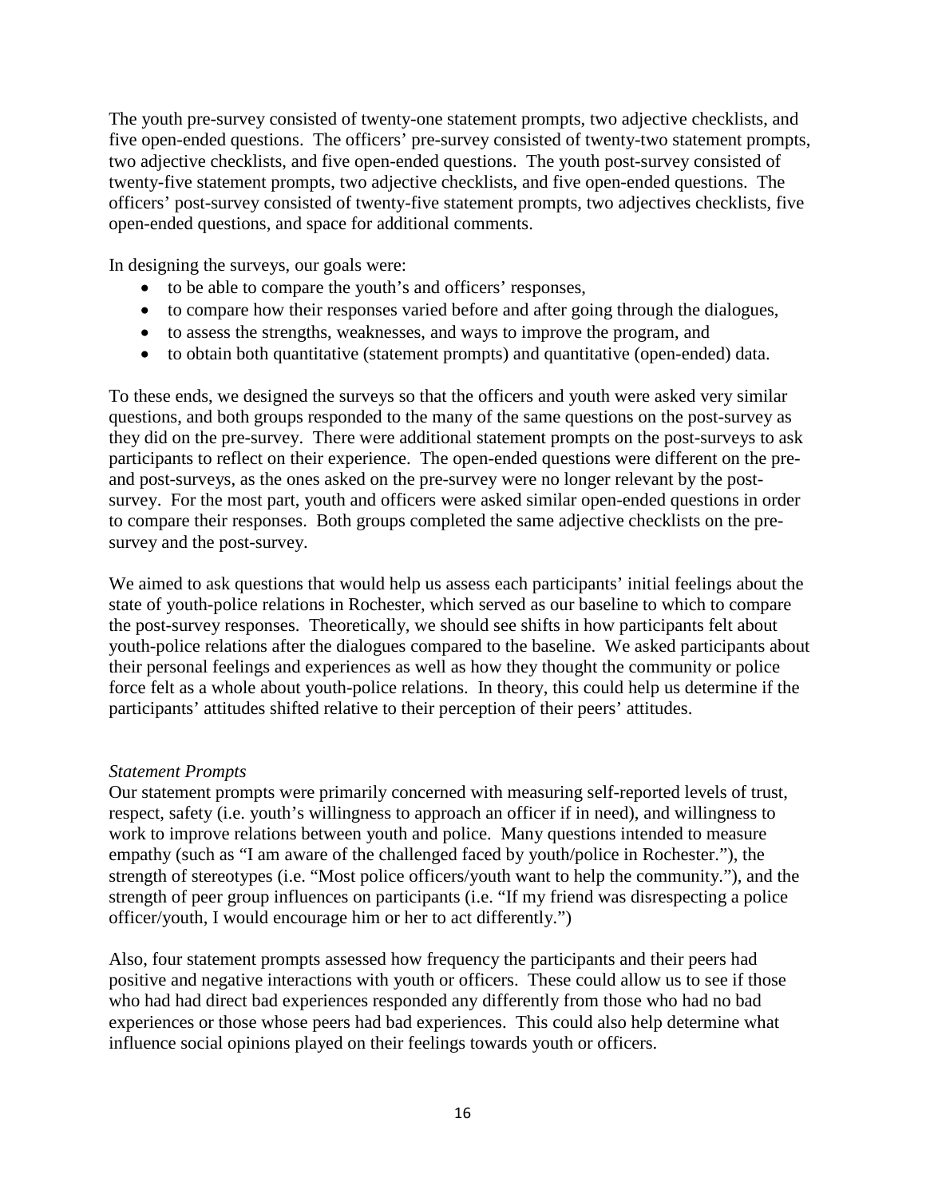The youth pre-survey consisted of twenty-one statement prompts, two adjective checklists, and five open-ended questions. The officers' pre-survey consisted of twenty-two statement prompts, two adjective checklists, and five open-ended questions. The youth post-survey consisted of twenty-five statement prompts, two adjective checklists, and five open-ended questions. The officers' post-survey consisted of twenty-five statement prompts, two adjectives checklists, five open-ended questions, and space for additional comments.

In designing the surveys, our goals were:

- to be able to compare the youth's and officers' responses,
- to compare how their responses varied before and after going through the dialogues,
- to assess the strengths, weaknesses, and ways to improve the program, and
- to obtain both quantitative (statement prompts) and quantitative (open-ended) data.

To these ends, we designed the surveys so that the officers and youth were asked very similar questions, and both groups responded to the many of the same questions on the post-survey as they did on the pre-survey. There were additional statement prompts on the post-surveys to ask participants to reflect on their experience. The open-ended questions were different on the pre- and post-surveys, as the ones asked on the pre-survey were no longer relevant by the post-survey. For the most part, youth and officers were asked similar open-ended questions in order to compare their responses. Both groups completed the same adjective checklists on the pre-survey and the post-survey.

We aimed to ask questions that would help us assess each participants' initial feelings about the state of youth-police relations in Rochester, which served as our baseline to which to compare the post-survey responses. Theoretically, we should see shifts in how participants felt about youth-police relations after the dialogues compared to the baseline. We asked participants about their personal feelings and experiences as well as how they thought the community or police force felt as a whole about youth-police relations. In theory, this could help us determine if the participants' attitudes shifted relative to their perception of their peers' attitudes.

*Statement Prompts*

Our statement prompts were primarily concerned with measuring self-reported levels of trust, respect, safety (i.e. youth's willingness to approach an officer if in need), and willingness to work to improve relations between youth and police. Many questions intended to measure empathy (such as "I am aware of the challenged faced by youth/police in Rochester."), the strength of stereotypes (i.e. "Most police officers/youth want to help the community."), and the strength of peer group influences on participants (i.e. "If my friend was disrespecting a police officer/youth, I would encourage him or her to act differently.")

Also, four statement prompts assessed how frequency the participants and their peers had positive and negative interactions with youth or officers. These could allow us to see if those who had had direct bad experiences responded any differently from those who had no bad experiences or those whose peers had bad experiences. This could also help determine what influence social opinions played on their feelings towards youth or officers.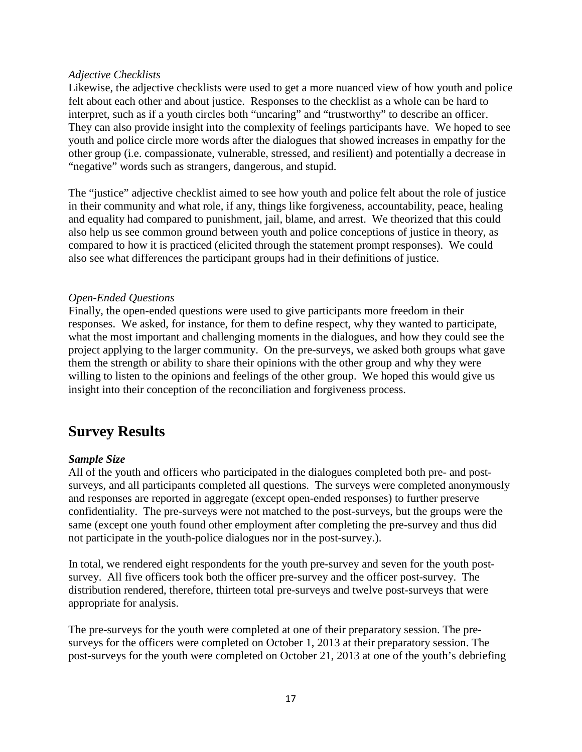*Adjective Checklists*

Likewise, the adjective checklists were used to get a more nuanced view of how youth and police felt about each other and about justice. Responses to the checklist as a whole can be hard to interpret, such as if a youth circles both "uncaring" and "trustworthy" to describe an officer. They can also provide insight into the complexity of feelings participants have. We hoped to see youth and police circle more words after the dialogues that showed increases in empathy for the other group (i.e. compassionate, vulnerable, stressed, and resilient) and potentially a decrease in "negative" words such as strangers, dangerous, and stupid.

The "justice" adjective checklist aimed to see how youth and police felt about the role of justice in their community and what role, if any, things like forgiveness, accountability, peace, healing and equality had compared to punishment, jail, blame, and arrest. We theorized that this could also help us see common ground between youth and police conceptions of justice in theory, as compared to how it is practiced (elicited through the statement prompt responses). We could also see what differences the participant groups had in their definitions of justice.

*Open-Ended Questions*

Finally, the open-ended questions were used to give participants more freedom in their responses. We asked, for instance, for them to define respect, why they wanted to participate, what the most important and challenging moments in the dialogues, and how they could see the project applying to the larger community. On the pre-surveys, we asked both groups what gave them the strength or ability to share their opinions with the other group and why they were willing to listen to the opinions and feelings of the other group. We hoped this would give us insight into their conception of the reconciliation and forgiveness process.

## Survey Results

***Sample Size***

All of the youth and officers who participated in the dialogues completed both pre- and post-surveys, and all participants completed all questions. The surveys were completed anonymously and responses are reported in aggregate (except open-ended responses) to further preserve confidentiality. The pre-surveys were not matched to the post-surveys, but the groups were the same (except one youth found other employment after completing the pre-survey and thus did not participate in the youth-police dialogues nor in the post-survey.).

In total, we rendered eight respondents for the youth pre-survey and seven for the youth post-survey. All five officers took both the officer pre-survey and the officer post-survey. The distribution rendered, therefore, thirteen total pre-surveys and twelve post-surveys that were appropriate for analysis.

The pre-surveys for the youth were completed at one of their preparatory session. The pre-surveys for the officers were completed on October 1, 2013 at their preparatory session. The post-surveys for the youth were completed on October 21, 2013 at one of the youth's debriefing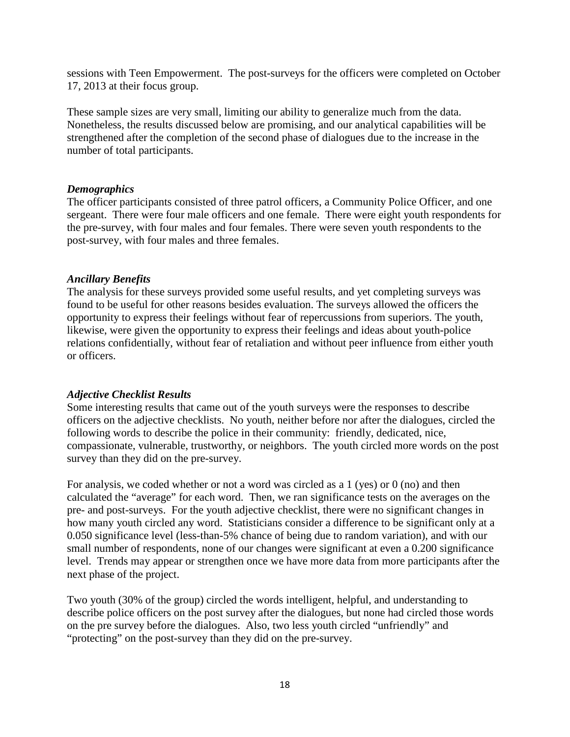sessions with Teen Empowerment. The post-surveys for the officers were completed on October 17, 2013 at their focus group.

These sample sizes are very small, limiting our ability to generalize much from the data. Nonetheless, the results discussed below are promising, and our analytical capabilities will be strengthened after the completion of the second phase of dialogues due to the increase in the number of total participants.

### *Demographics*

The officer participants consisted of three patrol officers, a Community Police Officer, and one sergeant. There were four male officers and one female. There were eight youth respondents for the pre-survey, with four males and four females. There were seven youth respondents to the post-survey, with four males and three females.

### *Ancillary Benefits*

The analysis for these surveys provided some useful results, and yet completing surveys was found to be useful for other reasons besides evaluation. The surveys allowed the officers the opportunity to express their feelings without fear of repercussions from superiors. The youth, likewise, were given the opportunity to express their feelings and ideas about youth-police relations confidentially, without fear of retaliation and without peer influence from either youth or officers.

### *Adjective Checklist Results*

Some interesting results that came out of the youth surveys were the responses to describe officers on the adjective checklists. No youth, neither before nor after the dialogues, circled the following words to describe the police in their community: friendly, dedicated, nice, compassionate, vulnerable, trustworthy, or neighbors. The youth circled more words on the post survey than they did on the pre-survey.

For analysis, we coded whether or not a word was circled as a 1 (yes) or 0 (no) and then calculated the "average" for each word. Then, we ran significance tests on the averages on the pre- and post-surveys. For the youth adjective checklist, there were no significant changes in how many youth circled any word. Statisticians consider a difference to be significant only at a 0.050 significance level (less-than-5% chance of being due to random variation), and with our small number of respondents, none of our changes were significant at even a 0.200 significance level. Trends may appear or strengthen once we have more data from more participants after the next phase of the project.

Two youth (30% of the group) circled the words intelligent, helpful, and understanding to describe police officers on the post survey after the dialogues, but none had circled those words on the pre survey before the dialogues. Also, two less youth circled "unfriendly" and "protecting" on the post-survey than they did on the pre-survey.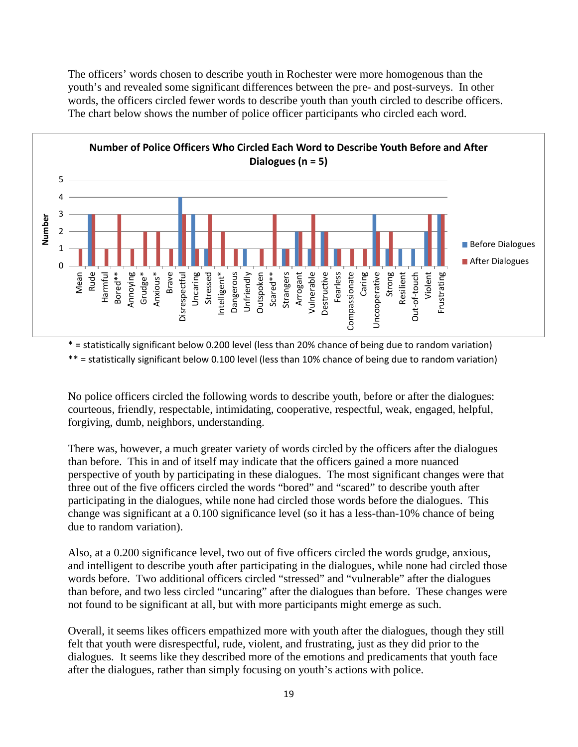The officers' words chosen to describe youth in Rochester were more homogenous than the youth's and revealed some significant differences between the pre- and post-surveys. In other words, the officers circled fewer words to describe youth than youth circled to describe officers. The chart below shows the number of police officer participants who circled each word.

**Number of Police Officers Who Circled Each Word to Describe Youth Before and After Dialogues (n = 5)**

| Word | Before Dialogues | After Dialogues |
|---|---|---|
| Mean | 0 | 1 |
| Rude | 3 | 3 |
| Harmful | 0 | 1 |
| Bored** | 0 | 3 |
| Annoying | 0 | 1 |
| Grudge* | 0 | 2 |
| Anxious* | 0 | 2 |
| Brave | 0 | 1 |
| Disrespectful | 4 | 3 |
| Uncaring | 3 | 1 |
| Stressed | 1 | 3 |
| Intelligent* | 0 | 2 |
| Dangerous | 0 | 1 |
| Unfriendly | 1 | 0 |
| Outspoken | 0 | 1 |
| Scared** | 0 | 3 |
| Strangers | 1 | 1 |
| Arrogant | 2 | 2 |
| Vulnerable | 1 | 3 |
| Destructive | 2 | 2 |
| Fearless | 1 | 1 |
| Compassionate | 0 | 1 |
| Caring | 0 | 1 |
| Uncooperative | 3 | 2 |
| Strong | 1 | 2 |
| Resilient | 1 | 0 |
| Out-of-touch | 1 | 0 |
| Violent | 2 | 3 |
| Frustrating | 3 | 3 |

* = statistically significant below 0.200 level (less than 20% chance of being due to random variation)

** = statistically significant below 0.100 level (less than 10% chance of being due to random variation)

No police officers circled the following words to describe youth, before or after the dialogues: courteous, friendly, respectable, intimidating, cooperative, respectful, weak, engaged, helpful, forgiving, dumb, neighbors, understanding.

There was, however, a much greater variety of words circled by the officers after the dialogues than before. This in and of itself may indicate that the officers gained a more nuanced perspective of youth by participating in these dialogues. The most significant changes were that three out of the five officers circled the words "bored" and "scared" to describe youth after participating in the dialogues, while none had circled those words before the dialogues. This change was significant at a 0.100 significance level (so it has a less-than-10% chance of being due to random variation).

Also, at a 0.200 significance level, two out of five officers circled the words grudge, anxious, and intelligent to describe youth after participating in the dialogues, while none had circled those words before. Two additional officers circled "stressed" and "vulnerable" after the dialogues than before, and two less circled "uncaring" after the dialogues than before. These changes were not found to be significant at all, but with more participants might emerge as such.

Overall, it seems likes officers empathized more with youth after the dialogues, though they still felt that youth were disrespectful, rude, violent, and frustrating, just as they did prior to the dialogues. It seems like they described more of the emotions and predicaments that youth face after the dialogues, rather than simply focusing on youth's actions with police.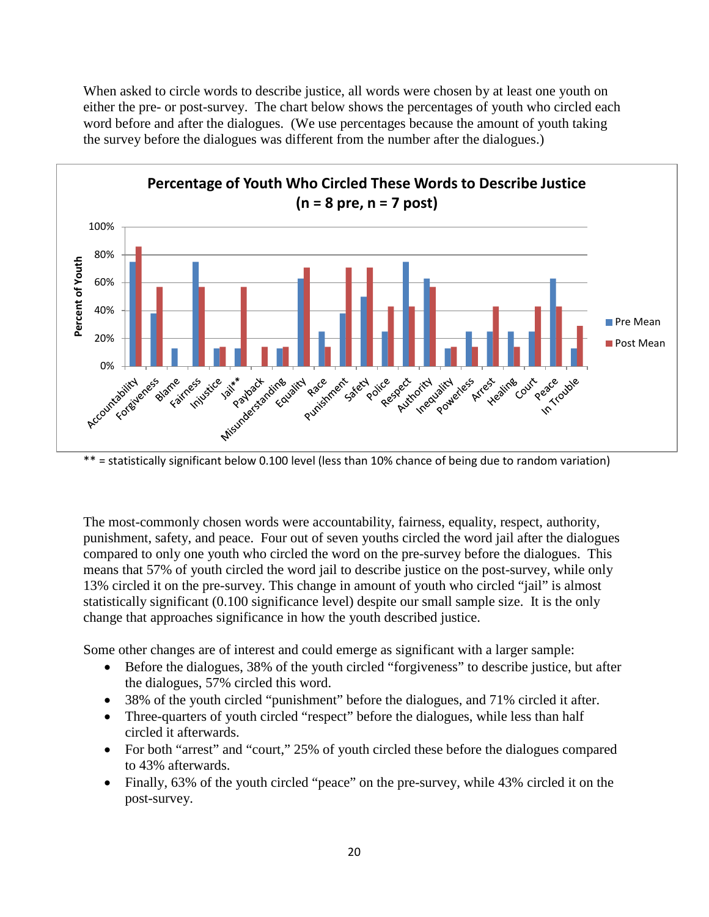When asked to circle words to describe justice, all words were chosen by at least one youth on either the pre- or post-survey. The chart below shows the percentages of youth who circled each word before and after the dialogues. (We use percentages because the amount of youth taking the survey before the dialogues was different from the number after the dialogues.)

**Percentage of Youth Who Circled These Words to Describe Justice (n = 8 pre, n = 7 post)**

** = statistically significant below 0.100 level (less than 10% chance of being due to random variation)

The most-commonly chosen words were accountability, fairness, equality, respect, authority, punishment, safety, and peace. Four out of seven youths circled the word jail after the dialogues compared to only one youth who circled the word on the pre-survey before the dialogues. This means that 57% of youth circled the word jail to describe justice on the post-survey, while only 13% circled it on the pre-survey. This change in amount of youth who circled "jail" is almost statistically significant (0.100 significance level) despite our small sample size. It is the only change that approaches significance in how the youth described justice.

Some other changes are of interest and could emerge as significant with a larger sample:

- Before the dialogues, 38% of the youth circled "forgiveness" to describe justice, but after the dialogues, 57% circled this word.
- 38% of the youth circled "punishment" before the dialogues, and 71% circled it after.
- Three-quarters of youth circled "respect" before the dialogues, while less than half circled it afterwards.
- For both "arrest" and "court," 25% of youth circled these before the dialogues compared to 43% afterwards.
- Finally, 63% of the youth circled "peace" on the pre-survey, while 43% circled it on the post-survey.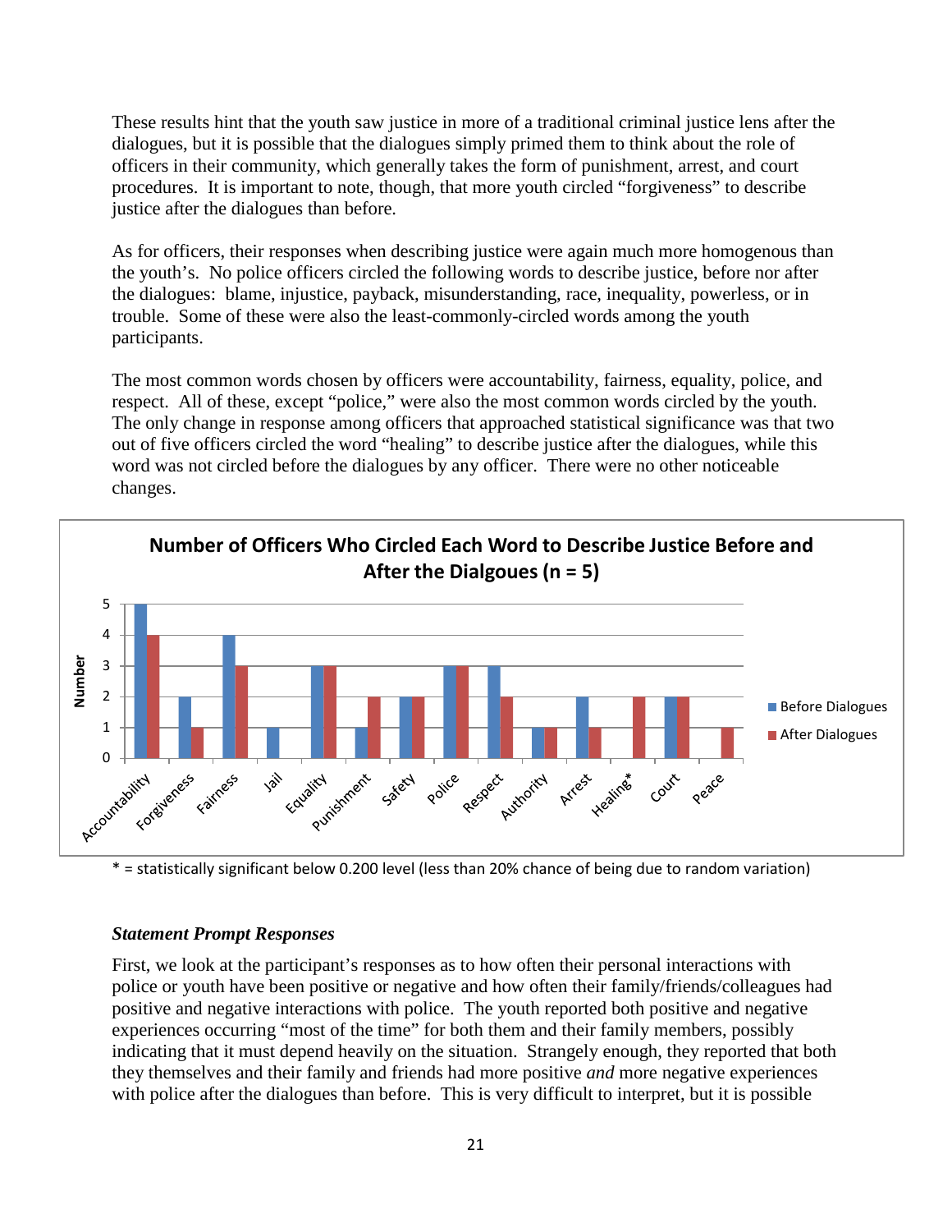These results hint that the youth saw justice in more of a traditional criminal justice lens after the dialogues, but it is possible that the dialogues simply primed them to think about the role of officers in their community, which generally takes the form of punishment, arrest, and court procedures. It is important to note, though, that more youth circled "forgiveness" to describe justice after the dialogues than before.

As for officers, their responses when describing justice were again much more homogenous than the youth's. No police officers circled the following words to describe justice, before nor after the dialogues: blame, injustice, payback, misunderstanding, race, inequality, powerless, or in trouble. Some of these were also the least-commonly-circled words among the youth participants.

The most common words chosen by officers were accountability, fairness, equality, police, and respect. All of these, except "police," were also the most common words circled by the youth. The only change in response among officers that approached statistical significance was that two out of five officers circled the word "healing" to describe justice after the dialogues, while this word was not circled before the dialogues by any officer. There were no other noticeable changes.

**Number of Officers Who Circled Each Word to Describe Justice Before and After the Dialgoues (n = 5)**

| Word | Before Dialogues | After Dialogues |
|---|---|---|
| Accountability | 5 | 4 |
| Forgiveness | 2 | 1 |
| Fairness | 4 | 3 |
| Jail | 1 | 0 |
| Equality | 3 | 3 |
| Punishment | 1 | 2 |
| Safety | 2 | 2 |
| Police | 3 | 3 |
| Respect | 3 | 2 |
| Authority | 1 | 1 |
| Arrest | 2 | 1 |
| Healing* | 0 | 2 |
| Court | 2 | 2 |
| Peace | 0 | 1 |

\* = statistically significant below 0.200 level (less than 20% chance of being due to random variation)

### *Statement Prompt Responses*

First, we look at the participant's responses as to how often their personal interactions with police or youth have been positive or negative and how often their family/friends/colleagues had positive and negative interactions with police. The youth reported both positive and negative experiences occurring "most of the time" for both them and their family members, possibly indicating that it must depend heavily on the situation. Strangely enough, they reported that both they themselves and their family and friends had more positive *and* more negative experiences with police after the dialogues than before. This is very difficult to interpret, but it is possible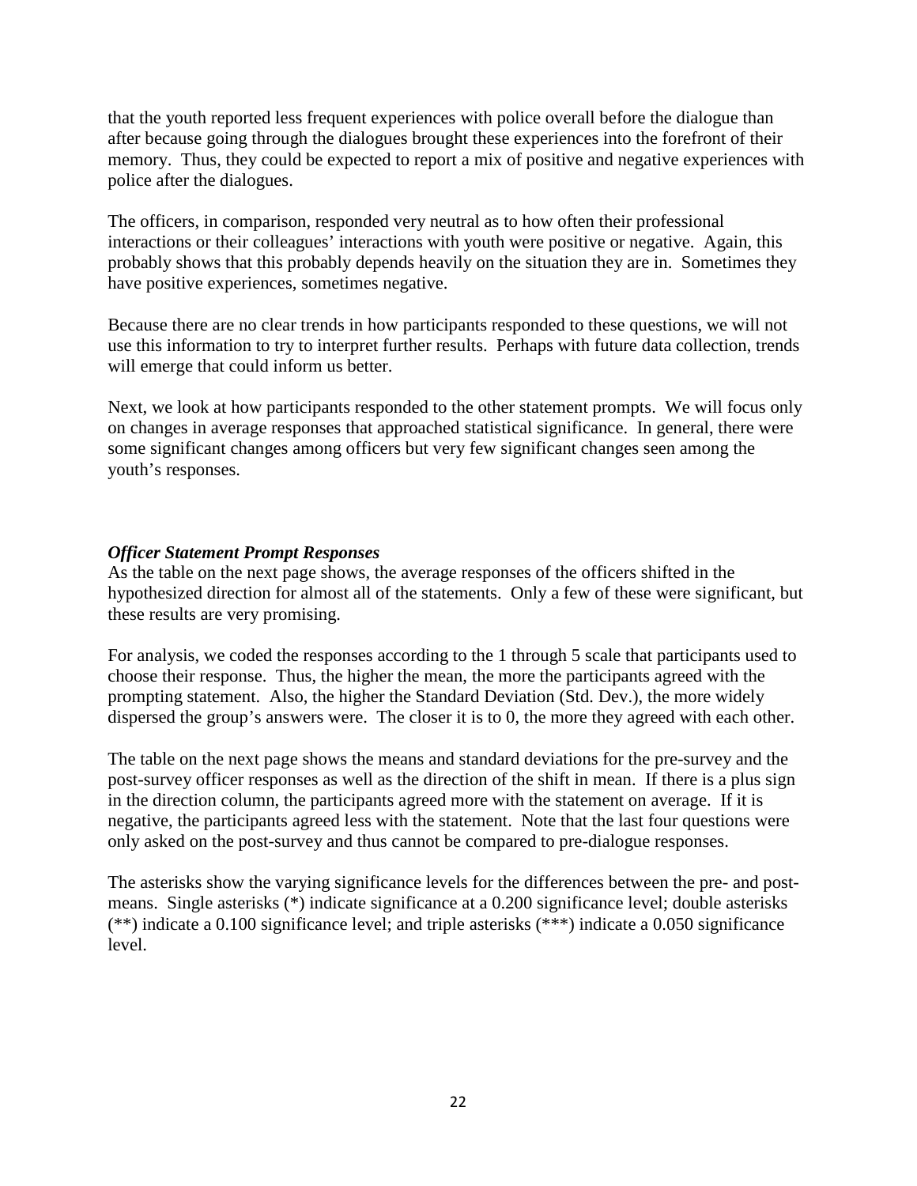that the youth reported less frequent experiences with police overall before the dialogue than after because going through the dialogues brought these experiences into the forefront of their memory. Thus, they could be expected to report a mix of positive and negative experiences with police after the dialogues.

The officers, in comparison, responded very neutral as to how often their professional interactions or their colleagues' interactions with youth were positive or negative. Again, this probably shows that this probably depends heavily on the situation they are in. Sometimes they have positive experiences, sometimes negative.

Because there are no clear trends in how participants responded to these questions, we will not use this information to try to interpret further results. Perhaps with future data collection, trends will emerge that could inform us better.

Next, we look at how participants responded to the other statement prompts. We will focus only on changes in average responses that approached statistical significance. In general, there were some significant changes among officers but very few significant changes seen among the youth's responses.

### *Officer Statement Prompt Responses*

As the table on the next page shows, the average responses of the officers shifted in the hypothesized direction for almost all of the statements. Only a few of these were significant, but these results are very promising.

For analysis, we coded the responses according to the 1 through 5 scale that participants used to choose their response. Thus, the higher the mean, the more the participants agreed with the prompting statement. Also, the higher the Standard Deviation (Std. Dev.), the more widely dispersed the group's answers were. The closer it is to 0, the more they agreed with each other.

The table on the next page shows the means and standard deviations for the pre-survey and the post-survey officer responses as well as the direction of the shift in mean. If there is a plus sign in the direction column, the participants agreed more with the statement on average. If it is negative, the participants agreed less with the statement. Note that the last four questions were only asked on the post-survey and thus cannot be compared to pre-dialogue responses.

The asterisks show the varying significance levels for the differences between the pre- and post-means. Single asterisks (*) indicate significance at a 0.200 significance level; double asterisks (**) indicate a 0.100 significance level; and triple asterisks (***) indicate a 0.050 significance level.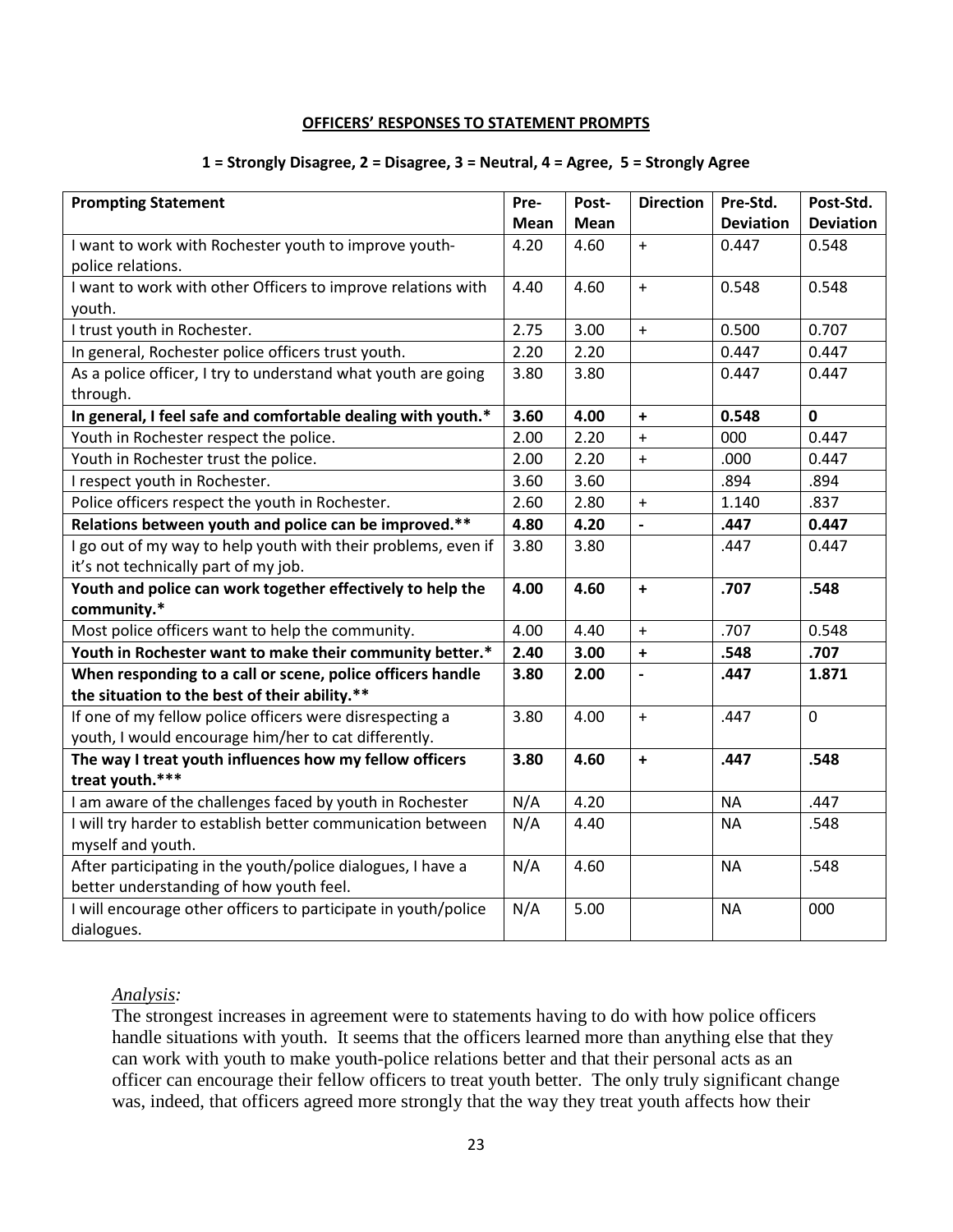**OFFICERS' RESPONSES TO STATEMENT PROMPTS**

**1 = Strongly Disagree, 2 = Disagree, 3 = Neutral, 4 = Agree, 5 = Strongly Agree**

| Prompting Statement | Pre-Mean | Post-Mean | Direction | Pre-Std. Deviation | Post-Std. Deviation |
|---|---|---|---|---|---|
| I want to work with Rochester youth to improve youth-police relations. | 4.20 | 4.60 | + | 0.447 | 0.548 |
| I want to work with other Officers to improve relations with youth. | 4.40 | 4.60 | + | 0.548 | 0.548 |
| I trust youth in Rochester. | 2.75 | 3.00 | + | 0.500 | 0.707 |
| In general, Rochester police officers trust youth. | 2.20 | 2.20 | | 0.447 | 0.447 |
| As a police officer, I try to understand what youth are going through. | 3.80 | 3.80 | | 0.447 | 0.447 |
| **In general, I feel safe and comfortable dealing with youth.*** | **3.60** | **4.00** | **+** | **0.548** | **0** |
| Youth in Rochester respect the police. | 2.00 | 2.20 | + | 000 | 0.447 |
| Youth in Rochester trust the police. | 2.00 | 2.20 | + | .000 | 0.447 |
| I respect youth in Rochester. | 3.60 | 3.60 | | .894 | .894 |
| Police officers respect the youth in Rochester. | 2.60 | 2.80 | + | 1.140 | .837 |
| **Relations between youth and police can be improved.**** | **4.80** | **4.20** | **-** | **.447** | **0.447** |
| I go out of my way to help youth with their problems, even if it's not technically part of my job. | 3.80 | 3.80 | | .447 | 0.447 |
| **Youth and police can work together effectively to help the community.*** | **4.00** | **4.60** | **+** | **.707** | **.548** |
| Most police officers want to help the community. | 4.00 | 4.40 | + | .707 | 0.548 |
| **Youth in Rochester want to make their community better.*** | **2.40** | **3.00** | **+** | **.548** | **.707** |
| **When responding to a call or scene, police officers handle the situation to the best of their ability.**** | **3.80** | **2.00** | **-** | **.447** | **1.871** |
| If one of my fellow police officers were disrespecting a youth, I would encourage him/her to cat differently. | 3.80 | 4.00 | + | .447 | 0 |
| **The way I treat youth influences how my fellow officers treat youth.***** | **3.80** | **4.60** | **+** | **.447** | **.548** |
| I am aware of the challenges faced by youth in Rochester | N/A | 4.20 | | NA | .447 |
| I will try harder to establish better communication between myself and youth. | N/A | 4.40 | | NA | .548 |
| After participating in the youth/police dialogues, I have a better understanding of how youth feel. | N/A | 4.60 | | NA | .548 |
| I will encourage other officers to participate in youth/police dialogues. | N/A | 5.00 | | NA | 000 |

*Analysis:*

The strongest increases in agreement were to statements having to do with how police officers handle situations with youth. It seems that the officers learned more than anything else that they can work with youth to make youth-police relations better and that their personal acts as an officer can encourage their fellow officers to treat youth better. The only truly significant change was, indeed, that officers agreed more strongly that the way they treat youth affects how their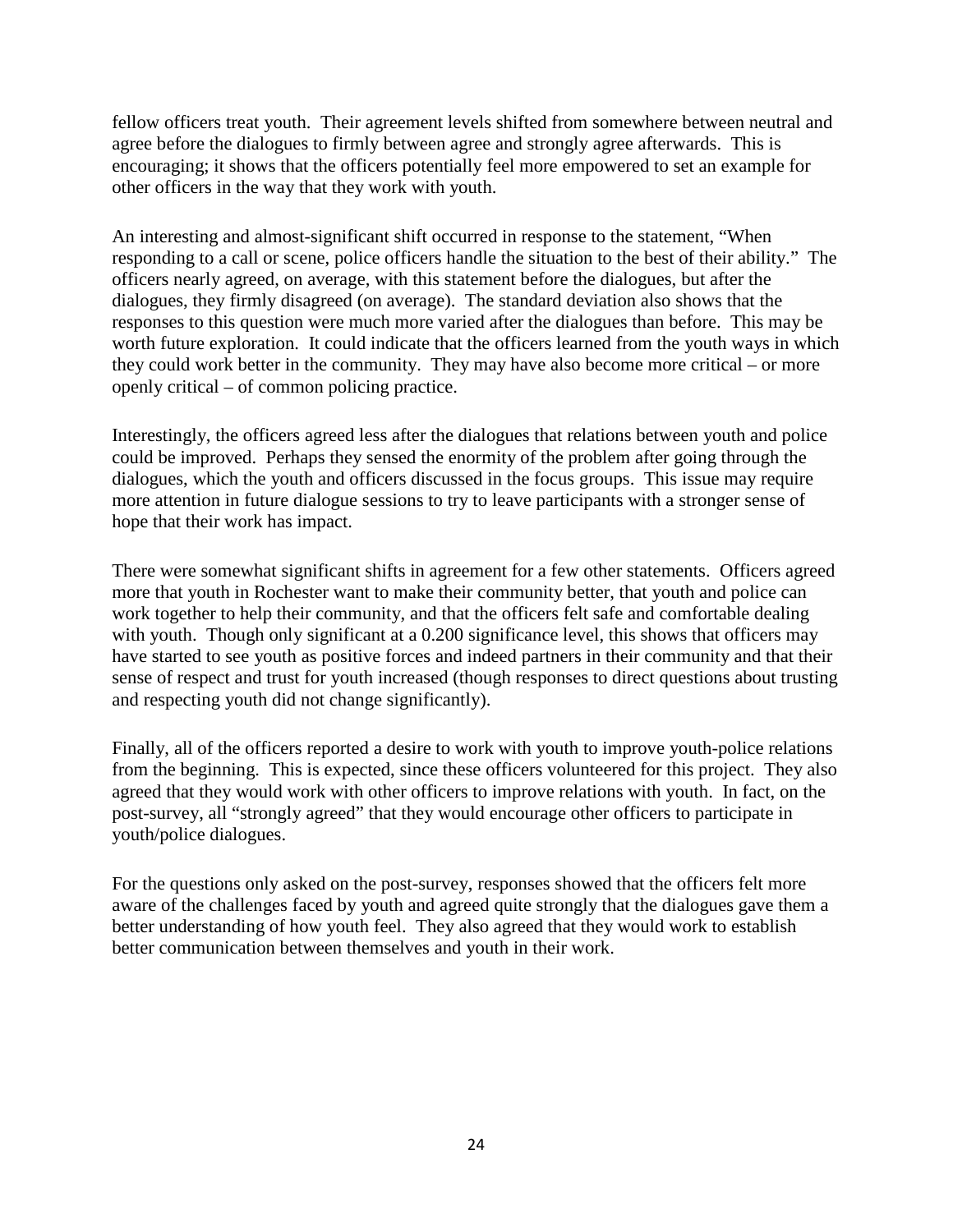fellow officers treat youth. Their agreement levels shifted from somewhere between neutral and agree before the dialogues to firmly between agree and strongly agree afterwards. This is encouraging; it shows that the officers potentially feel more empowered to set an example for other officers in the way that they work with youth.

An interesting and almost-significant shift occurred in response to the statement, "When responding to a call or scene, police officers handle the situation to the best of their ability." The officers nearly agreed, on average, with this statement before the dialogues, but after the dialogues, they firmly disagreed (on average). The standard deviation also shows that the responses to this question were much more varied after the dialogues than before. This may be worth future exploration. It could indicate that the officers learned from the youth ways in which they could work better in the community. They may have also become more critical – or more openly critical – of common policing practice.

Interestingly, the officers agreed less after the dialogues that relations between youth and police could be improved. Perhaps they sensed the enormity of the problem after going through the dialogues, which the youth and officers discussed in the focus groups. This issue may require more attention in future dialogue sessions to try to leave participants with a stronger sense of hope that their work has impact.

There were somewhat significant shifts in agreement for a few other statements. Officers agreed more that youth in Rochester want to make their community better, that youth and police can work together to help their community, and that the officers felt safe and comfortable dealing with youth. Though only significant at a 0.200 significance level, this shows that officers may have started to see youth as positive forces and indeed partners in their community and that their sense of respect and trust for youth increased (though responses to direct questions about trusting and respecting youth did not change significantly).

Finally, all of the officers reported a desire to work with youth to improve youth-police relations from the beginning. This is expected, since these officers volunteered for this project. They also agreed that they would work with other officers to improve relations with youth. In fact, on the post-survey, all "strongly agreed" that they would encourage other officers to participate in youth/police dialogues.

For the questions only asked on the post-survey, responses showed that the officers felt more aware of the challenges faced by youth and agreed quite strongly that the dialogues gave them a better understanding of how youth feel. They also agreed that they would work to establish better communication between themselves and youth in their work.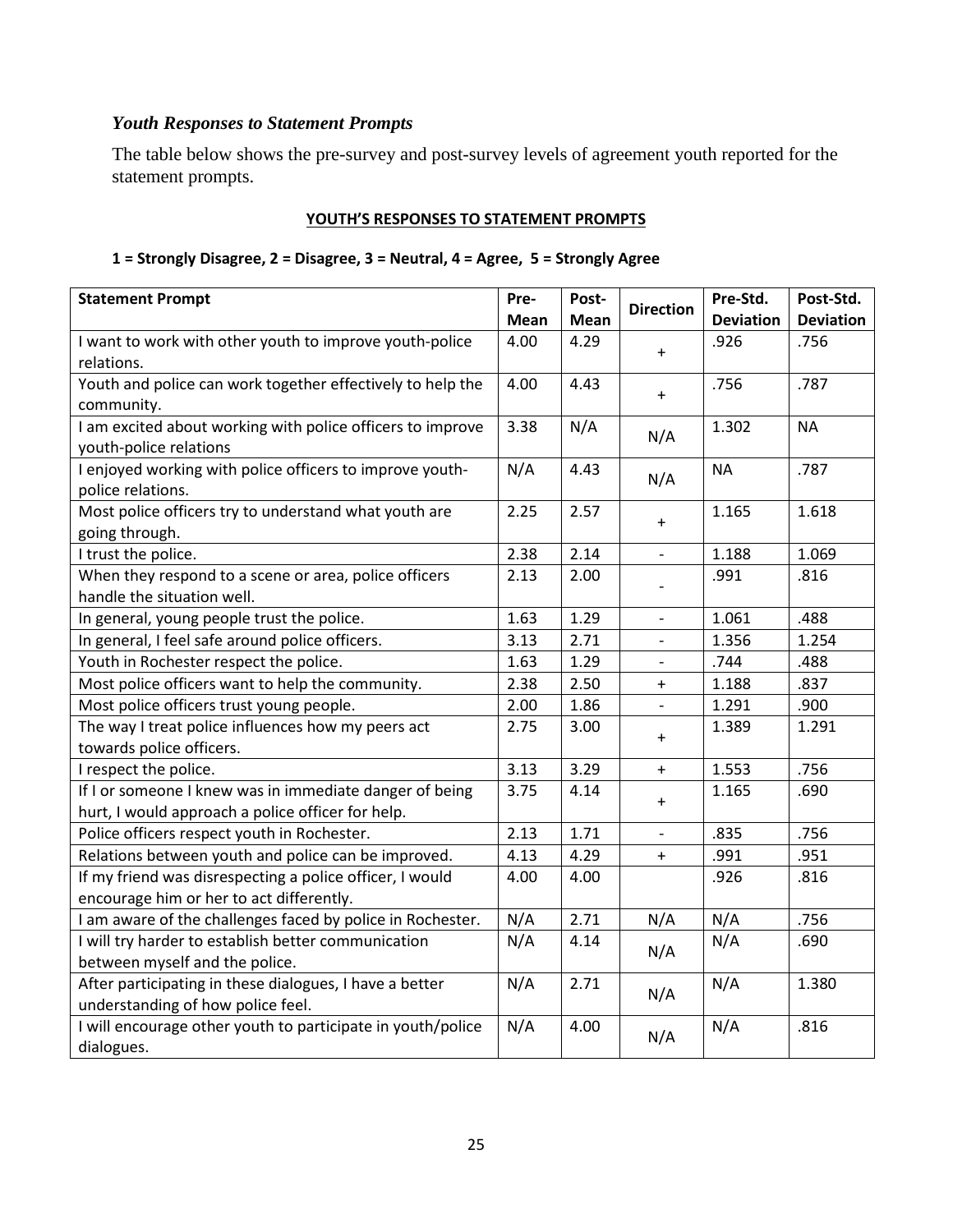### *Youth Responses to Statement Prompts*

The table below shows the pre-survey and post-survey levels of agreement youth reported for the statement prompts.

**YOUTH'S RESPONSES TO STATEMENT PROMPTS**

**1 = Strongly Disagree, 2 = Disagree, 3 = Neutral, 4 = Agree, 5 = Strongly Agree**

| Statement Prompt | Pre-Mean | Post-Mean | Direction | Pre-Std. Deviation | Post-Std. Deviation |
|---|---|---|---|---|---|
| I want to work with other youth to improve youth-police relations. | 4.00 | 4.29 | + | .926 | .756 |
| Youth and police can work together effectively to help the community. | 4.00 | 4.43 | + | .756 | .787 |
| I am excited about working with police officers to improve youth-police relations | 3.38 | N/A | N/A | 1.302 | NA |
| I enjoyed working with police officers to improve youth-police relations. | N/A | 4.43 | N/A | NA | .787 |
| Most police officers try to understand what youth are going through. | 2.25 | 2.57 | + | 1.165 | 1.618 |
| I trust the police. | 2.38 | 2.14 | - | 1.188 | 1.069 |
| When they respond to a scene or area, police officers handle the situation well. | 2.13 | 2.00 | - | .991 | .816 |
| In general, young people trust the police. | 1.63 | 1.29 | - | 1.061 | .488 |
| In general, I feel safe around police officers. | 3.13 | 2.71 | - | 1.356 | 1.254 |
| Youth in Rochester respect the police. | 1.63 | 1.29 | - | .744 | .488 |
| Most police officers want to help the community. | 2.38 | 2.50 | + | 1.188 | .837 |
| Most police officers trust young people. | 2.00 | 1.86 | - | 1.291 | .900 |
| The way I treat police influences how my peers act towards police officers. | 2.75 | 3.00 | + | 1.389 | 1.291 |
| I respect the police. | 3.13 | 3.29 | + | 1.553 | .756 |
| If I or someone I knew was in immediate danger of being hurt, I would approach a police officer for help. | 3.75 | 4.14 | + | 1.165 | .690 |
| Police officers respect youth in Rochester. | 2.13 | 1.71 | - | .835 | .756 |
| Relations between youth and police can be improved. | 4.13 | 4.29 | + | .991 | .951 |
| If my friend was disrespecting a police officer, I would encourage him or her to act differently. | 4.00 | 4.00 | | .926 | .816 |
| I am aware of the challenges faced by police in Rochester. | N/A | 2.71 | N/A | N/A | .756 |
| I will try harder to establish better communication between myself and the police. | N/A | 4.14 | N/A | N/A | .690 |
| After participating in these dialogues, I have a better understanding of how police feel. | N/A | 2.71 | N/A | N/A | 1.380 |
| I will encourage other youth to participate in youth/police dialogues. | N/A | 4.00 | N/A | N/A | .816 |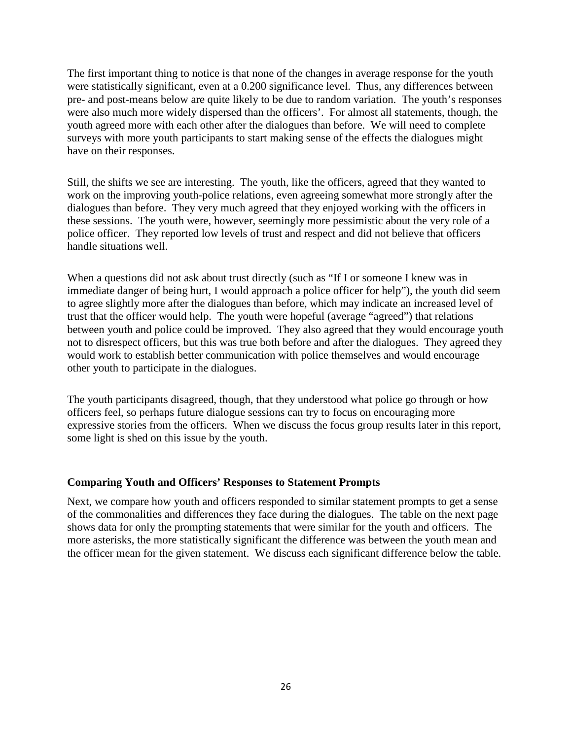The first important thing to notice is that none of the changes in average response for the youth were statistically significant, even at a 0.200 significance level. Thus, any differences between pre- and post-means below are quite likely to be due to random variation. The youth's responses were also much more widely dispersed than the officers'. For almost all statements, though, the youth agreed more with each other after the dialogues than before. We will need to complete surveys with more youth participants to start making sense of the effects the dialogues might have on their responses.

Still, the shifts we see are interesting. The youth, like the officers, agreed that they wanted to work on the improving youth-police relations, even agreeing somewhat more strongly after the dialogues than before. They very much agreed that they enjoyed working with the officers in these sessions. The youth were, however, seemingly more pessimistic about the very role of a police officer. They reported low levels of trust and respect and did not believe that officers handle situations well.

When a questions did not ask about trust directly (such as "If I or someone I knew was in immediate danger of being hurt, I would approach a police officer for help"), the youth did seem to agree slightly more after the dialogues than before, which may indicate an increased level of trust that the officer would help. The youth were hopeful (average "agreed") that relations between youth and police could be improved. They also agreed that they would encourage youth not to disrespect officers, but this was true both before and after the dialogues. They agreed they would work to establish better communication with police themselves and would encourage other youth to participate in the dialogues.

The youth participants disagreed, though, that they understood what police go through or how officers feel, so perhaps future dialogue sessions can try to focus on encouraging more expressive stories from the officers. When we discuss the focus group results later in this report, some light is shed on this issue by the youth.

### Comparing Youth and Officers' Responses to Statement Prompts

Next, we compare how youth and officers responded to similar statement prompts to get a sense of the commonalities and differences they face during the dialogues. The table on the next page shows data for only the prompting statements that were similar for the youth and officers. The more asterisks, the more statistically significant the difference was between the youth mean and the officer mean for the given statement. We discuss each significant difference below the table.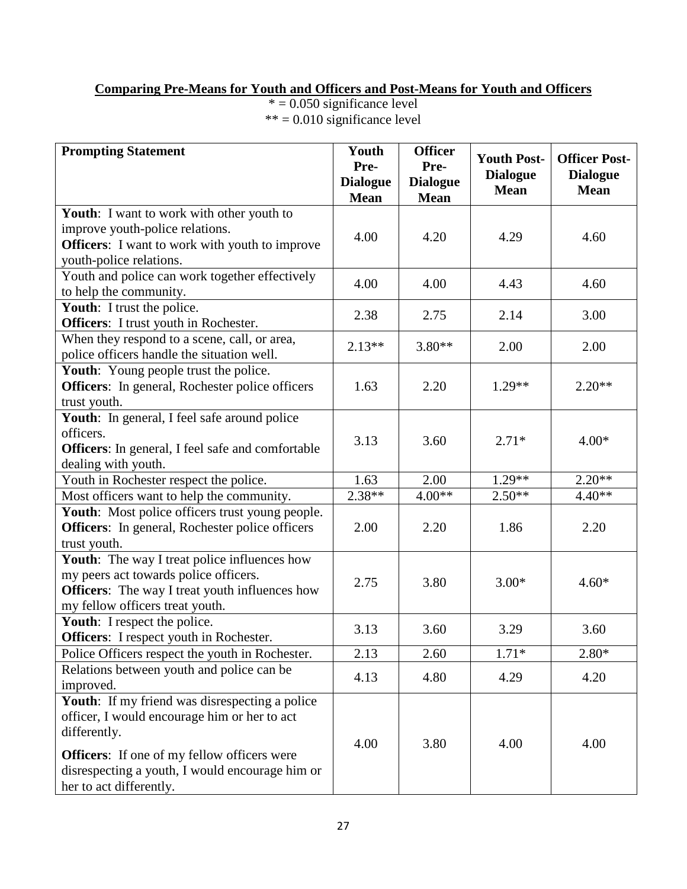**Comparing Pre-Means for Youth and Officers and Post-Means for Youth and Officers**

* = 0.050 significance level
** = 0.010 significance level

| Prompting Statement | Youth Pre-Dialogue Mean | Officer Pre-Dialogue Mean | Youth Post-Dialogue Mean | Officer Post-Dialogue Mean |
|---|---|---|---|---|
| **Youth**: I want to work with other youth to improve youth-police relations. **Officers**: I want to work with youth to improve youth-police relations. | 4.00 | 4.20 | 4.29 | 4.60 |
| Youth and police can work together effectively to help the community. | 4.00 | 4.00 | 4.43 | 4.60 |
| **Youth**: I trust the police. **Officers**: I trust youth in Rochester. | 2.38 | 2.75 | 2.14 | 3.00 |
| When they respond to a scene, call, or area, police officers handle the situation well. | 2.13** | 3.80** | 2.00 | 2.00 |
| **Youth**: Young people trust the police. **Officers**: In general, Rochester police officers trust youth. | 1.63 | 2.20 | 1.29** | 2.20** |
| **Youth**: In general, I feel safe around police officers. **Officers**: In general, I feel safe and comfortable dealing with youth. | 3.13 | 3.60 | 2.71* | 4.00* |
| Youth in Rochester respect the police. | 1.63 | 2.00 | 1.29** | 2.20** |
| Most officers want to help the community. | 2.38** | 4.00** | 2.50** | 4.40** |
| **Youth**: Most police officers trust young people. **Officers**: In general, Rochester police officers trust youth. | 2.00 | 2.20 | 1.86 | 2.20 |
| **Youth**: The way I treat police influences how my peers act towards police officers. **Officers**: The way I treat youth influences how my fellow officers treat youth. | 2.75 | 3.80 | 3.00* | 4.60* |
| **Youth**: I respect the police. **Officers**: I respect youth in Rochester. | 3.13 | 3.60 | 3.29 | 3.60 |
| Police Officers respect the youth in Rochester. | 2.13 | 2.60 | 1.71* | 2.80* |
| Relations between youth and police can be improved. | 4.13 | 4.80 | 4.29 | 4.20 |
| **Youth**: If my friend was disrespecting a police officer, I would encourage him or her to act differently. **Officers**: If one of my fellow officers were disrespecting a youth, I would encourage him or her to act differently. | 4.00 | 3.80 | 4.00 | 4.00 |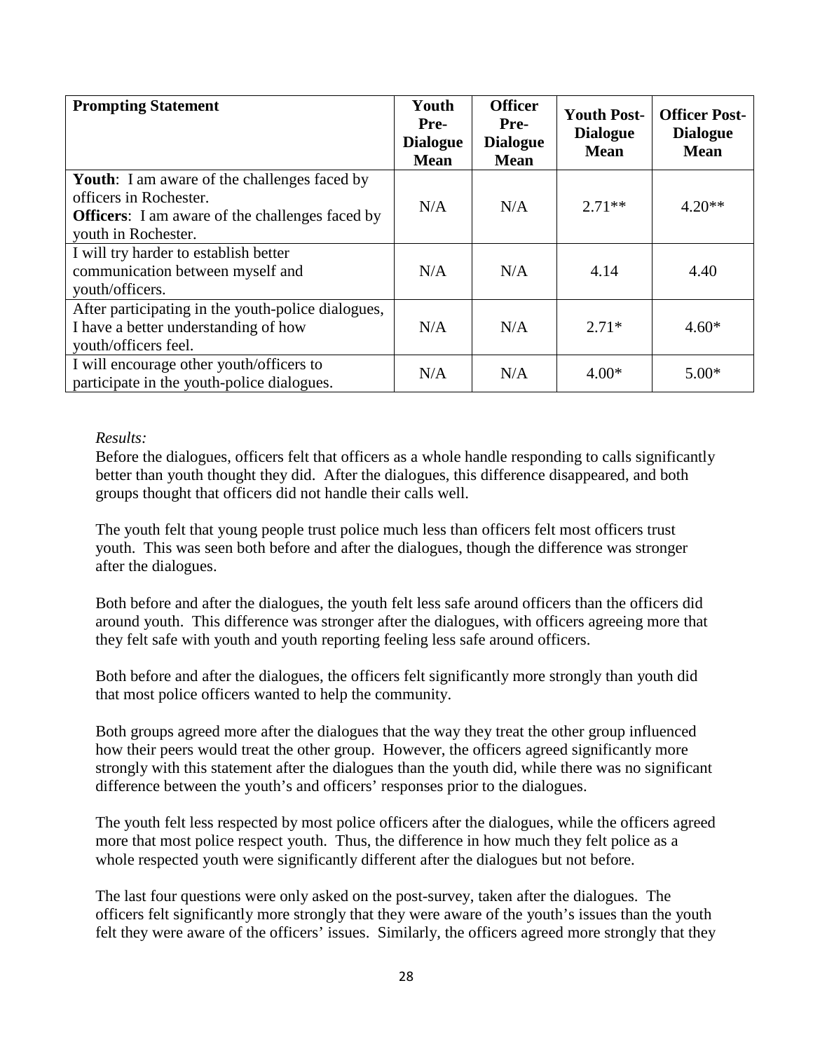| **Prompting Statement** | **Youth Pre-Dialogue Mean** | **Officer Pre-Dialogue Mean** | **Youth Post-Dialogue Mean** | **Officer Post-Dialogue Mean** |
|---|---|---|---|---|
| **Youth**: I am aware of the challenges faced by officers in Rochester. **Officers**: I am aware of the challenges faced by youth in Rochester. | N/A | N/A | 2.71** | 4.20** |
| I will try harder to establish better communication between myself and youth/officers. | N/A | N/A | 4.14 | 4.40 |
| After participating in the youth-police dialogues, I have a better understanding of how youth/officers feel. | N/A | N/A | 2.71* | 4.60* |
| I will encourage other youth/officers to participate in the youth-police dialogues. | N/A | N/A | 4.00* | 5.00* |

*Results:*

Before the dialogues, officers felt that officers as a whole handle responding to calls significantly better than youth thought they did. After the dialogues, this difference disappeared, and both groups thought that officers did not handle their calls well.

The youth felt that young people trust police much less than officers felt most officers trust youth. This was seen both before and after the dialogues, though the difference was stronger after the dialogues.

Both before and after the dialogues, the youth felt less safe around officers than the officers did around youth. This difference was stronger after the dialogues, with officers agreeing more that they felt safe with youth and youth reporting feeling less safe around officers.

Both before and after the dialogues, the officers felt significantly more strongly than youth did that most police officers wanted to help the community.

Both groups agreed more after the dialogues that the way they treat the other group influenced how their peers would treat the other group. However, the officers agreed significantly more strongly with this statement after the dialogues than the youth did, while there was no significant difference between the youth's and officers' responses prior to the dialogues.

The youth felt less respected by most police officers after the dialogues, while the officers agreed more that most police respect youth. Thus, the difference in how much they felt police as a whole respected youth were significantly different after the dialogues but not before.

The last four questions were only asked on the post-survey, taken after the dialogues. The officers felt significantly more strongly that they were aware of the youth's issues than the youth felt they were aware of the officers' issues. Similarly, the officers agreed more strongly that they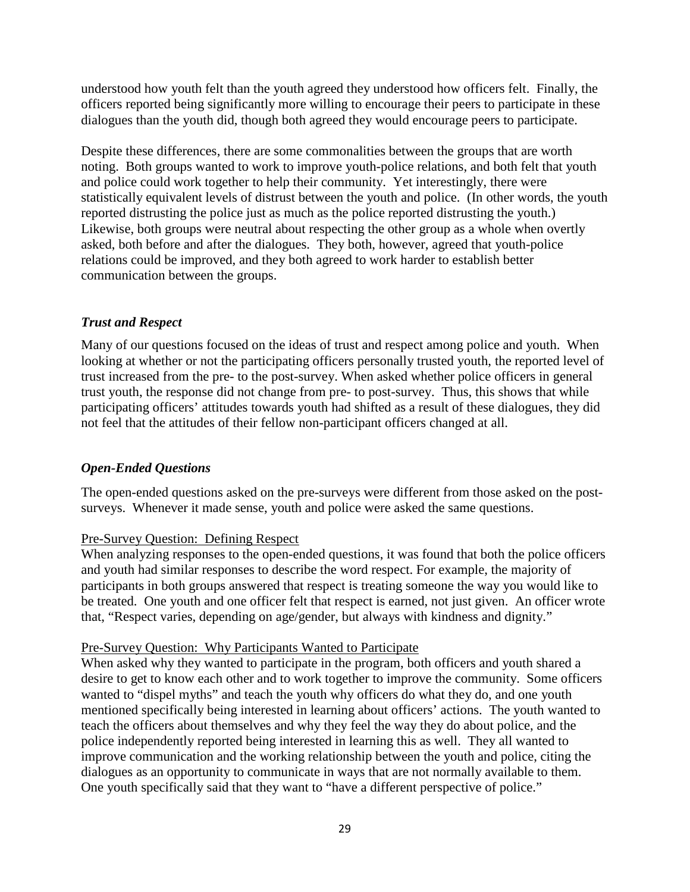understood how youth felt than the youth agreed they understood how officers felt. Finally, the officers reported being significantly more willing to encourage their peers to participate in these dialogues than the youth did, though both agreed they would encourage peers to participate.

Despite these differences, there are some commonalities between the groups that are worth noting. Both groups wanted to work to improve youth-police relations, and both felt that youth and police could work together to help their community. Yet interestingly, there were statistically equivalent levels of distrust between the youth and police. (In other words, the youth reported distrusting the police just as much as the police reported distrusting the youth.) Likewise, both groups were neutral about respecting the other group as a whole when overtly asked, both before and after the dialogues. They both, however, agreed that youth-police relations could be improved, and they both agreed to work harder to establish better communication between the groups.

### *Trust and Respect*

Many of our questions focused on the ideas of trust and respect among police and youth. When looking at whether or not the participating officers personally trusted youth, the reported level of trust increased from the pre- to the post-survey. When asked whether police officers in general trust youth, the response did not change from pre- to post-survey. Thus, this shows that while participating officers' attitudes towards youth had shifted as a result of these dialogues, they did not feel that the attitudes of their fellow non-participant officers changed at all.

### *Open-Ended Questions*

The open-ended questions asked on the pre-surveys were different from those asked on the post-surveys. Whenever it made sense, youth and police were asked the same questions.

<u>Pre-Survey Question: Defining Respect</u>

When analyzing responses to the open-ended questions, it was found that both the police officers and youth had similar responses to describe the word respect. For example, the majority of participants in both groups answered that respect is treating someone the way you would like to be treated. One youth and one officer felt that respect is earned, not just given. An officer wrote that, "Respect varies, depending on age/gender, but always with kindness and dignity."

<u>Pre-Survey Question: Why Participants Wanted to Participate</u>

When asked why they wanted to participate in the program, both officers and youth shared a desire to get to know each other and to work together to improve the community. Some officers wanted to "dispel myths" and teach the youth why officers do what they do, and one youth mentioned specifically being interested in learning about officers' actions. The youth wanted to teach the officers about themselves and why they feel the way they do about police, and the police independently reported being interested in learning this as well. They all wanted to improve communication and the working relationship between the youth and police, citing the dialogues as an opportunity to communicate in ways that are not normally available to them. One youth specifically said that they want to "have a different perspective of police."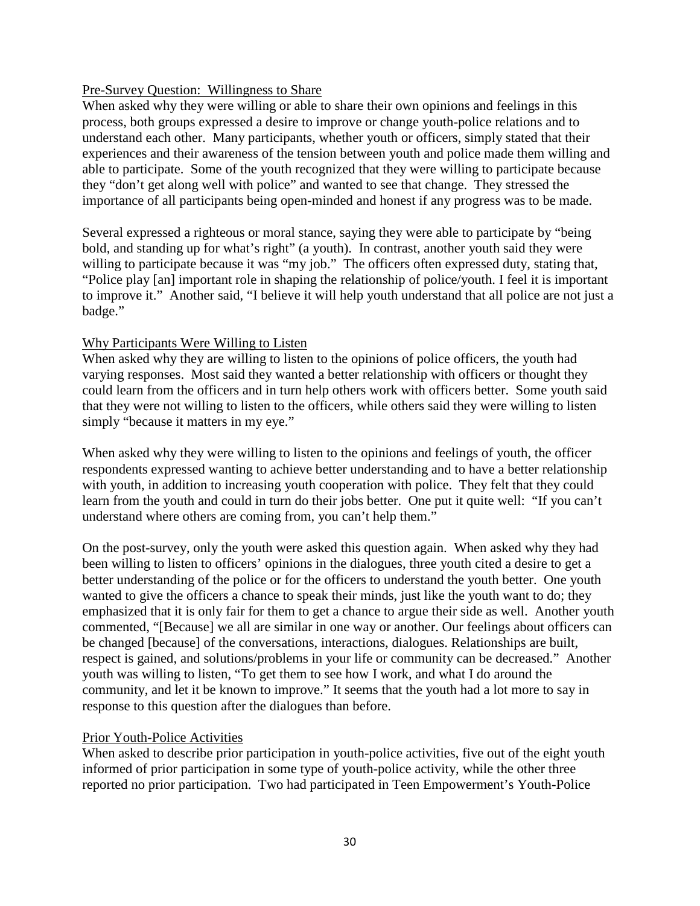### Pre-Survey Question: Willingness to Share

When asked why they were willing or able to share their own opinions and feelings in this process, both groups expressed a desire to improve or change youth-police relations and to understand each other. Many participants, whether youth or officers, simply stated that their experiences and their awareness of the tension between youth and police made them willing and able to participate. Some of the youth recognized that they were willing to participate because they "don't get along well with police" and wanted to see that change. They stressed the importance of all participants being open-minded and honest if any progress was to be made.

Several expressed a righteous or moral stance, saying they were able to participate by "being bold, and standing up for what's right" (a youth). In contrast, another youth said they were willing to participate because it was "my job." The officers often expressed duty, stating that, "Police play [an] important role in shaping the relationship of police/youth. I feel it is important to improve it." Another said, "I believe it will help youth understand that all police are not just a badge."

### Why Participants Were Willing to Listen

When asked why they are willing to listen to the opinions of police officers, the youth had varying responses. Most said they wanted a better relationship with officers or thought they could learn from the officers and in turn help others work with officers better. Some youth said that they were not willing to listen to the officers, while others said they were willing to listen simply "because it matters in my eye."

When asked why they were willing to listen to the opinions and feelings of youth, the officer respondents expressed wanting to achieve better understanding and to have a better relationship with youth, in addition to increasing youth cooperation with police. They felt that they could learn from the youth and could in turn do their jobs better. One put it quite well: "If you can't understand where others are coming from, you can't help them."

On the post-survey, only the youth were asked this question again. When asked why they had been willing to listen to officers' opinions in the dialogues, three youth cited a desire to get a better understanding of the police or for the officers to understand the youth better. One youth wanted to give the officers a chance to speak their minds, just like the youth want to do; they emphasized that it is only fair for them to get a chance to argue their side as well. Another youth commented, "[Because] we all are similar in one way or another. Our feelings about officers can be changed [because] of the conversations, interactions, dialogues. Relationships are built, respect is gained, and solutions/problems in your life or community can be decreased." Another youth was willing to listen, "To get them to see how I work, and what I do around the community, and let it be known to improve." It seems that the youth had a lot more to say in response to this question after the dialogues than before.

### Prior Youth-Police Activities

When asked to describe prior participation in youth-police activities, five out of the eight youth informed of prior participation in some type of youth-police activity, while the other three reported no prior participation. Two had participated in Teen Empowerment's Youth-Police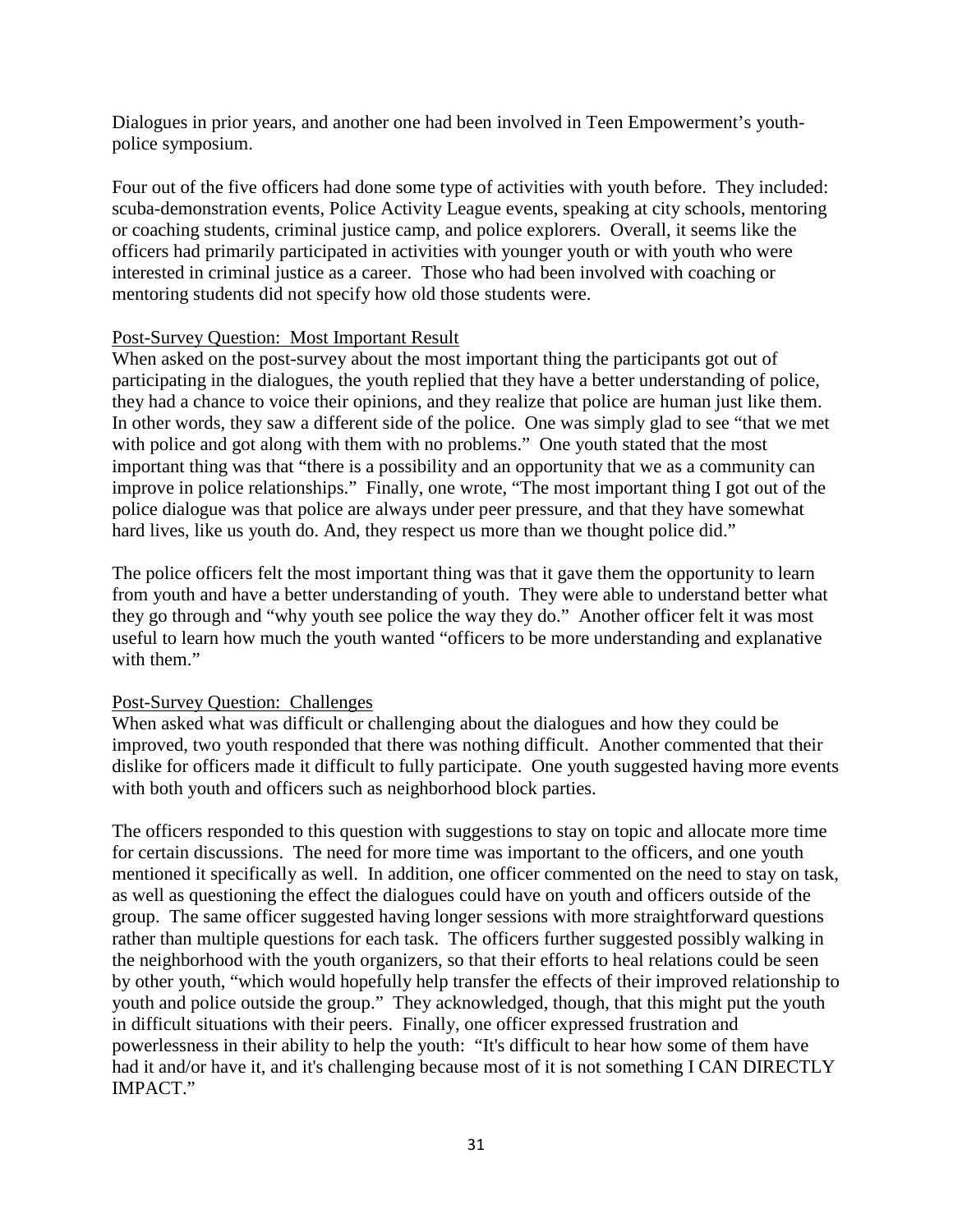Dialogues in prior years, and another one had been involved in Teen Empowerment's youth-police symposium.

Four out of the five officers had done some type of activities with youth before. They included: scuba-demonstration events, Police Activity League events, speaking at city schools, mentoring or coaching students, criminal justice camp, and police explorers. Overall, it seems like the officers had primarily participated in activities with younger youth or with youth who were interested in criminal justice as a career. Those who had been involved with coaching or mentoring students did not specify how old those students were.

<u>Post-Survey Question: Most Important Result</u>

When asked on the post-survey about the most important thing the participants got out of participating in the dialogues, the youth replied that they have a better understanding of police, they had a chance to voice their opinions, and they realize that police are human just like them. In other words, they saw a different side of the police. One was simply glad to see "that we met with police and got along with them with no problems." One youth stated that the most important thing was that "there is a possibility and an opportunity that we as a community can improve in police relationships." Finally, one wrote, "The most important thing I got out of the police dialogue was that police are always under peer pressure, and that they have somewhat hard lives, like us youth do. And, they respect us more than we thought police did."

The police officers felt the most important thing was that it gave them the opportunity to learn from youth and have a better understanding of youth. They were able to understand better what they go through and "why youth see police the way they do." Another officer felt it was most useful to learn how much the youth wanted "officers to be more understanding and explanative with them."

<u>Post-Survey Question: Challenges</u>

When asked what was difficult or challenging about the dialogues and how they could be improved, two youth responded that there was nothing difficult. Another commented that their dislike for officers made it difficult to fully participate. One youth suggested having more events with both youth and officers such as neighborhood block parties.

The officers responded to this question with suggestions to stay on topic and allocate more time for certain discussions. The need for more time was important to the officers, and one youth mentioned it specifically as well. In addition, one officer commented on the need to stay on task, as well as questioning the effect the dialogues could have on youth and officers outside of the group. The same officer suggested having longer sessions with more straightforward questions rather than multiple questions for each task. The officers further suggested possibly walking in the neighborhood with the youth organizers, so that their efforts to heal relations could be seen by other youth, "which would hopefully help transfer the effects of their improved relationship to youth and police outside the group." They acknowledged, though, that this might put the youth in difficult situations with their peers. Finally, one officer expressed frustration and powerlessness in their ability to help the youth: "It's difficult to hear how some of them have had it and/or have it, and it's challenging because most of it is not something I CAN DIRECTLY IMPACT."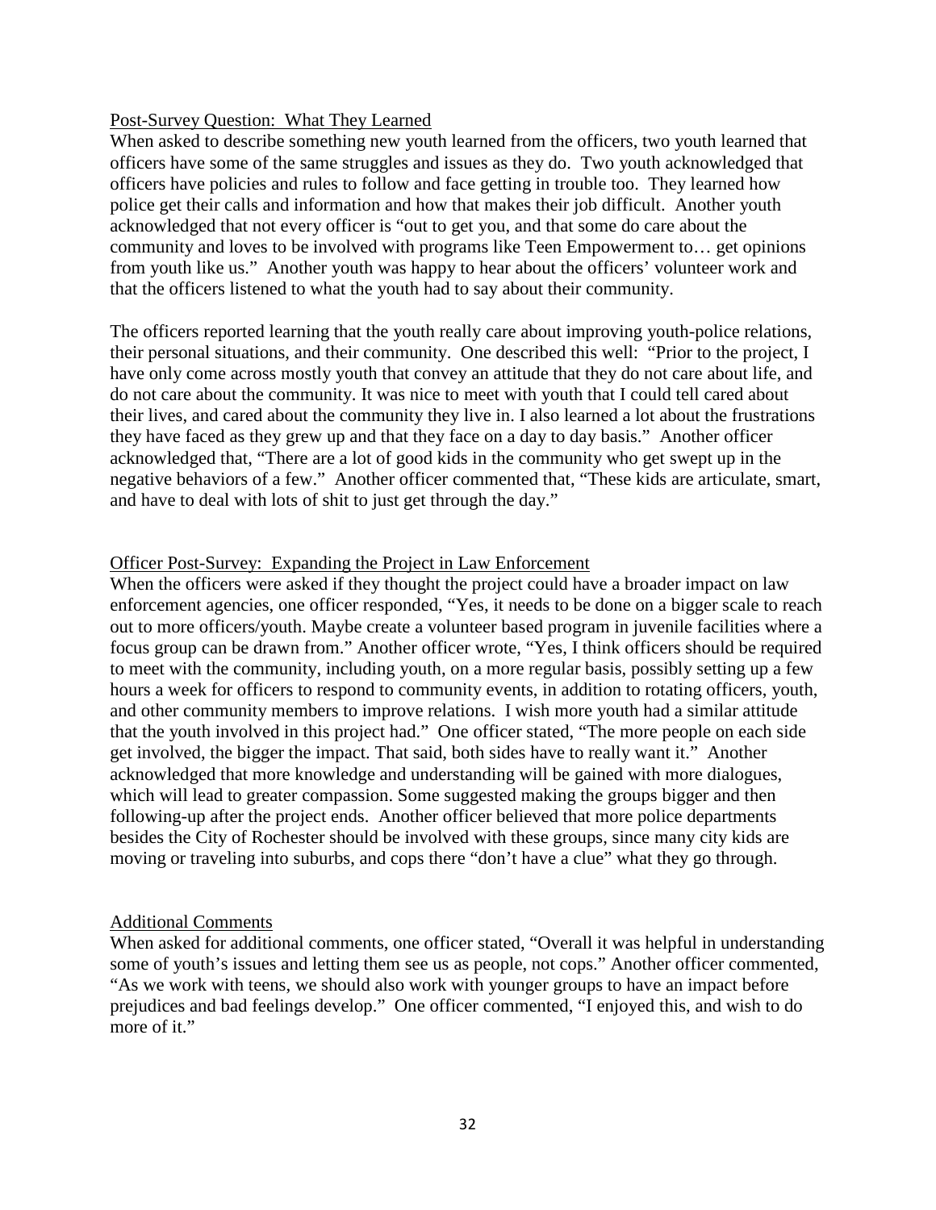<u>Post-Survey Question: What They Learned</u>

When asked to describe something new youth learned from the officers, two youth learned that officers have some of the same struggles and issues as they do. Two youth acknowledged that officers have policies and rules to follow and face getting in trouble too. They learned how police get their calls and information and how that makes their job difficult. Another youth acknowledged that not every officer is "out to get you, and that some do care about the community and loves to be involved with programs like Teen Empowerment to… get opinions from youth like us." Another youth was happy to hear about the officers' volunteer work and that the officers listened to what the youth had to say about their community.

The officers reported learning that the youth really care about improving youth-police relations, their personal situations, and their community. One described this well: "Prior to the project, I have only come across mostly youth that convey an attitude that they do not care about life, and do not care about the community. It was nice to meet with youth that I could tell cared about their lives, and cared about the community they live in. I also learned a lot about the frustrations they have faced as they grew up and that they face on a day to day basis." Another officer acknowledged that, "There are a lot of good kids in the community who get swept up in the negative behaviors of a few." Another officer commented that, "These kids are articulate, smart, and have to deal with lots of shit to just get through the day."

<u>Officer Post-Survey: Expanding the Project in Law Enforcement</u>

When the officers were asked if they thought the project could have a broader impact on law enforcement agencies, one officer responded, "Yes, it needs to be done on a bigger scale to reach out to more officers/youth. Maybe create a volunteer based program in juvenile facilities where a focus group can be drawn from." Another officer wrote, "Yes, I think officers should be required to meet with the community, including youth, on a more regular basis, possibly setting up a few hours a week for officers to respond to community events, in addition to rotating officers, youth, and other community members to improve relations. I wish more youth had a similar attitude that the youth involved in this project had." One officer stated, "The more people on each side get involved, the bigger the impact. That said, both sides have to really want it." Another acknowledged that more knowledge and understanding will be gained with more dialogues, which will lead to greater compassion. Some suggested making the groups bigger and then following-up after the project ends. Another officer believed that more police departments besides the City of Rochester should be involved with these groups, since many city kids are moving or traveling into suburbs, and cops there "don't have a clue" what they go through.

<u>Additional Comments</u>

When asked for additional comments, one officer stated, "Overall it was helpful in understanding some of youth's issues and letting them see us as people, not cops." Another officer commented, "As we work with teens, we should also work with younger groups to have an impact before prejudices and bad feelings develop." One officer commented, "I enjoyed this, and wish to do more of it."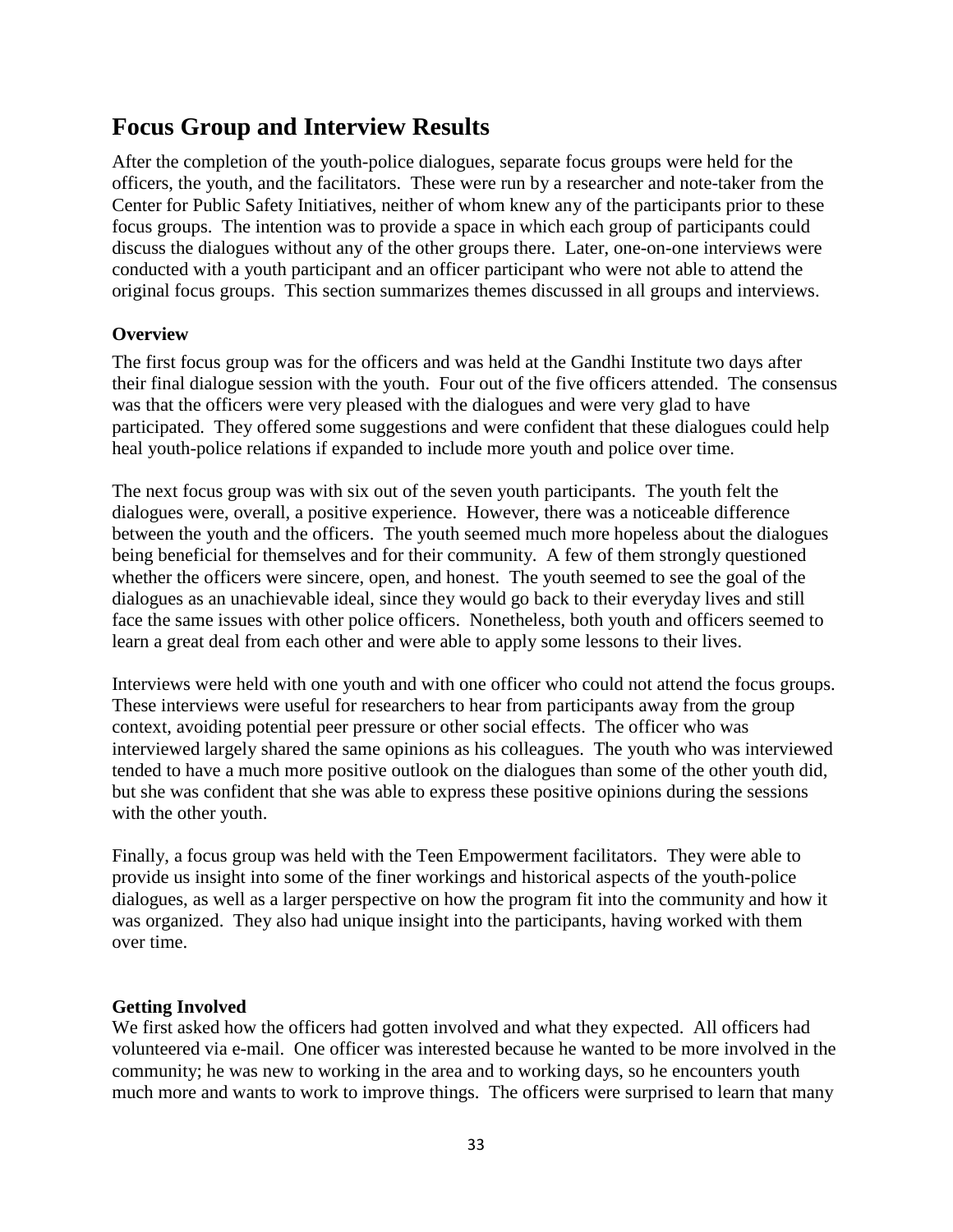# Focus Group and Interview Results

After the completion of the youth-police dialogues, separate focus groups were held for the officers, the youth, and the facilitators. These were run by a researcher and note-taker from the Center for Public Safety Initiatives, neither of whom knew any of the participants prior to these focus groups. The intention was to provide a space in which each group of participants could discuss the dialogues without any of the other groups there. Later, one-on-one interviews were conducted with a youth participant and an officer participant who were not able to attend the original focus groups. This section summarizes themes discussed in all groups and interviews.

### Overview

The first focus group was for the officers and was held at the Gandhi Institute two days after their final dialogue session with the youth. Four out of the five officers attended. The consensus was that the officers were very pleased with the dialogues and were very glad to have participated. They offered some suggestions and were confident that these dialogues could help heal youth-police relations if expanded to include more youth and police over time.

The next focus group was with six out of the seven youth participants. The youth felt the dialogues were, overall, a positive experience. However, there was a noticeable difference between the youth and the officers. The youth seemed much more hopeless about the dialogues being beneficial for themselves and for their community. A few of them strongly questioned whether the officers were sincere, open, and honest. The youth seemed to see the goal of the dialogues as an unachievable ideal, since they would go back to their everyday lives and still face the same issues with other police officers. Nonetheless, both youth and officers seemed to learn a great deal from each other and were able to apply some lessons to their lives.

Interviews were held with one youth and with one officer who could not attend the focus groups. These interviews were useful for researchers to hear from participants away from the group context, avoiding potential peer pressure or other social effects. The officer who was interviewed largely shared the same opinions as his colleagues. The youth who was interviewed tended to have a much more positive outlook on the dialogues than some of the other youth did, but she was confident that she was able to express these positive opinions during the sessions with the other youth.

Finally, a focus group was held with the Teen Empowerment facilitators. They were able to provide us insight into some of the finer workings and historical aspects of the youth-police dialogues, as well as a larger perspective on how the program fit into the community and how it was organized. They also had unique insight into the participants, having worked with them over time.

### Getting Involved

We first asked how the officers had gotten involved and what they expected. All officers had volunteered via e-mail. One officer was interested because he wanted to be more involved in the community; he was new to working in the area and to working days, so he encounters youth much more and wants to work to improve things. The officers were surprised to learn that many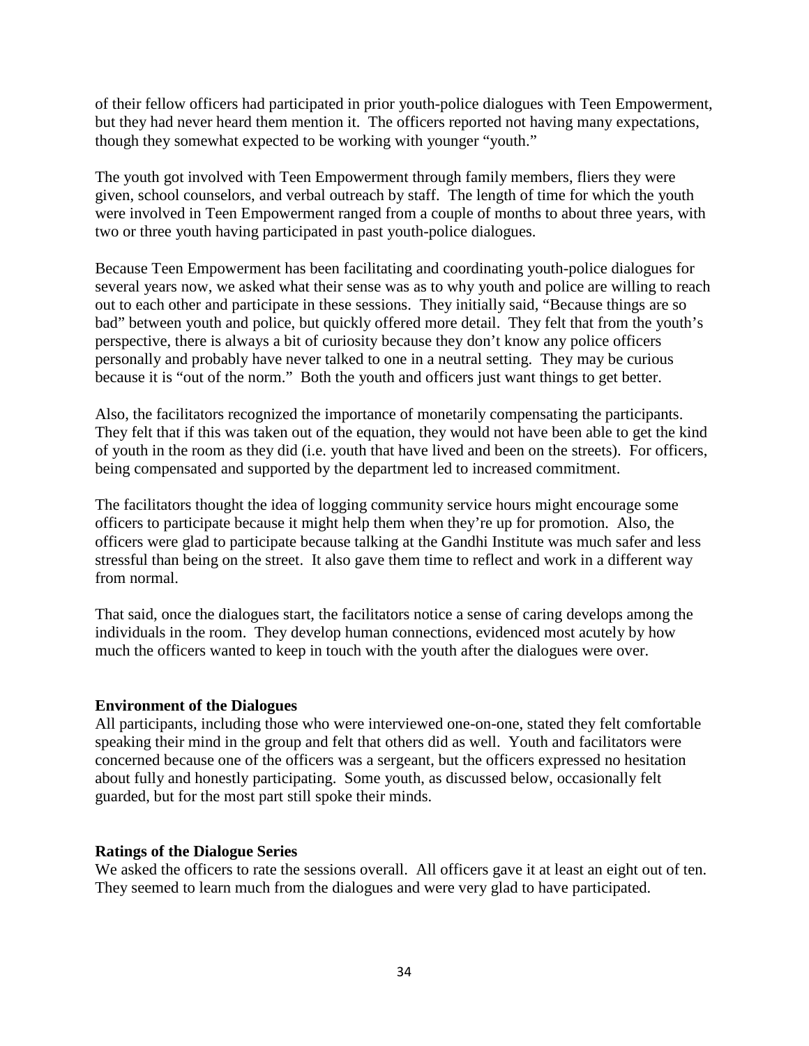of their fellow officers had participated in prior youth-police dialogues with Teen Empowerment, but they had never heard them mention it. The officers reported not having many expectations, though they somewhat expected to be working with younger "youth."

The youth got involved with Teen Empowerment through family members, fliers they were given, school counselors, and verbal outreach by staff. The length of time for which the youth were involved in Teen Empowerment ranged from a couple of months to about three years, with two or three youth having participated in past youth-police dialogues.

Because Teen Empowerment has been facilitating and coordinating youth-police dialogues for several years now, we asked what their sense was as to why youth and police are willing to reach out to each other and participate in these sessions. They initially said, "Because things are so bad" between youth and police, but quickly offered more detail. They felt that from the youth's perspective, there is always a bit of curiosity because they don't know any police officers personally and probably have never talked to one in a neutral setting. They may be curious because it is "out of the norm." Both the youth and officers just want things to get better.

Also, the facilitators recognized the importance of monetarily compensating the participants. They felt that if this was taken out of the equation, they would not have been able to get the kind of youth in the room as they did (i.e. youth that have lived and been on the streets). For officers, being compensated and supported by the department led to increased commitment.

The facilitators thought the idea of logging community service hours might encourage some officers to participate because it might help them when they're up for promotion. Also, the officers were glad to participate because talking at the Gandhi Institute was much safer and less stressful than being on the street. It also gave them time to reflect and work in a different way from normal.

That said, once the dialogues start, the facilitators notice a sense of caring develops among the individuals in the room. They develop human connections, evidenced most acutely by how much the officers wanted to keep in touch with the youth after the dialogues were over.

**Environment of the Dialogues**

All participants, including those who were interviewed one-on-one, stated they felt comfortable speaking their mind in the group and felt that others did as well. Youth and facilitators were concerned because one of the officers was a sergeant, but the officers expressed no hesitation about fully and honestly participating. Some youth, as discussed below, occasionally felt guarded, but for the most part still spoke their minds.

**Ratings of the Dialogue Series**

We asked the officers to rate the sessions overall. All officers gave it at least an eight out of ten. They seemed to learn much from the dialogues and were very glad to have participated.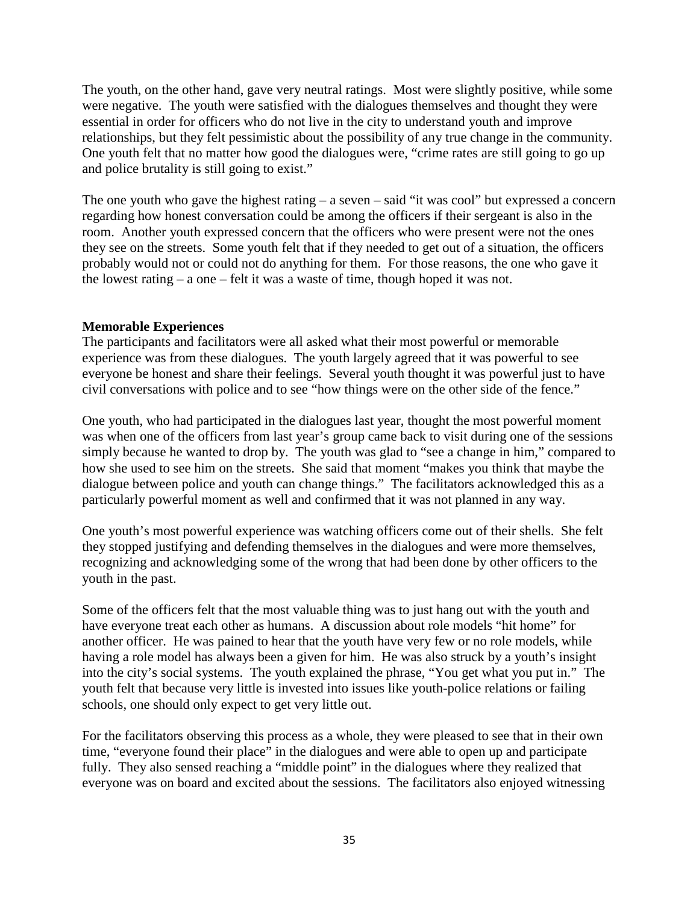The youth, on the other hand, gave very neutral ratings. Most were slightly positive, while some were negative. The youth were satisfied with the dialogues themselves and thought they were essential in order for officers who do not live in the city to understand youth and improve relationships, but they felt pessimistic about the possibility of any true change in the community. One youth felt that no matter how good the dialogues were, "crime rates are still going to go up and police brutality is still going to exist."

The one youth who gave the highest rating – a seven – said "it was cool" but expressed a concern regarding how honest conversation could be among the officers if their sergeant is also in the room. Another youth expressed concern that the officers who were present were not the ones they see on the streets. Some youth felt that if they needed to get out of a situation, the officers probably would not or could not do anything for them. For those reasons, the one who gave it the lowest rating – a one – felt it was a waste of time, though hoped it was not.

**Memorable Experiences**

The participants and facilitators were all asked what their most powerful or memorable experience was from these dialogues. The youth largely agreed that it was powerful to see everyone be honest and share their feelings. Several youth thought it was powerful just to have civil conversations with police and to see "how things were on the other side of the fence."

One youth, who had participated in the dialogues last year, thought the most powerful moment was when one of the officers from last year's group came back to visit during one of the sessions simply because he wanted to drop by. The youth was glad to "see a change in him," compared to how she used to see him on the streets. She said that moment "makes you think that maybe the dialogue between police and youth can change things." The facilitators acknowledged this as a particularly powerful moment as well and confirmed that it was not planned in any way.

One youth's most powerful experience was watching officers come out of their shells. She felt they stopped justifying and defending themselves in the dialogues and were more themselves, recognizing and acknowledging some of the wrong that had been done by other officers to the youth in the past.

Some of the officers felt that the most valuable thing was to just hang out with the youth and have everyone treat each other as humans. A discussion about role models "hit home" for another officer. He was pained to hear that the youth have very few or no role models, while having a role model has always been a given for him. He was also struck by a youth's insight into the city's social systems. The youth explained the phrase, "You get what you put in." The youth felt that because very little is invested into issues like youth-police relations or failing schools, one should only expect to get very little out.

For the facilitators observing this process as a whole, they were pleased to see that in their own time, "everyone found their place" in the dialogues and were able to open up and participate fully. They also sensed reaching a "middle point" in the dialogues where they realized that everyone was on board and excited about the sessions. The facilitators also enjoyed witnessing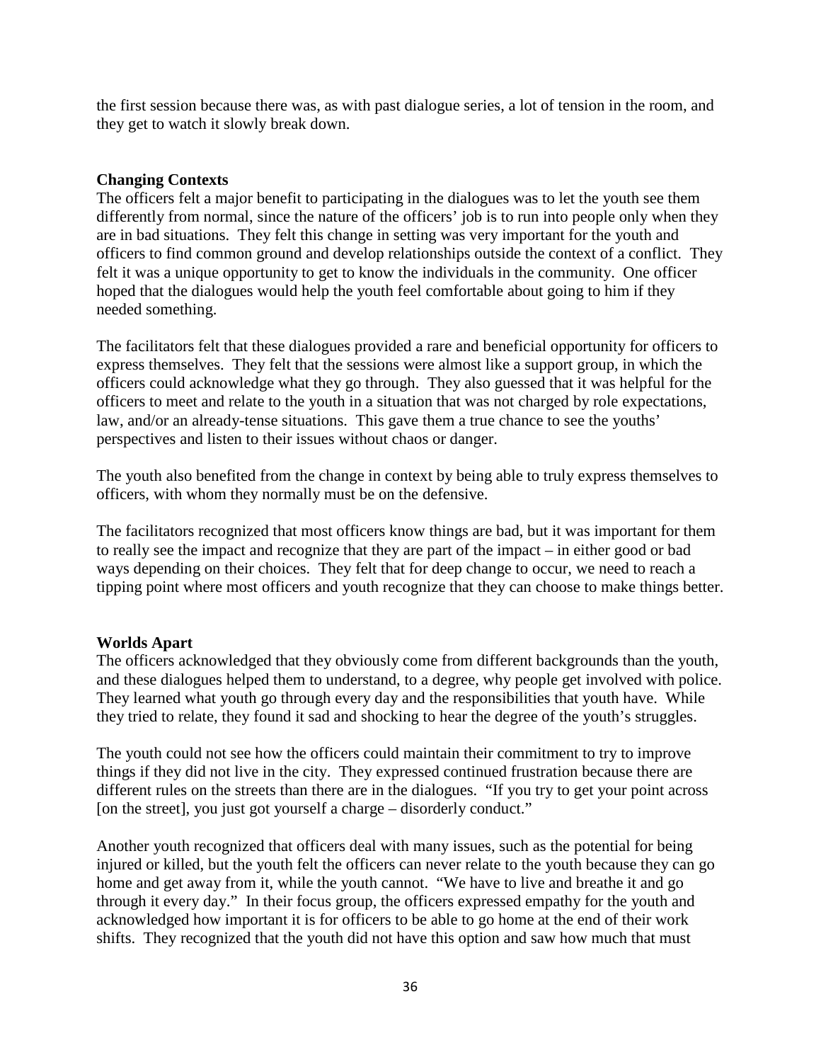the first session because there was, as with past dialogue series, a lot of tension in the room, and they get to watch it slowly break down.

### Changing Contexts

The officers felt a major benefit to participating in the dialogues was to let the youth see them differently from normal, since the nature of the officers' job is to run into people only when they are in bad situations. They felt this change in setting was very important for the youth and officers to find common ground and develop relationships outside the context of a conflict. They felt it was a unique opportunity to get to know the individuals in the community. One officer hoped that the dialogues would help the youth feel comfortable about going to him if they needed something.

The facilitators felt that these dialogues provided a rare and beneficial opportunity for officers to express themselves. They felt that the sessions were almost like a support group, in which the officers could acknowledge what they go through. They also guessed that it was helpful for the officers to meet and relate to the youth in a situation that was not charged by role expectations, law, and/or an already-tense situations. This gave them a true chance to see the youths' perspectives and listen to their issues without chaos or danger.

The youth also benefited from the change in context by being able to truly express themselves to officers, with whom they normally must be on the defensive.

The facilitators recognized that most officers know things are bad, but it was important for them to really see the impact and recognize that they are part of the impact – in either good or bad ways depending on their choices. They felt that for deep change to occur, we need to reach a tipping point where most officers and youth recognize that they can choose to make things better.

### Worlds Apart

The officers acknowledged that they obviously come from different backgrounds than the youth, and these dialogues helped them to understand, to a degree, why people get involved with police. They learned what youth go through every day and the responsibilities that youth have. While they tried to relate, they found it sad and shocking to hear the degree of the youth's struggles.

The youth could not see how the officers could maintain their commitment to try to improve things if they did not live in the city. They expressed continued frustration because there are different rules on the streets than there are in the dialogues. "If you try to get your point across [on the street], you just got yourself a charge – disorderly conduct."

Another youth recognized that officers deal with many issues, such as the potential for being injured or killed, but the youth felt the officers can never relate to the youth because they can go home and get away from it, while the youth cannot. "We have to live and breathe it and go through it every day." In their focus group, the officers expressed empathy for the youth and acknowledged how important it is for officers to be able to go home at the end of their work shifts. They recognized that the youth did not have this option and saw how much that must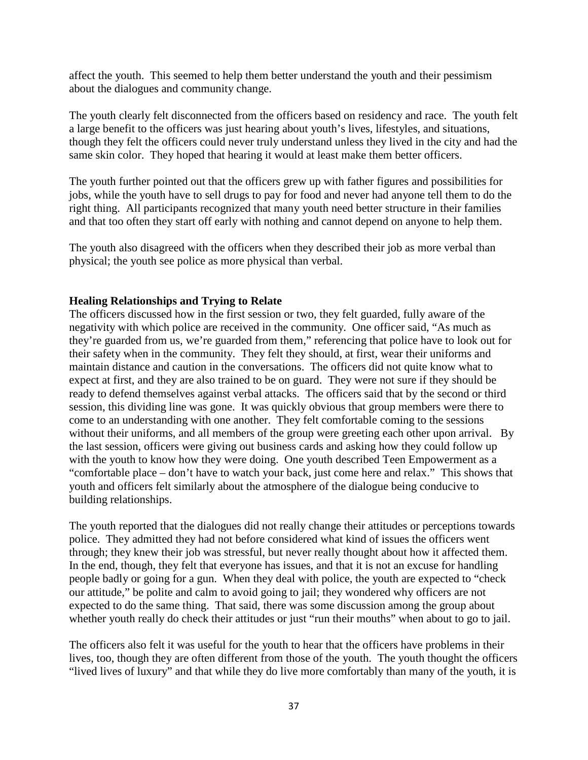affect the youth. This seemed to help them better understand the youth and their pessimism about the dialogues and community change.

The youth clearly felt disconnected from the officers based on residency and race. The youth felt a large benefit to the officers was just hearing about youth's lives, lifestyles, and situations, though they felt the officers could never truly understand unless they lived in the city and had the same skin color. They hoped that hearing it would at least make them better officers.

The youth further pointed out that the officers grew up with father figures and possibilities for jobs, while the youth have to sell drugs to pay for food and never had anyone tell them to do the right thing. All participants recognized that many youth need better structure in their families and that too often they start off early with nothing and cannot depend on anyone to help them.

The youth also disagreed with the officers when they described their job as more verbal than physical; the youth see police as more physical than verbal.

**Healing Relationships and Trying to Relate**

The officers discussed how in the first session or two, they felt guarded, fully aware of the negativity with which police are received in the community. One officer said, "As much as they're guarded from us, we're guarded from them," referencing that police have to look out for their safety when in the community. They felt they should, at first, wear their uniforms and maintain distance and caution in the conversations. The officers did not quite know what to expect at first, and they are also trained to be on guard. They were not sure if they should be ready to defend themselves against verbal attacks. The officers said that by the second or third session, this dividing line was gone. It was quickly obvious that group members were there to come to an understanding with one another. They felt comfortable coming to the sessions without their uniforms, and all members of the group were greeting each other upon arrival. By the last session, officers were giving out business cards and asking how they could follow up with the youth to know how they were doing. One youth described Teen Empowerment as a "comfortable place – don't have to watch your back, just come here and relax." This shows that youth and officers felt similarly about the atmosphere of the dialogue being conducive to building relationships.

The youth reported that the dialogues did not really change their attitudes or perceptions towards police. They admitted they had not before considered what kind of issues the officers went through; they knew their job was stressful, but never really thought about how it affected them. In the end, though, they felt that everyone has issues, and that it is not an excuse for handling people badly or going for a gun. When they deal with police, the youth are expected to "check our attitude," be polite and calm to avoid going to jail; they wondered why officers are not expected to do the same thing. That said, there was some discussion among the group about whether youth really do check their attitudes or just "run their mouths" when about to go to jail.

The officers also felt it was useful for the youth to hear that the officers have problems in their lives, too, though they are often different from those of the youth. The youth thought the officers "lived lives of luxury" and that while they do live more comfortably than many of the youth, it is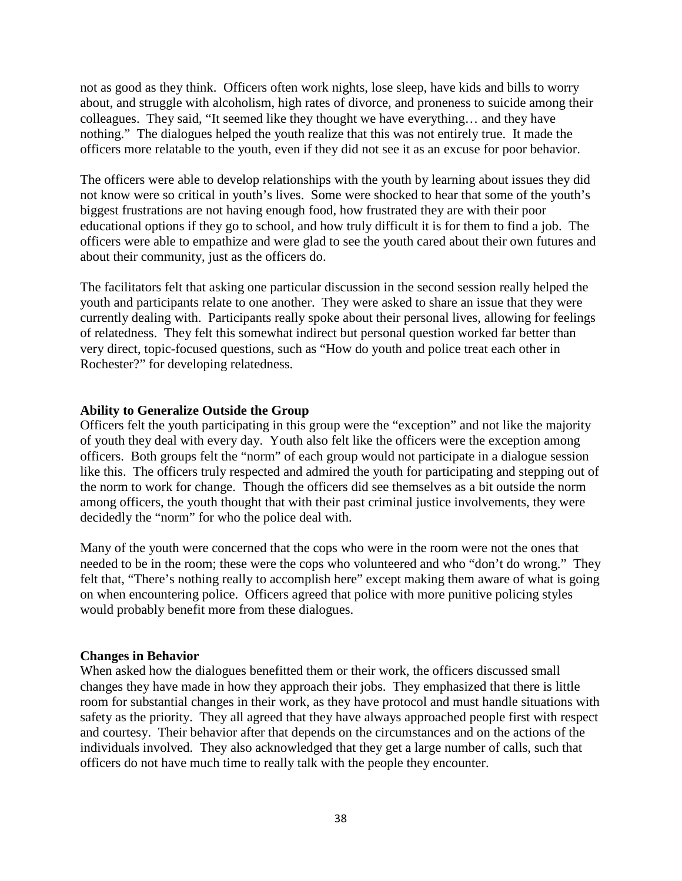not as good as they think. Officers often work nights, lose sleep, have kids and bills to worry about, and struggle with alcoholism, high rates of divorce, and proneness to suicide among their colleagues. They said, "It seemed like they thought we have everything… and they have nothing." The dialogues helped the youth realize that this was not entirely true. It made the officers more relatable to the youth, even if they did not see it as an excuse for poor behavior.

The officers were able to develop relationships with the youth by learning about issues they did not know were so critical in youth's lives. Some were shocked to hear that some of the youth's biggest frustrations are not having enough food, how frustrated they are with their poor educational options if they go to school, and how truly difficult it is for them to find a job. The officers were able to empathize and were glad to see the youth cared about their own futures and about their community, just as the officers do.

The facilitators felt that asking one particular discussion in the second session really helped the youth and participants relate to one another. They were asked to share an issue that they were currently dealing with. Participants really spoke about their personal lives, allowing for feelings of relatedness. They felt this somewhat indirect but personal question worked far better than very direct, topic-focused questions, such as "How do youth and police treat each other in Rochester?" for developing relatedness.

**Ability to Generalize Outside the Group**

Officers felt the youth participating in this group were the "exception" and not like the majority of youth they deal with every day. Youth also felt like the officers were the exception among officers. Both groups felt the "norm" of each group would not participate in a dialogue session like this. The officers truly respected and admired the youth for participating and stepping out of the norm to work for change. Though the officers did see themselves as a bit outside the norm among officers, the youth thought that with their past criminal justice involvements, they were decidedly the "norm" for who the police deal with.

Many of the youth were concerned that the cops who were in the room were not the ones that needed to be in the room; these were the cops who volunteered and who "don't do wrong." They felt that, "There's nothing really to accomplish here" except making them aware of what is going on when encountering police. Officers agreed that police with more punitive policing styles would probably benefit more from these dialogues.

**Changes in Behavior**

When asked how the dialogues benefitted them or their work, the officers discussed small changes they have made in how they approach their jobs. They emphasized that there is little room for substantial changes in their work, as they have protocol and must handle situations with safety as the priority. They all agreed that they have always approached people first with respect and courtesy. Their behavior after that depends on the circumstances and on the actions of the individuals involved. They also acknowledged that they get a large number of calls, such that officers do not have much time to really talk with the people they encounter.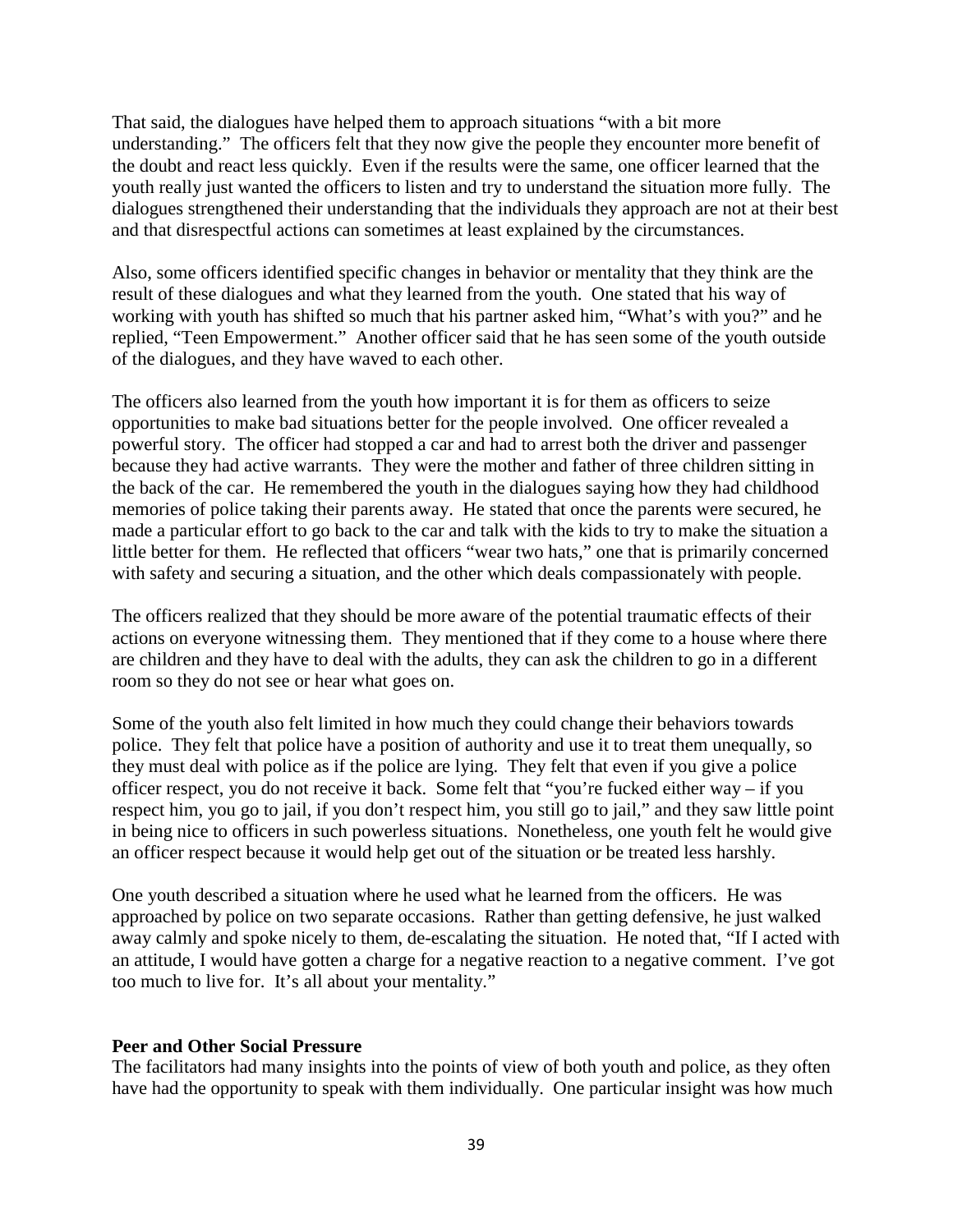That said, the dialogues have helped them to approach situations "with a bit more understanding." The officers felt that they now give the people they encounter more benefit of the doubt and react less quickly. Even if the results were the same, one officer learned that the youth really just wanted the officers to listen and try to understand the situation more fully. The dialogues strengthened their understanding that the individuals they approach are not at their best and that disrespectful actions can sometimes at least explained by the circumstances.

Also, some officers identified specific changes in behavior or mentality that they think are the result of these dialogues and what they learned from the youth. One stated that his way of working with youth has shifted so much that his partner asked him, "What's with you?" and he replied, "Teen Empowerment." Another officer said that he has seen some of the youth outside of the dialogues, and they have waved to each other.

The officers also learned from the youth how important it is for them as officers to seize opportunities to make bad situations better for the people involved. One officer revealed a powerful story. The officer had stopped a car and had to arrest both the driver and passenger because they had active warrants. They were the mother and father of three children sitting in the back of the car. He remembered the youth in the dialogues saying how they had childhood memories of police taking their parents away. He stated that once the parents were secured, he made a particular effort to go back to the car and talk with the kids to try to make the situation a little better for them. He reflected that officers "wear two hats," one that is primarily concerned with safety and securing a situation, and the other which deals compassionately with people.

The officers realized that they should be more aware of the potential traumatic effects of their actions on everyone witnessing them. They mentioned that if they come to a house where there are children and they have to deal with the adults, they can ask the children to go in a different room so they do not see or hear what goes on.

Some of the youth also felt limited in how much they could change their behaviors towards police. They felt that police have a position of authority and use it to treat them unequally, so they must deal with police as if the police are lying. They felt that even if you give a police officer respect, you do not receive it back. Some felt that "you're fucked either way – if you respect him, you go to jail, if you don't respect him, you still go to jail," and they saw little point in being nice to officers in such powerless situations. Nonetheless, one youth felt he would give an officer respect because it would help get out of the situation or be treated less harshly.

One youth described a situation where he used what he learned from the officers. He was approached by police on two separate occasions. Rather than getting defensive, he just walked away calmly and spoke nicely to them, de-escalating the situation. He noted that, "If I acted with an attitude, I would have gotten a charge for a negative reaction to a negative comment. I've got too much to live for. It's all about your mentality."

**Peer and Other Social Pressure**

The facilitators had many insights into the points of view of both youth and police, as they often have had the opportunity to speak with them individually. One particular insight was how much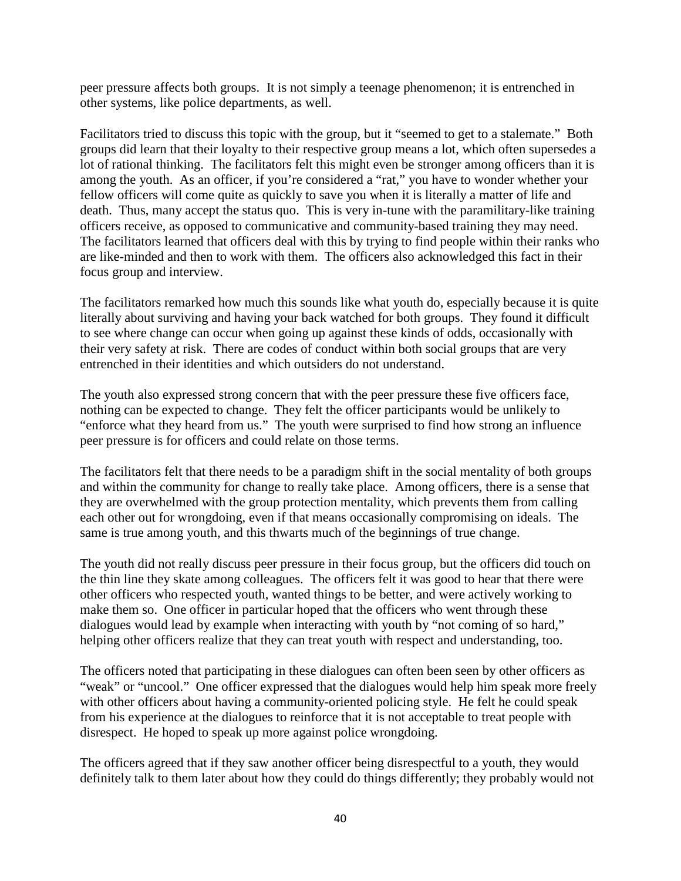peer pressure affects both groups. It is not simply a teenage phenomenon; it is entrenched in other systems, like police departments, as well.

Facilitators tried to discuss this topic with the group, but it "seemed to get to a stalemate." Both groups did learn that their loyalty to their respective group means a lot, which often supersedes a lot of rational thinking. The facilitators felt this might even be stronger among officers than it is among the youth. As an officer, if you're considered a "rat," you have to wonder whether your fellow officers will come quite as quickly to save you when it is literally a matter of life and death. Thus, many accept the status quo. This is very in-tune with the paramilitary-like training officers receive, as opposed to communicative and community-based training they may need. The facilitators learned that officers deal with this by trying to find people within their ranks who are like-minded and then to work with them. The officers also acknowledged this fact in their focus group and interview.

The facilitators remarked how much this sounds like what youth do, especially because it is quite literally about surviving and having your back watched for both groups. They found it difficult to see where change can occur when going up against these kinds of odds, occasionally with their very safety at risk. There are codes of conduct within both social groups that are very entrenched in their identities and which outsiders do not understand.

The youth also expressed strong concern that with the peer pressure these five officers face, nothing can be expected to change. They felt the officer participants would be unlikely to "enforce what they heard from us." The youth were surprised to find how strong an influence peer pressure is for officers and could relate on those terms.

The facilitators felt that there needs to be a paradigm shift in the social mentality of both groups and within the community for change to really take place. Among officers, there is a sense that they are overwhelmed with the group protection mentality, which prevents them from calling each other out for wrongdoing, even if that means occasionally compromising on ideals. The same is true among youth, and this thwarts much of the beginnings of true change.

The youth did not really discuss peer pressure in their focus group, but the officers did touch on the thin line they skate among colleagues. The officers felt it was good to hear that there were other officers who respected youth, wanted things to be better, and were actively working to make them so. One officer in particular hoped that the officers who went through these dialogues would lead by example when interacting with youth by "not coming of so hard," helping other officers realize that they can treat youth with respect and understanding, too.

The officers noted that participating in these dialogues can often been seen by other officers as "weak" or "uncool." One officer expressed that the dialogues would help him speak more freely with other officers about having a community-oriented policing style. He felt he could speak from his experience at the dialogues to reinforce that it is not acceptable to treat people with disrespect. He hoped to speak up more against police wrongdoing.

The officers agreed that if they saw another officer being disrespectful to a youth, they would definitely talk to them later about how they could do things differently; they probably would not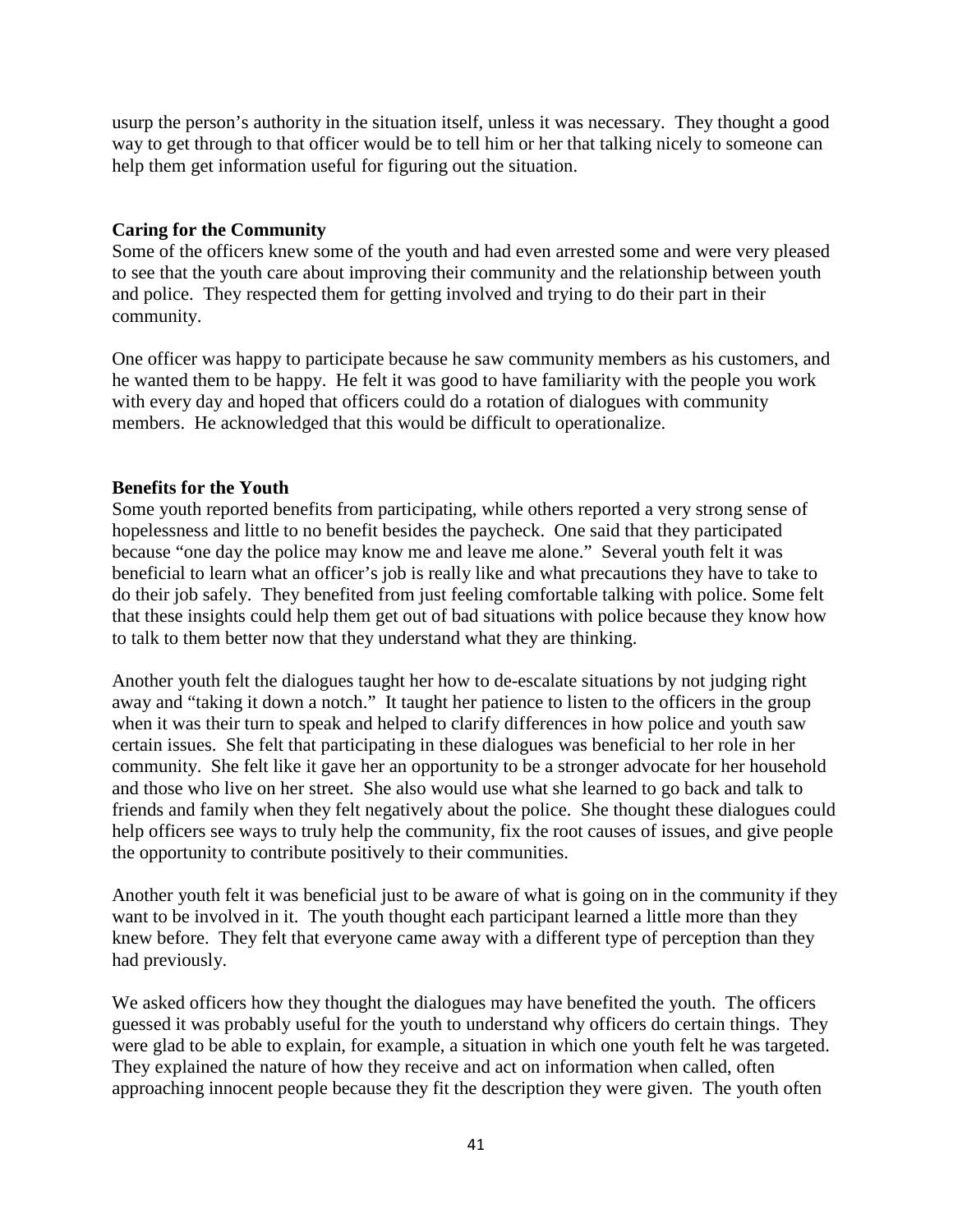usurp the person's authority in the situation itself, unless it was necessary. They thought a good way to get through to that officer would be to tell him or her that talking nicely to someone can help them get information useful for figuring out the situation.

### Caring for the Community

Some of the officers knew some of the youth and had even arrested some and were very pleased to see that the youth care about improving their community and the relationship between youth and police. They respected them for getting involved and trying to do their part in their community.

One officer was happy to participate because he saw community members as his customers, and he wanted them to be happy. He felt it was good to have familiarity with the people you work with every day and hoped that officers could do a rotation of dialogues with community members. He acknowledged that this would be difficult to operationalize.

### Benefits for the Youth

Some youth reported benefits from participating, while others reported a very strong sense of hopelessness and little to no benefit besides the paycheck. One said that they participated because "one day the police may know me and leave me alone." Several youth felt it was beneficial to learn what an officer's job is really like and what precautions they have to take to do their job safely. They benefited from just feeling comfortable talking with police. Some felt that these insights could help them get out of bad situations with police because they know how to talk to them better now that they understand what they are thinking.

Another youth felt the dialogues taught her how to de-escalate situations by not judging right away and "taking it down a notch." It taught her patience to listen to the officers in the group when it was their turn to speak and helped to clarify differences in how police and youth saw certain issues. She felt that participating in these dialogues was beneficial to her role in her community. She felt like it gave her an opportunity to be a stronger advocate for her household and those who live on her street. She also would use what she learned to go back and talk to friends and family when they felt negatively about the police. She thought these dialogues could help officers see ways to truly help the community, fix the root causes of issues, and give people the opportunity to contribute positively to their communities.

Another youth felt it was beneficial just to be aware of what is going on in the community if they want to be involved in it. The youth thought each participant learned a little more than they knew before. They felt that everyone came away with a different type of perception than they had previously.

We asked officers how they thought the dialogues may have benefited the youth. The officers guessed it was probably useful for the youth to understand why officers do certain things. They were glad to be able to explain, for example, a situation in which one youth felt he was targeted. They explained the nature of how they receive and act on information when called, often approaching innocent people because they fit the description they were given. The youth often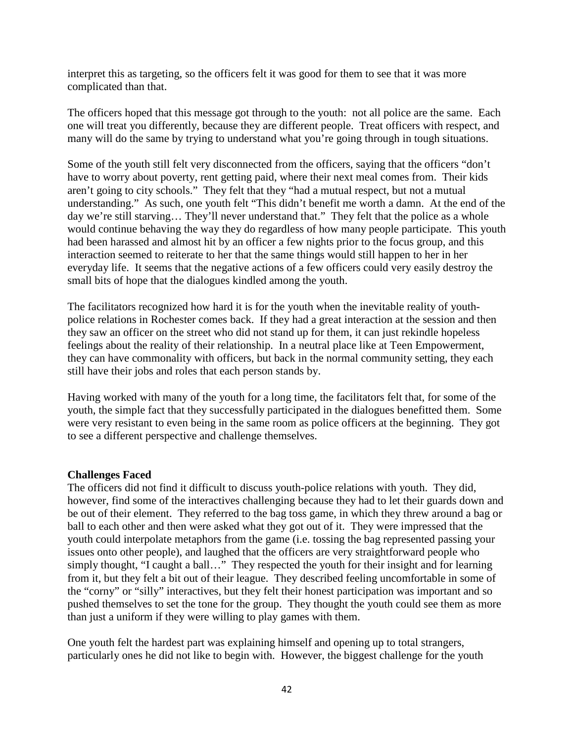interpret this as targeting, so the officers felt it was good for them to see that it was more complicated than that.

The officers hoped that this message got through to the youth: not all police are the same. Each one will treat you differently, because they are different people. Treat officers with respect, and many will do the same by trying to understand what you're going through in tough situations.

Some of the youth still felt very disconnected from the officers, saying that the officers "don't have to worry about poverty, rent getting paid, where their next meal comes from. Their kids aren't going to city schools." They felt that they "had a mutual respect, but not a mutual understanding." As such, one youth felt "This didn't benefit me worth a damn. At the end of the day we're still starving… They'll never understand that." They felt that the police as a whole would continue behaving the way they do regardless of how many people participate. This youth had been harassed and almost hit by an officer a few nights prior to the focus group, and this interaction seemed to reiterate to her that the same things would still happen to her in her everyday life. It seems that the negative actions of a few officers could very easily destroy the small bits of hope that the dialogues kindled among the youth.

The facilitators recognized how hard it is for the youth when the inevitable reality of youth-police relations in Rochester comes back. If they had a great interaction at the session and then they saw an officer on the street who did not stand up for them, it can just rekindle hopeless feelings about the reality of their relationship. In a neutral place like at Teen Empowerment, they can have commonality with officers, but back in the normal community setting, they each still have their jobs and roles that each person stands by.

Having worked with many of the youth for a long time, the facilitators felt that, for some of the youth, the simple fact that they successfully participated in the dialogues benefitted them. Some were very resistant to even being in the same room as police officers at the beginning. They got to see a different perspective and challenge themselves.

**Challenges Faced**

The officers did not find it difficult to discuss youth-police relations with youth. They did, however, find some of the interactives challenging because they had to let their guards down and be out of their element. They referred to the bag toss game, in which they threw around a bag or ball to each other and then were asked what they got out of it. They were impressed that the youth could interpolate metaphors from the game (i.e. tossing the bag represented passing your issues onto other people), and laughed that the officers are very straightforward people who simply thought, "I caught a ball…" They respected the youth for their insight and for learning from it, but they felt a bit out of their league. They described feeling uncomfortable in some of the "corny" or "silly" interactives, but they felt their honest participation was important and so pushed themselves to set the tone for the group. They thought the youth could see them as more than just a uniform if they were willing to play games with them.

One youth felt the hardest part was explaining himself and opening up to total strangers, particularly ones he did not like to begin with. However, the biggest challenge for the youth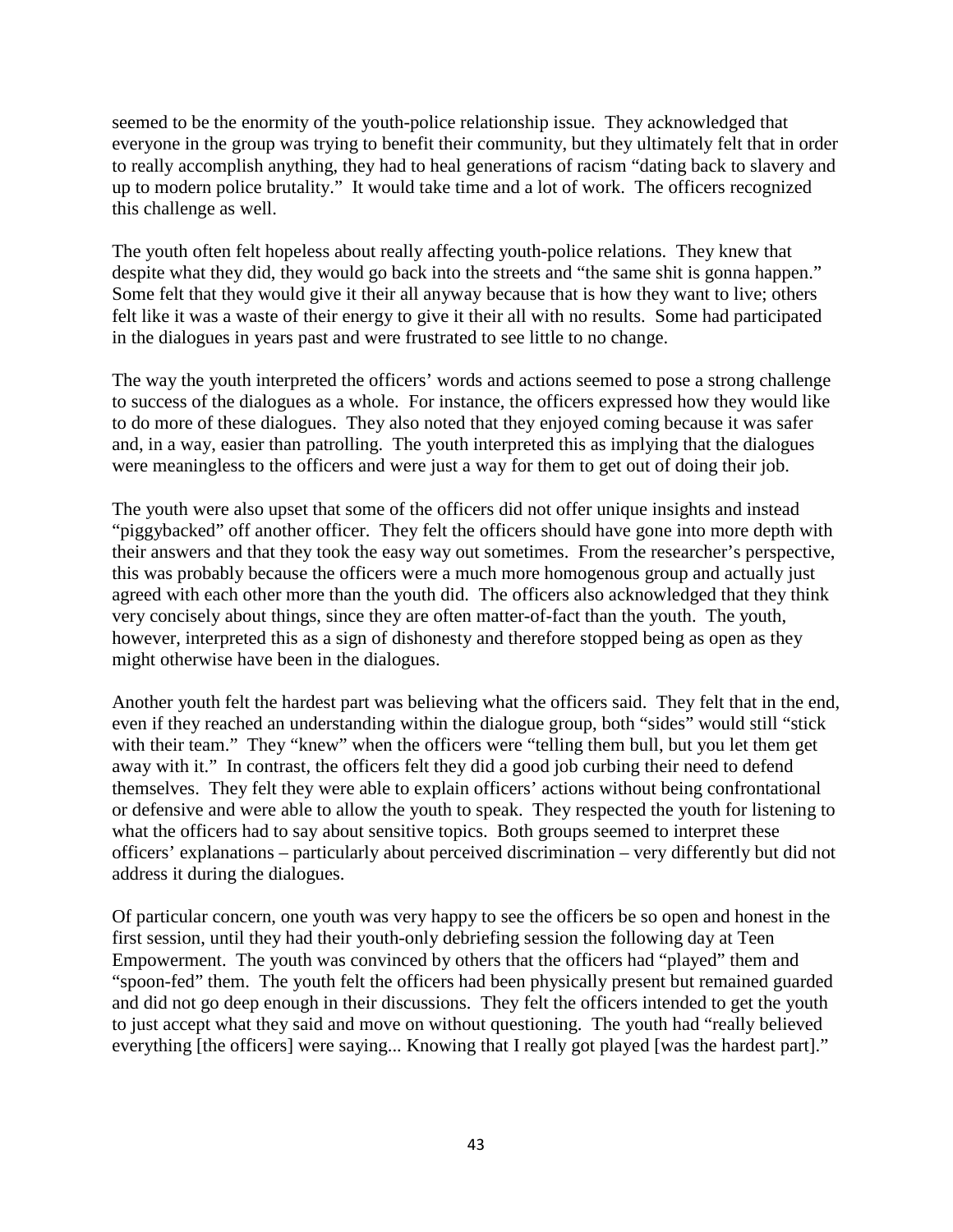seemed to be the enormity of the youth-police relationship issue. They acknowledged that everyone in the group was trying to benefit their community, but they ultimately felt that in order to really accomplish anything, they had to heal generations of racism "dating back to slavery and up to modern police brutality." It would take time and a lot of work. The officers recognized this challenge as well.

The youth often felt hopeless about really affecting youth-police relations. They knew that despite what they did, they would go back into the streets and "the same shit is gonna happen." Some felt that they would give it their all anyway because that is how they want to live; others felt like it was a waste of their energy to give it their all with no results. Some had participated in the dialogues in years past and were frustrated to see little to no change.

The way the youth interpreted the officers' words and actions seemed to pose a strong challenge to success of the dialogues as a whole. For instance, the officers expressed how they would like to do more of these dialogues. They also noted that they enjoyed coming because it was safer and, in a way, easier than patrolling. The youth interpreted this as implying that the dialogues were meaningless to the officers and were just a way for them to get out of doing their job.

The youth were also upset that some of the officers did not offer unique insights and instead "piggybacked" off another officer. They felt the officers should have gone into more depth with their answers and that they took the easy way out sometimes. From the researcher's perspective, this was probably because the officers were a much more homogenous group and actually just agreed with each other more than the youth did. The officers also acknowledged that they think very concisely about things, since they are often matter-of-fact than the youth. The youth, however, interpreted this as a sign of dishonesty and therefore stopped being as open as they might otherwise have been in the dialogues.

Another youth felt the hardest part was believing what the officers said. They felt that in the end, even if they reached an understanding within the dialogue group, both "sides" would still "stick with their team." They "knew" when the officers were "telling them bull, but you let them get away with it." In contrast, the officers felt they did a good job curbing their need to defend themselves. They felt they were able to explain officers' actions without being confrontational or defensive and were able to allow the youth to speak. They respected the youth for listening to what the officers had to say about sensitive topics. Both groups seemed to interpret these officers' explanations – particularly about perceived discrimination – very differently but did not address it during the dialogues.

Of particular concern, one youth was very happy to see the officers be so open and honest in the first session, until they had their youth-only debriefing session the following day at Teen Empowerment. The youth was convinced by others that the officers had "played" them and "spoon-fed" them. The youth felt the officers had been physically present but remained guarded and did not go deep enough in their discussions. They felt the officers intended to get the youth to just accept what they said and move on without questioning. The youth had "really believed everything [the officers] were saying... Knowing that I really got played [was the hardest part]."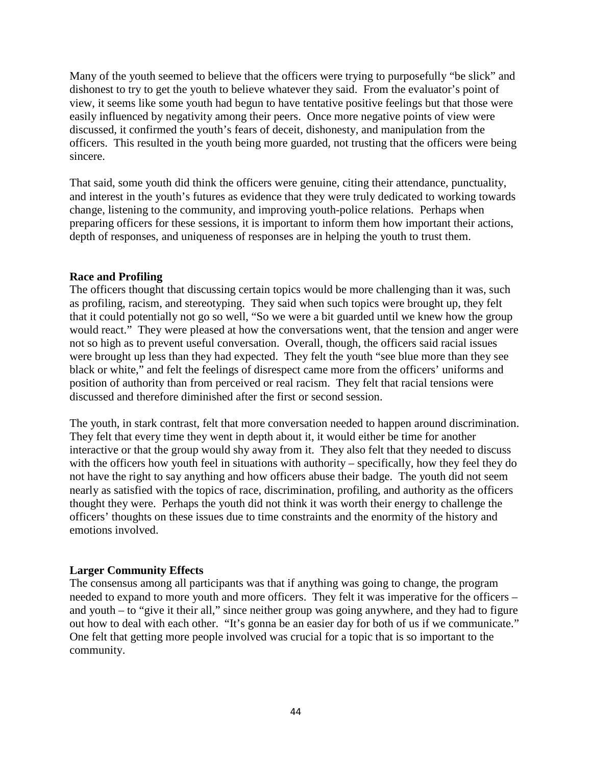Many of the youth seemed to believe that the officers were trying to purposefully "be slick" and dishonest to try to get the youth to believe whatever they said. From the evaluator's point of view, it seems like some youth had begun to have tentative positive feelings but that those were easily influenced by negativity among their peers. Once more negative points of view were discussed, it confirmed the youth's fears of deceit, dishonesty, and manipulation from the officers. This resulted in the youth being more guarded, not trusting that the officers were being sincere.

That said, some youth did think the officers were genuine, citing their attendance, punctuality, and interest in the youth's futures as evidence that they were truly dedicated to working towards change, listening to the community, and improving youth-police relations. Perhaps when preparing officers for these sessions, it is important to inform them how important their actions, depth of responses, and uniqueness of responses are in helping the youth to trust them.

**Race and Profiling**

The officers thought that discussing certain topics would be more challenging than it was, such as profiling, racism, and stereotyping. They said when such topics were brought up, they felt that it could potentially not go so well, "So we were a bit guarded until we knew how the group would react." They were pleased at how the conversations went, that the tension and anger were not so high as to prevent useful conversation. Overall, though, the officers said racial issues were brought up less than they had expected. They felt the youth "see blue more than they see black or white," and felt the feelings of disrespect came more from the officers' uniforms and position of authority than from perceived or real racism. They felt that racial tensions were discussed and therefore diminished after the first or second session.

The youth, in stark contrast, felt that more conversation needed to happen around discrimination. They felt that every time they went in depth about it, it would either be time for another interactive or that the group would shy away from it. They also felt that they needed to discuss with the officers how youth feel in situations with authority – specifically, how they feel they do not have the right to say anything and how officers abuse their badge. The youth did not seem nearly as satisfied with the topics of race, discrimination, profiling, and authority as the officers thought they were. Perhaps the youth did not think it was worth their energy to challenge the officers' thoughts on these issues due to time constraints and the enormity of the history and emotions involved.

**Larger Community Effects**

The consensus among all participants was that if anything was going to change, the program needed to expand to more youth and more officers. They felt it was imperative for the officers – and youth – to "give it their all," since neither group was going anywhere, and they had to figure out how to deal with each other. "It's gonna be an easier day for both of us if we communicate." One felt that getting more people involved was crucial for a topic that is so important to the community.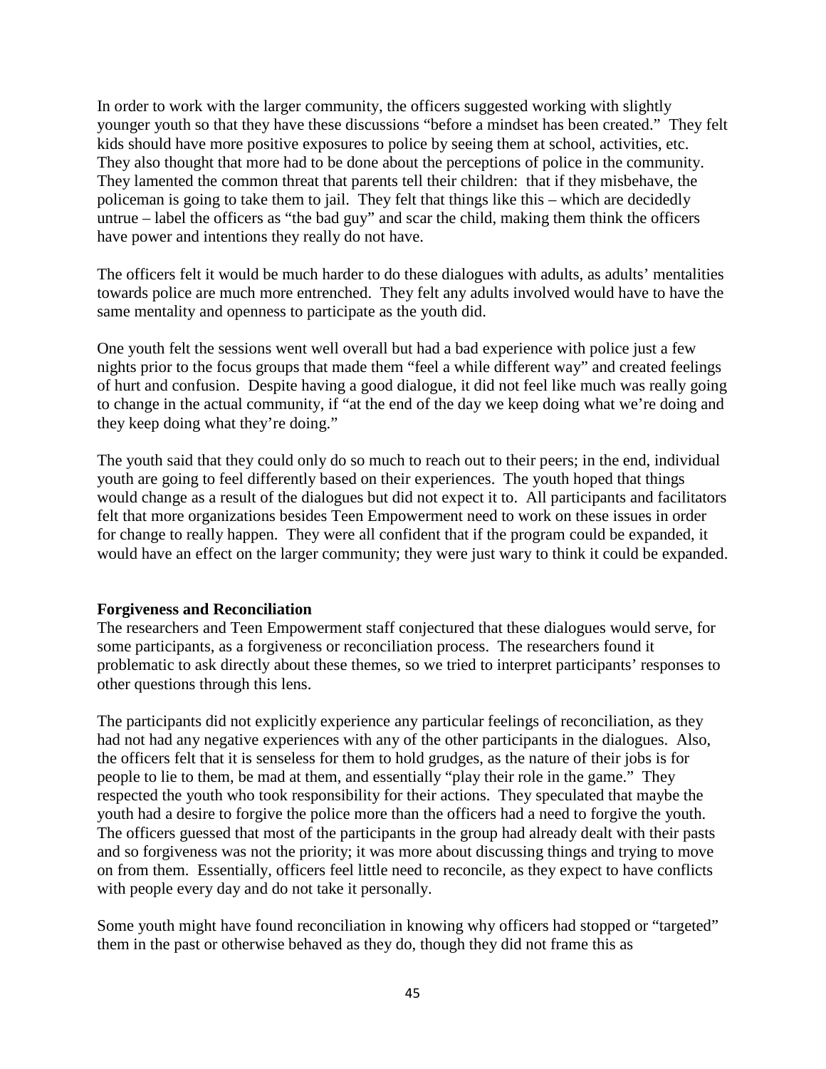In order to work with the larger community, the officers suggested working with slightly younger youth so that they have these discussions "before a mindset has been created." They felt kids should have more positive exposures to police by seeing them at school, activities, etc. They also thought that more had to be done about the perceptions of police in the community. They lamented the common threat that parents tell their children: that if they misbehave, the policeman is going to take them to jail. They felt that things like this – which are decidedly untrue – label the officers as "the bad guy" and scar the child, making them think the officers have power and intentions they really do not have.

The officers felt it would be much harder to do these dialogues with adults, as adults' mentalities towards police are much more entrenched. They felt any adults involved would have to have the same mentality and openness to participate as the youth did.

One youth felt the sessions went well overall but had a bad experience with police just a few nights prior to the focus groups that made them "feel a while different way" and created feelings of hurt and confusion. Despite having a good dialogue, it did not feel like much was really going to change in the actual community, if "at the end of the day we keep doing what we're doing and they keep doing what they're doing."

The youth said that they could only do so much to reach out to their peers; in the end, individual youth are going to feel differently based on their experiences. The youth hoped that things would change as a result of the dialogues but did not expect it to. All participants and facilitators felt that more organizations besides Teen Empowerment need to work on these issues in order for change to really happen. They were all confident that if the program could be expanded, it would have an effect on the larger community; they were just wary to think it could be expanded.

**Forgiveness and Reconciliation**

The researchers and Teen Empowerment staff conjectured that these dialogues would serve, for some participants, as a forgiveness or reconciliation process. The researchers found it problematic to ask directly about these themes, so we tried to interpret participants' responses to other questions through this lens.

The participants did not explicitly experience any particular feelings of reconciliation, as they had not had any negative experiences with any of the other participants in the dialogues. Also, the officers felt that it is senseless for them to hold grudges, as the nature of their jobs is for people to lie to them, be mad at them, and essentially "play their role in the game." They respected the youth who took responsibility for their actions. They speculated that maybe the youth had a desire to forgive the police more than the officers had a need to forgive the youth. The officers guessed that most of the participants in the group had already dealt with their pasts and so forgiveness was not the priority; it was more about discussing things and trying to move on from them. Essentially, officers feel little need to reconcile, as they expect to have conflicts with people every day and do not take it personally.

Some youth might have found reconciliation in knowing why officers had stopped or "targeted" them in the past or otherwise behaved as they do, though they did not frame this as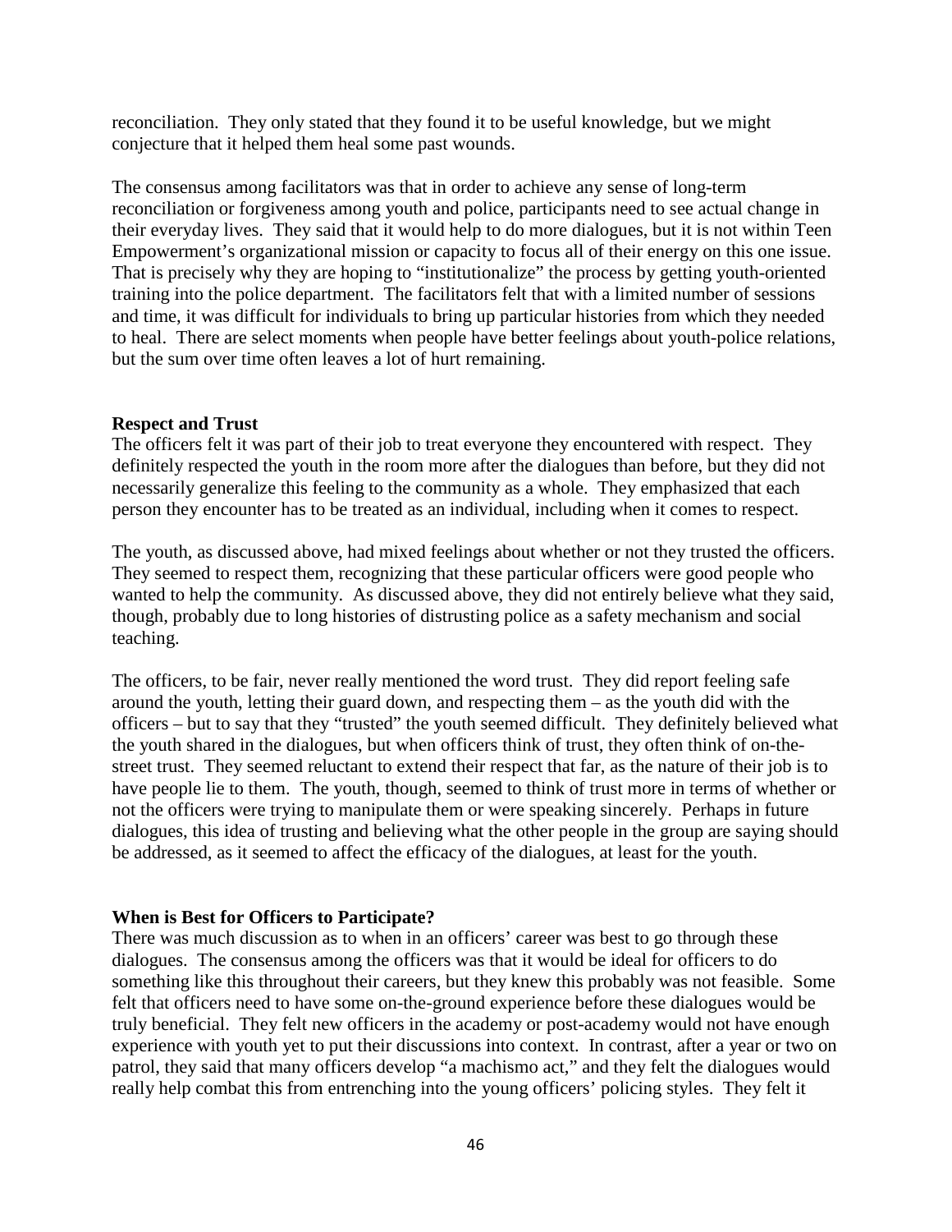reconciliation. They only stated that they found it to be useful knowledge, but we might conjecture that it helped them heal some past wounds.

The consensus among facilitators was that in order to achieve any sense of long-term reconciliation or forgiveness among youth and police, participants need to see actual change in their everyday lives. They said that it would help to do more dialogues, but it is not within Teen Empowerment's organizational mission or capacity to focus all of their energy on this one issue. That is precisely why they are hoping to "institutionalize" the process by getting youth-oriented training into the police department. The facilitators felt that with a limited number of sessions and time, it was difficult for individuals to bring up particular histories from which they needed to heal. There are select moments when people have better feelings about youth-police relations, but the sum over time often leaves a lot of hurt remaining.

**Respect and Trust**

The officers felt it was part of their job to treat everyone they encountered with respect. They definitely respected the youth in the room more after the dialogues than before, but they did not necessarily generalize this feeling to the community as a whole. They emphasized that each person they encounter has to be treated as an individual, including when it comes to respect.

The youth, as discussed above, had mixed feelings about whether or not they trusted the officers. They seemed to respect them, recognizing that these particular officers were good people who wanted to help the community. As discussed above, they did not entirely believe what they said, though, probably due to long histories of distrusting police as a safety mechanism and social teaching.

The officers, to be fair, never really mentioned the word trust. They did report feeling safe around the youth, letting their guard down, and respecting them – as the youth did with the officers – but to say that they "trusted" the youth seemed difficult. They definitely believed what the youth shared in the dialogues, but when officers think of trust, they often think of on-the-street trust. They seemed reluctant to extend their respect that far, as the nature of their job is to have people lie to them. The youth, though, seemed to think of trust more in terms of whether or not the officers were trying to manipulate them or were speaking sincerely. Perhaps in future dialogues, this idea of trusting and believing what the other people in the group are saying should be addressed, as it seemed to affect the efficacy of the dialogues, at least for the youth.

**When is Best for Officers to Participate?**

There was much discussion as to when in an officers' career was best to go through these dialogues. The consensus among the officers was that it would be ideal for officers to do something like this throughout their careers, but they knew this probably was not feasible. Some felt that officers need to have some on-the-ground experience before these dialogues would be truly beneficial. They felt new officers in the academy or post-academy would not have enough experience with youth yet to put their discussions into context. In contrast, after a year or two on patrol, they said that many officers develop "a machismo act," and they felt the dialogues would really help combat this from entrenching into the young officers' policing styles. They felt it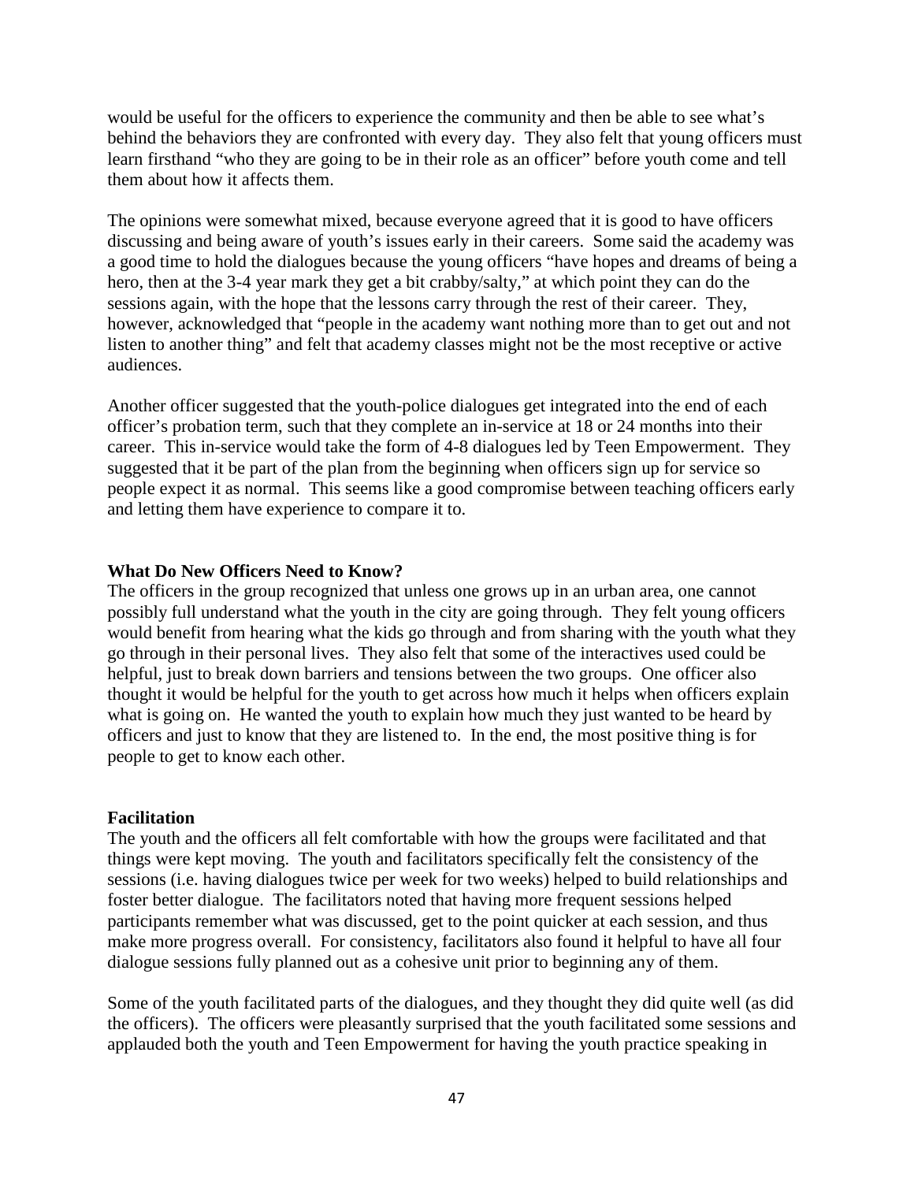would be useful for the officers to experience the community and then be able to see what's behind the behaviors they are confronted with every day. They also felt that young officers must learn firsthand "who they are going to be in their role as an officer" before youth come and tell them about how it affects them.

The opinions were somewhat mixed, because everyone agreed that it is good to have officers discussing and being aware of youth's issues early in their careers. Some said the academy was a good time to hold the dialogues because the young officers "have hopes and dreams of being a hero, then at the 3-4 year mark they get a bit crabby/salty," at which point they can do the sessions again, with the hope that the lessons carry through the rest of their career. They, however, acknowledged that "people in the academy want nothing more than to get out and not listen to another thing" and felt that academy classes might not be the most receptive or active audiences.

Another officer suggested that the youth-police dialogues get integrated into the end of each officer's probation term, such that they complete an in-service at 18 or 24 months into their career. This in-service would take the form of 4-8 dialogues led by Teen Empowerment. They suggested that it be part of the plan from the beginning when officers sign up for service so people expect it as normal. This seems like a good compromise between teaching officers early and letting them have experience to compare it to.

**What Do New Officers Need to Know?**

The officers in the group recognized that unless one grows up in an urban area, one cannot possibly full understand what the youth in the city are going through. They felt young officers would benefit from hearing what the kids go through and from sharing with the youth what they go through in their personal lives. They also felt that some of the interactives used could be helpful, just to break down barriers and tensions between the two groups. One officer also thought it would be helpful for the youth to get across how much it helps when officers explain what is going on. He wanted the youth to explain how much they just wanted to be heard by officers and just to know that they are listened to. In the end, the most positive thing is for people to get to know each other.

**Facilitation**

The youth and the officers all felt comfortable with how the groups were facilitated and that things were kept moving. The youth and facilitators specifically felt the consistency of the sessions (i.e. having dialogues twice per week for two weeks) helped to build relationships and foster better dialogue. The facilitators noted that having more frequent sessions helped participants remember what was discussed, get to the point quicker at each session, and thus make more progress overall. For consistency, facilitators also found it helpful to have all four dialogue sessions fully planned out as a cohesive unit prior to beginning any of them.

Some of the youth facilitated parts of the dialogues, and they thought they did quite well (as did the officers). The officers were pleasantly surprised that the youth facilitated some sessions and applauded both the youth and Teen Empowerment for having the youth practice speaking in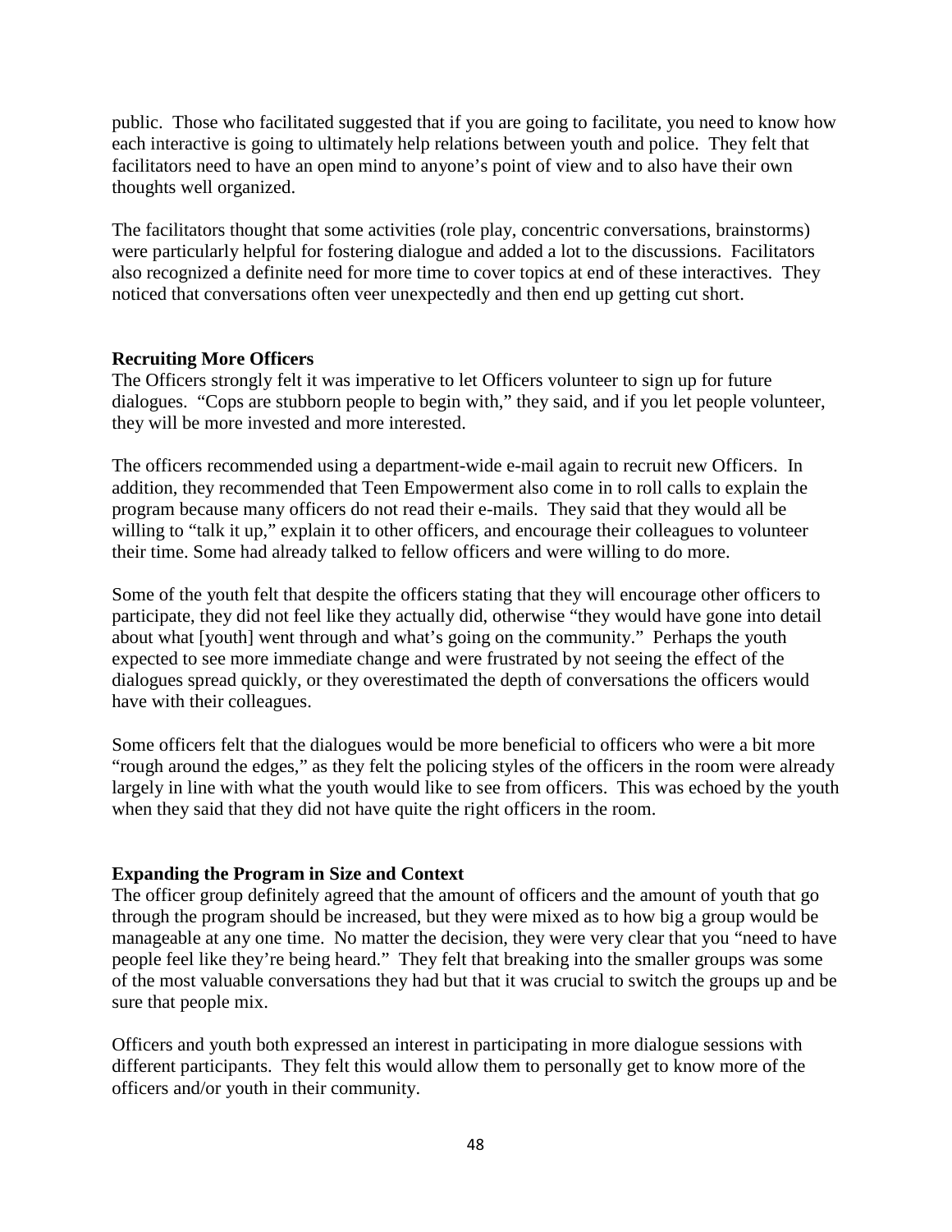public. Those who facilitated suggested that if you are going to facilitate, you need to know how each interactive is going to ultimately help relations between youth and police. They felt that facilitators need to have an open mind to anyone's point of view and to also have their own thoughts well organized.

The facilitators thought that some activities (role play, concentric conversations, brainstorms) were particularly helpful for fostering dialogue and added a lot to the discussions. Facilitators also recognized a definite need for more time to cover topics at end of these interactives. They noticed that conversations often veer unexpectedly and then end up getting cut short.

**Recruiting More Officers**

The Officers strongly felt it was imperative to let Officers volunteer to sign up for future dialogues. "Cops are stubborn people to begin with," they said, and if you let people volunteer, they will be more invested and more interested.

The officers recommended using a department-wide e-mail again to recruit new Officers. In addition, they recommended that Teen Empowerment also come in to roll calls to explain the program because many officers do not read their e-mails. They said that they would all be willing to "talk it up," explain it to other officers, and encourage their colleagues to volunteer their time. Some had already talked to fellow officers and were willing to do more.

Some of the youth felt that despite the officers stating that they will encourage other officers to participate, they did not feel like they actually did, otherwise "they would have gone into detail about what [youth] went through and what's going on the community." Perhaps the youth expected to see more immediate change and were frustrated by not seeing the effect of the dialogues spread quickly, or they overestimated the depth of conversations the officers would have with their colleagues.

Some officers felt that the dialogues would be more beneficial to officers who were a bit more "rough around the edges," as they felt the policing styles of the officers in the room were already largely in line with what the youth would like to see from officers. This was echoed by the youth when they said that they did not have quite the right officers in the room.

**Expanding the Program in Size and Context**

The officer group definitely agreed that the amount of officers and the amount of youth that go through the program should be increased, but they were mixed as to how big a group would be manageable at any one time. No matter the decision, they were very clear that you "need to have people feel like they're being heard." They felt that breaking into the smaller groups was some of the most valuable conversations they had but that it was crucial to switch the groups up and be sure that people mix.

Officers and youth both expressed an interest in participating in more dialogue sessions with different participants. They felt this would allow them to personally get to know more of the officers and/or youth in their community.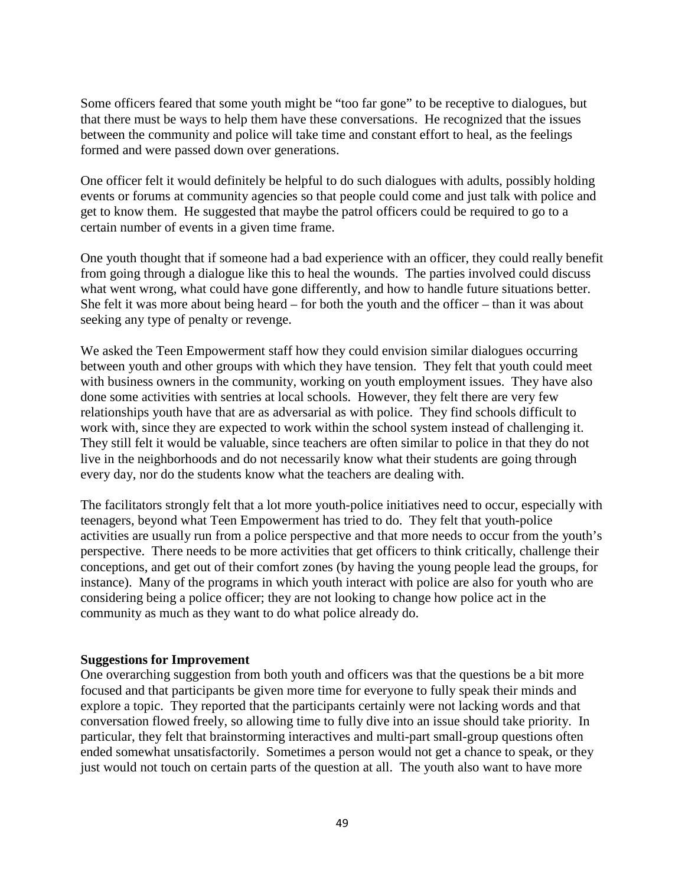Some officers feared that some youth might be "too far gone" to be receptive to dialogues, but that there must be ways to help them have these conversations. He recognized that the issues between the community and police will take time and constant effort to heal, as the feelings formed and were passed down over generations.

One officer felt it would definitely be helpful to do such dialogues with adults, possibly holding events or forums at community agencies so that people could come and just talk with police and get to know them. He suggested that maybe the patrol officers could be required to go to a certain number of events in a given time frame.

One youth thought that if someone had a bad experience with an officer, they could really benefit from going through a dialogue like this to heal the wounds. The parties involved could discuss what went wrong, what could have gone differently, and how to handle future situations better. She felt it was more about being heard – for both the youth and the officer – than it was about seeking any type of penalty or revenge.

We asked the Teen Empowerment staff how they could envision similar dialogues occurring between youth and other groups with which they have tension. They felt that youth could meet with business owners in the community, working on youth employment issues. They have also done some activities with sentries at local schools. However, they felt there are very few relationships youth have that are as adversarial as with police. They find schools difficult to work with, since they are expected to work within the school system instead of challenging it. They still felt it would be valuable, since teachers are often similar to police in that they do not live in the neighborhoods and do not necessarily know what their students are going through every day, nor do the students know what the teachers are dealing with.

The facilitators strongly felt that a lot more youth-police initiatives need to occur, especially with teenagers, beyond what Teen Empowerment has tried to do. They felt that youth-police activities are usually run from a police perspective and that more needs to occur from the youth's perspective. There needs to be more activities that get officers to think critically, challenge their conceptions, and get out of their comfort zones (by having the young people lead the groups, for instance). Many of the programs in which youth interact with police are also for youth who are considering being a police officer; they are not looking to change how police act in the community as much as they want to do what police already do.

**Suggestions for Improvement**

One overarching suggestion from both youth and officers was that the questions be a bit more focused and that participants be given more time for everyone to fully speak their minds and explore a topic. They reported that the participants certainly were not lacking words and that conversation flowed freely, so allowing time to fully dive into an issue should take priority. In particular, they felt that brainstorming interactives and multi-part small-group questions often ended somewhat unsatisfactorily. Sometimes a person would not get a chance to speak, or they just would not touch on certain parts of the question at all. The youth also want to have more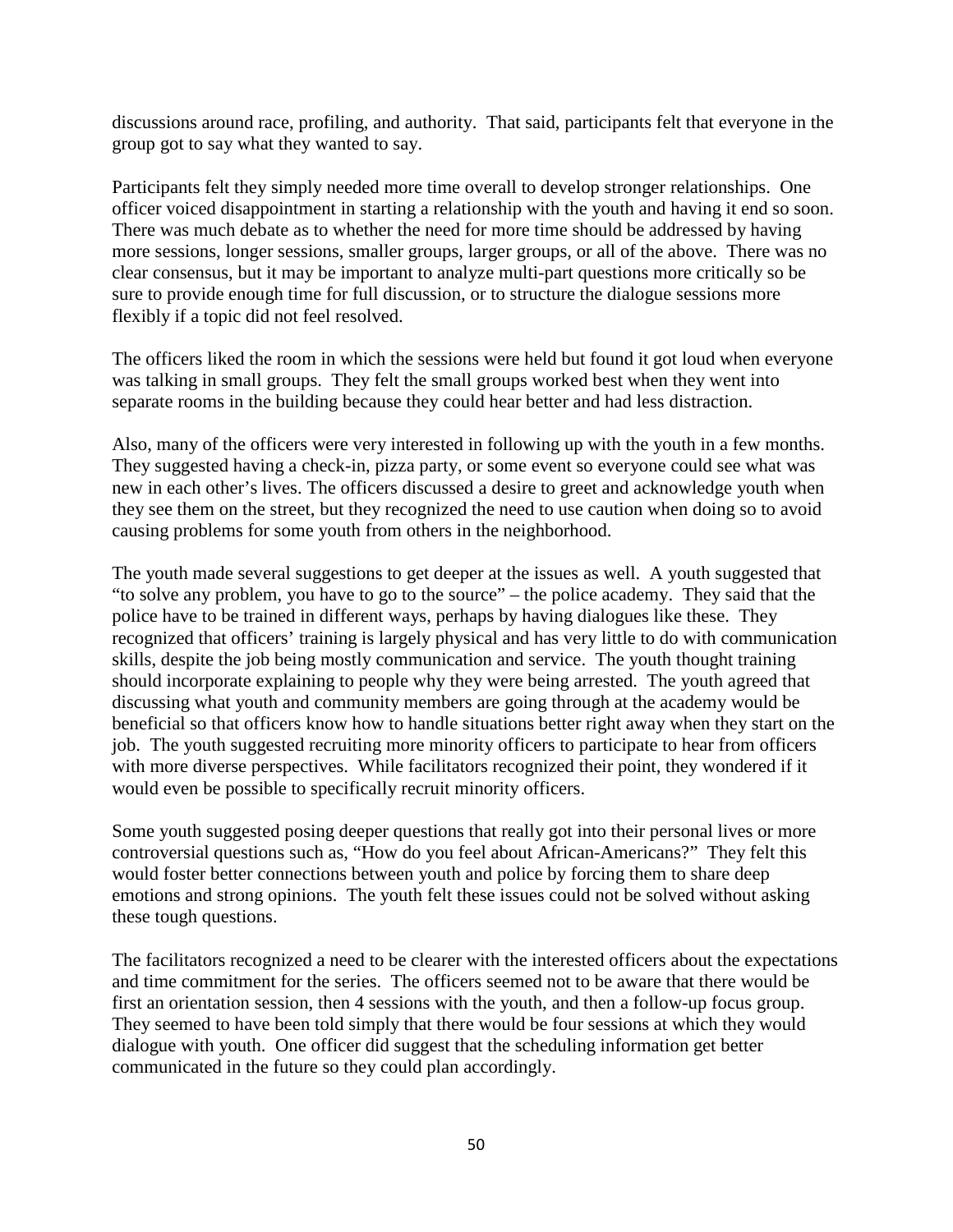discussions around race, profiling, and authority. That said, participants felt that everyone in the group got to say what they wanted to say.

Participants felt they simply needed more time overall to develop stronger relationships. One officer voiced disappointment in starting a relationship with the youth and having it end so soon. There was much debate as to whether the need for more time should be addressed by having more sessions, longer sessions, smaller groups, larger groups, or all of the above. There was no clear consensus, but it may be important to analyze multi-part questions more critically so be sure to provide enough time for full discussion, or to structure the dialogue sessions more flexibly if a topic did not feel resolved.

The officers liked the room in which the sessions were held but found it got loud when everyone was talking in small groups. They felt the small groups worked best when they went into separate rooms in the building because they could hear better and had less distraction.

Also, many of the officers were very interested in following up with the youth in a few months. They suggested having a check-in, pizza party, or some event so everyone could see what was new in each other's lives. The officers discussed a desire to greet and acknowledge youth when they see them on the street, but they recognized the need to use caution when doing so to avoid causing problems for some youth from others in the neighborhood.

The youth made several suggestions to get deeper at the issues as well. A youth suggested that "to solve any problem, you have to go to the source" – the police academy. They said that the police have to be trained in different ways, perhaps by having dialogues like these. They recognized that officers' training is largely physical and has very little to do with communication skills, despite the job being mostly communication and service. The youth thought training should incorporate explaining to people why they were being arrested. The youth agreed that discussing what youth and community members are going through at the academy would be beneficial so that officers know how to handle situations better right away when they start on the job. The youth suggested recruiting more minority officers to participate to hear from officers with more diverse perspectives. While facilitators recognized their point, they wondered if it would even be possible to specifically recruit minority officers.

Some youth suggested posing deeper questions that really got into their personal lives or more controversial questions such as, "How do you feel about African-Americans?" They felt this would foster better connections between youth and police by forcing them to share deep emotions and strong opinions. The youth felt these issues could not be solved without asking these tough questions.

The facilitators recognized a need to be clearer with the interested officers about the expectations and time commitment for the series. The officers seemed not to be aware that there would be first an orientation session, then 4 sessions with the youth, and then a follow-up focus group. They seemed to have been told simply that there would be four sessions at which they would dialogue with youth. One officer did suggest that the scheduling information get better communicated in the future so they could plan accordingly.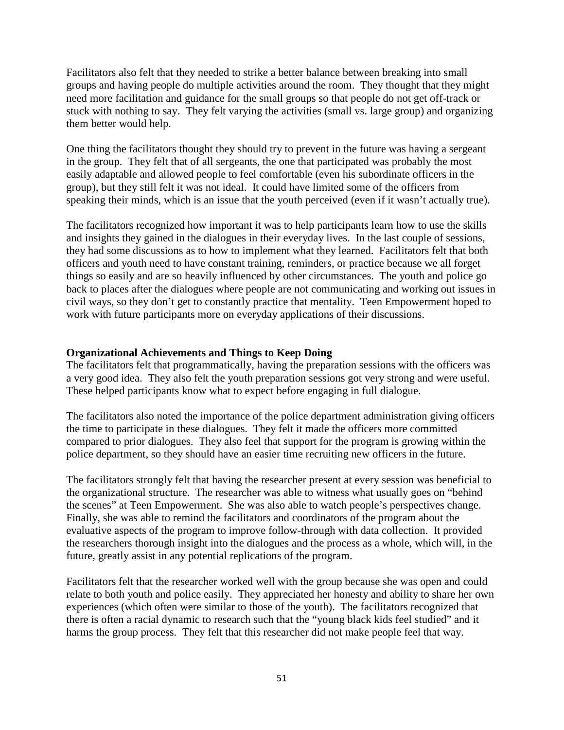Facilitators also felt that they needed to strike a better balance between breaking into small groups and having people do multiple activities around the room. They thought that they might need more facilitation and guidance for the small groups so that people do not get off-track or stuck with nothing to say. They felt varying the activities (small vs. large group) and organizing them better would help.

One thing the facilitators thought they should try to prevent in the future was having a sergeant in the group. They felt that of all sergeants, the one that participated was probably the most easily adaptable and allowed people to feel comfortable (even his subordinate officers in the group), but they still felt it was not ideal. It could have limited some of the officers from speaking their minds, which is an issue that the youth perceived (even if it wasn't actually true).

The facilitators recognized how important it was to help participants learn how to use the skills and insights they gained in the dialogues in their everyday lives. In the last couple of sessions, they had some discussions as to how to implement what they learned. Facilitators felt that both officers and youth need to have constant training, reminders, or practice because we all forget things so easily and are so heavily influenced by other circumstances. The youth and police go back to places after the dialogues where people are not communicating and working out issues in civil ways, so they don't get to constantly practice that mentality. Teen Empowerment hoped to work with future participants more on everyday applications of their discussions.

**Organizational Achievements and Things to Keep Doing**

The facilitators felt that programmatically, having the preparation sessions with the officers was a very good idea. They also felt the youth preparation sessions got very strong and were useful. These helped participants know what to expect before engaging in full dialogue.

The facilitators also noted the importance of the police department administration giving officers the time to participate in these dialogues. They felt it made the officers more committed compared to prior dialogues. They also feel that support for the program is growing within the police department, so they should have an easier time recruiting new officers in the future.

The facilitators strongly felt that having the researcher present at every session was beneficial to the organizational structure. The researcher was able to witness what usually goes on "behind the scenes" at Teen Empowerment. She was also able to watch people's perspectives change. Finally, she was able to remind the facilitators and coordinators of the program about the evaluative aspects of the program to improve follow-through with data collection. It provided the researchers thorough insight into the dialogues and the process as a whole, which will, in the future, greatly assist in any potential replications of the program.

Facilitators felt that the researcher worked well with the group because she was open and could relate to both youth and police easily. They appreciated her honesty and ability to share her own experiences (which often were similar to those of the youth). The facilitators recognized that there is often a racial dynamic to research such that the "young black kids feel studied" and it harms the group process. They felt that this researcher did not make people feel that way.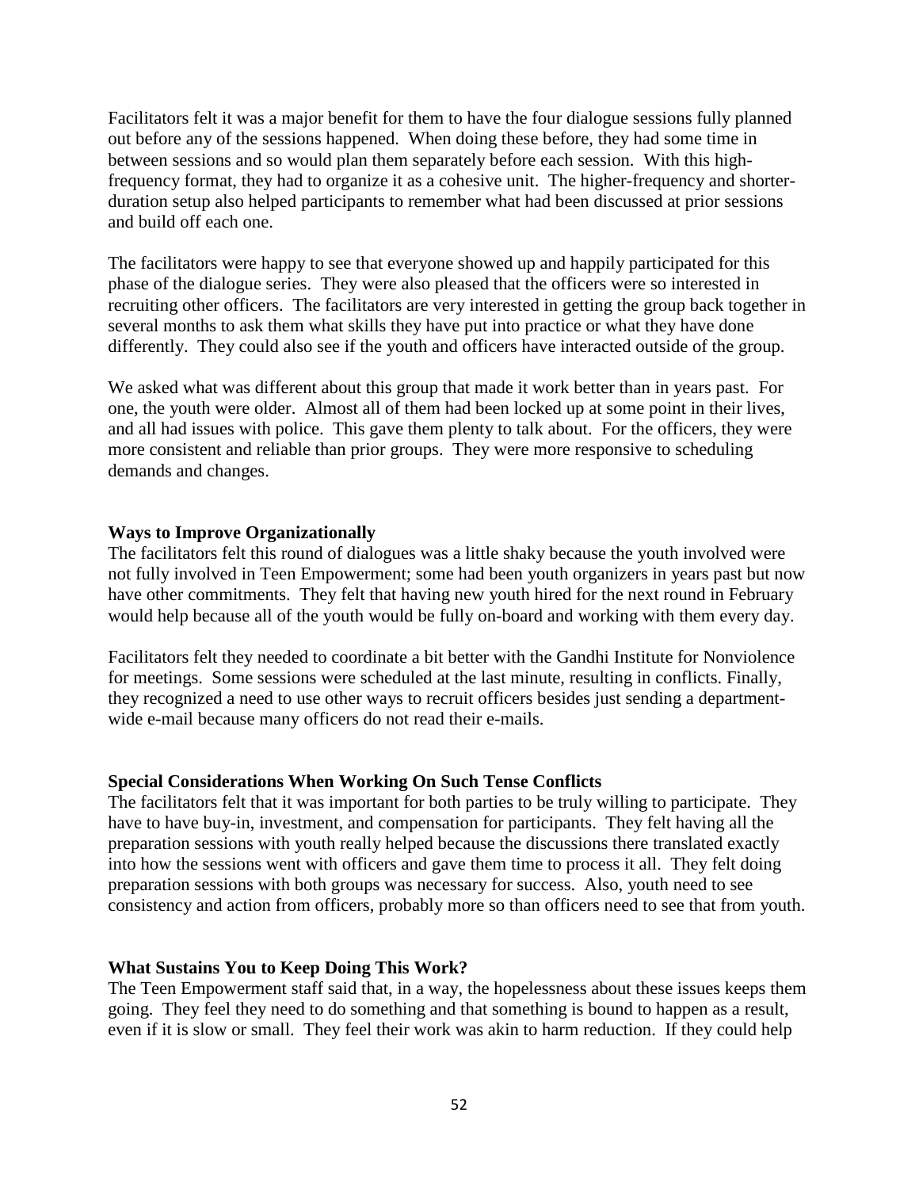Facilitators felt it was a major benefit for them to have the four dialogue sessions fully planned out before any of the sessions happened. When doing these before, they had some time in between sessions and so would plan them separately before each session. With this high-frequency format, they had to organize it as a cohesive unit. The higher-frequency and shorter-duration setup also helped participants to remember what had been discussed at prior sessions and build off each one.

The facilitators were happy to see that everyone showed up and happily participated for this phase of the dialogue series. They were also pleased that the officers were so interested in recruiting other officers. The facilitators are very interested in getting the group back together in several months to ask them what skills they have put into practice or what they have done differently. They could also see if the youth and officers have interacted outside of the group.

We asked what was different about this group that made it work better than in years past. For one, the youth were older. Almost all of them had been locked up at some point in their lives, and all had issues with police. This gave them plenty to talk about. For the officers, they were more consistent and reliable than prior groups. They were more responsive to scheduling demands and changes.

**Ways to Improve Organizationally**

The facilitators felt this round of dialogues was a little shaky because the youth involved were not fully involved in Teen Empowerment; some had been youth organizers in years past but now have other commitments. They felt that having new youth hired for the next round in February would help because all of the youth would be fully on-board and working with them every day.

Facilitators felt they needed to coordinate a bit better with the Gandhi Institute for Nonviolence for meetings. Some sessions were scheduled at the last minute, resulting in conflicts. Finally, they recognized a need to use other ways to recruit officers besides just sending a department-wide e-mail because many officers do not read their e-mails.

**Special Considerations When Working On Such Tense Conflicts**

The facilitators felt that it was important for both parties to be truly willing to participate. They have to have buy-in, investment, and compensation for participants. They felt having all the preparation sessions with youth really helped because the discussions there translated exactly into how the sessions went with officers and gave them time to process it all. They felt doing preparation sessions with both groups was necessary for success. Also, youth need to see consistency and action from officers, probably more so than officers need to see that from youth.

**What Sustains You to Keep Doing This Work?**

The Teen Empowerment staff said that, in a way, the hopelessness about these issues keeps them going. They feel they need to do something and that something is bound to happen as a result, even if it is slow or small. They feel their work was akin to harm reduction. If they could help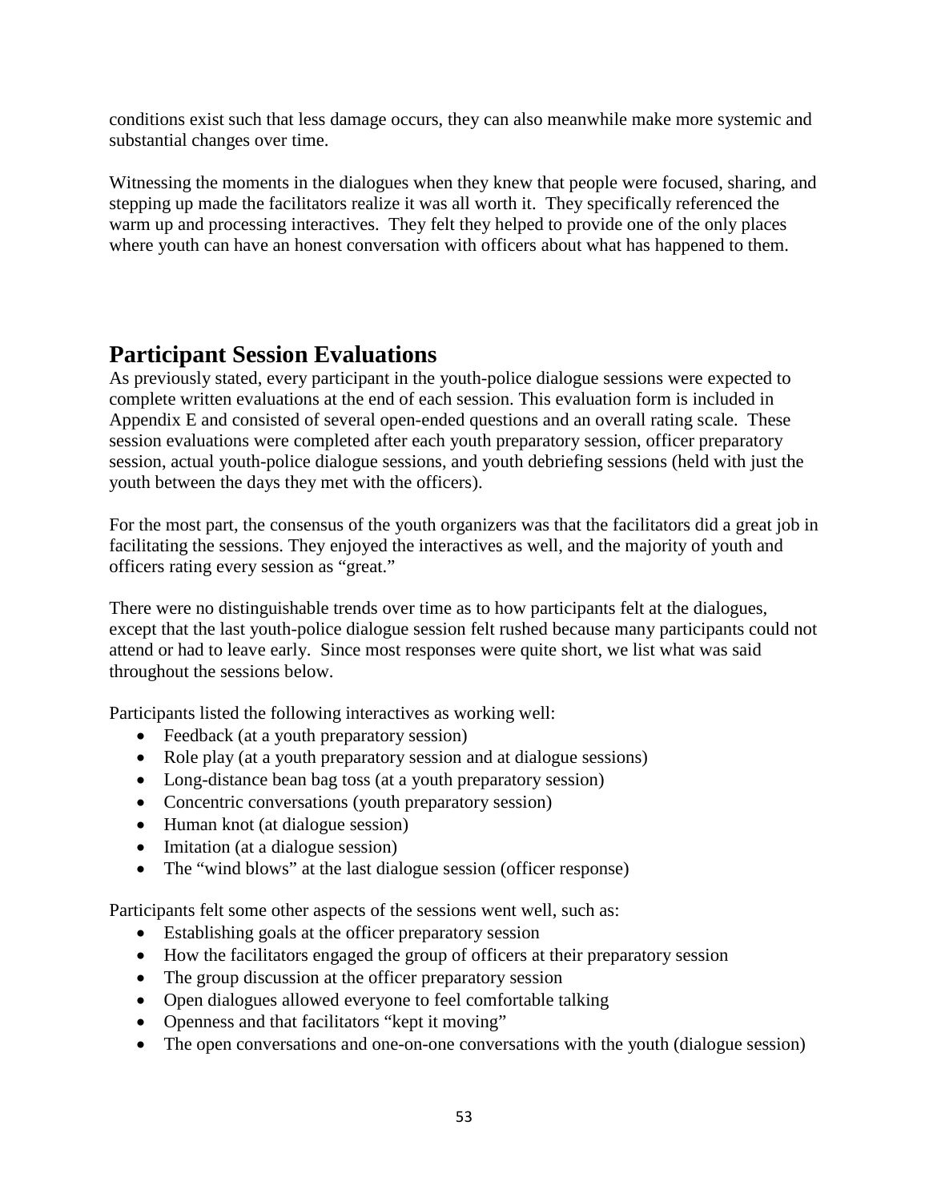conditions exist such that less damage occurs, they can also meanwhile make more systemic and substantial changes over time.

Witnessing the moments in the dialogues when they knew that people were focused, sharing, and stepping up made the facilitators realize it was all worth it. They specifically referenced the warm up and processing interactives. They felt they helped to provide one of the only places where youth can have an honest conversation with officers about what has happened to them.

## Participant Session Evaluations

As previously stated, every participant in the youth-police dialogue sessions were expected to complete written evaluations at the end of each session. This evaluation form is included in Appendix E and consisted of several open-ended questions and an overall rating scale. These session evaluations were completed after each youth preparatory session, officer preparatory session, actual youth-police dialogue sessions, and youth debriefing sessions (held with just the youth between the days they met with the officers).

For the most part, the consensus of the youth organizers was that the facilitators did a great job in facilitating the sessions. They enjoyed the interactives as well, and the majority of youth and officers rating every session as "great."

There were no distinguishable trends over time as to how participants felt at the dialogues, except that the last youth-police dialogue session felt rushed because many participants could not attend or had to leave early. Since most responses were quite short, we list what was said throughout the sessions below.

Participants listed the following interactives as working well:

- Feedback (at a youth preparatory session)
- Role play (at a youth preparatory session and at dialogue sessions)
- Long-distance bean bag toss (at a youth preparatory session)
- Concentric conversations (youth preparatory session)
- Human knot (at dialogue session)
- Imitation (at a dialogue session)
- The "wind blows" at the last dialogue session (officer response)

Participants felt some other aspects of the sessions went well, such as:

- Establishing goals at the officer preparatory session
- How the facilitators engaged the group of officers at their preparatory session
- The group discussion at the officer preparatory session
- Open dialogues allowed everyone to feel comfortable talking
- Openness and that facilitators "kept it moving"
- The open conversations and one-on-one conversations with the youth (dialogue session)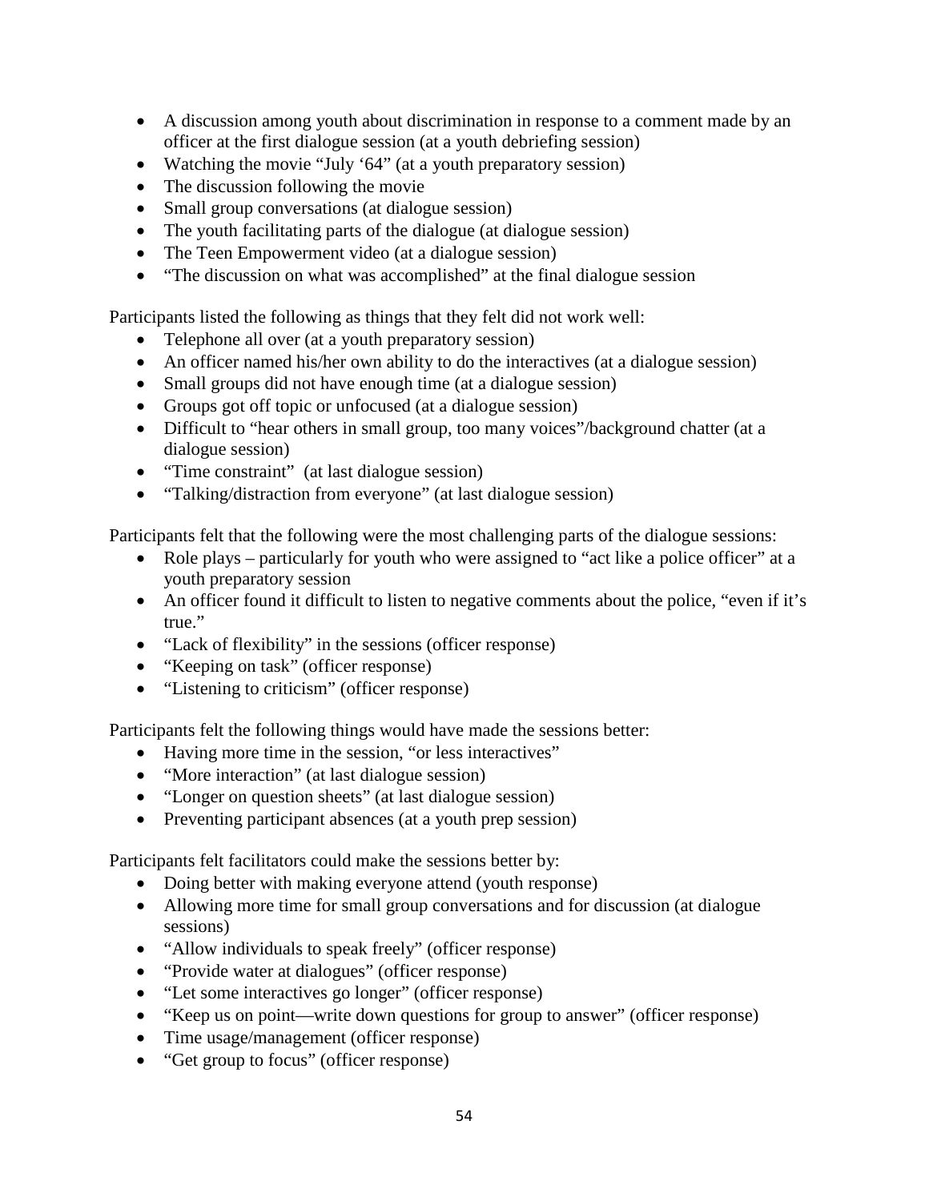- A discussion among youth about discrimination in response to a comment made by an officer at the first dialogue session (at a youth debriefing session)
- Watching the movie "July '64" (at a youth preparatory session)
- The discussion following the movie
- Small group conversations (at dialogue session)
- The youth facilitating parts of the dialogue (at dialogue session)
- The Teen Empowerment video (at a dialogue session)
- "The discussion on what was accomplished" at the final dialogue session

Participants listed the following as things that they felt did not work well:

- Telephone all over (at a youth preparatory session)
- An officer named his/her own ability to do the interactives (at a dialogue session)
- Small groups did not have enough time (at a dialogue session)
- Groups got off topic or unfocused (at a dialogue session)
- Difficult to "hear others in small group, too many voices"/background chatter (at a dialogue session)
- "Time constraint" (at last dialogue session)
- "Talking/distraction from everyone" (at last dialogue session)

Participants felt that the following were the most challenging parts of the dialogue sessions:

- Role plays – particularly for youth who were assigned to "act like a police officer" at a youth preparatory session
- An officer found it difficult to listen to negative comments about the police, "even if it's true."
- "Lack of flexibility" in the sessions (officer response)
- "Keeping on task" (officer response)
- "Listening to criticism" (officer response)

Participants felt the following things would have made the sessions better:

- Having more time in the session, "or less interactives"
- "More interaction" (at last dialogue session)
- "Longer on question sheets" (at last dialogue session)
- Preventing participant absences (at a youth prep session)

Participants felt facilitators could make the sessions better by:

- Doing better with making everyone attend (youth response)
- Allowing more time for small group conversations and for discussion (at dialogue sessions)
- "Allow individuals to speak freely" (officer response)
- "Provide water at dialogues" (officer response)
- "Let some interactives go longer" (officer response)
- "Keep us on point—write down questions for group to answer" (officer response)
- Time usage/management (officer response)
- "Get group to focus" (officer response)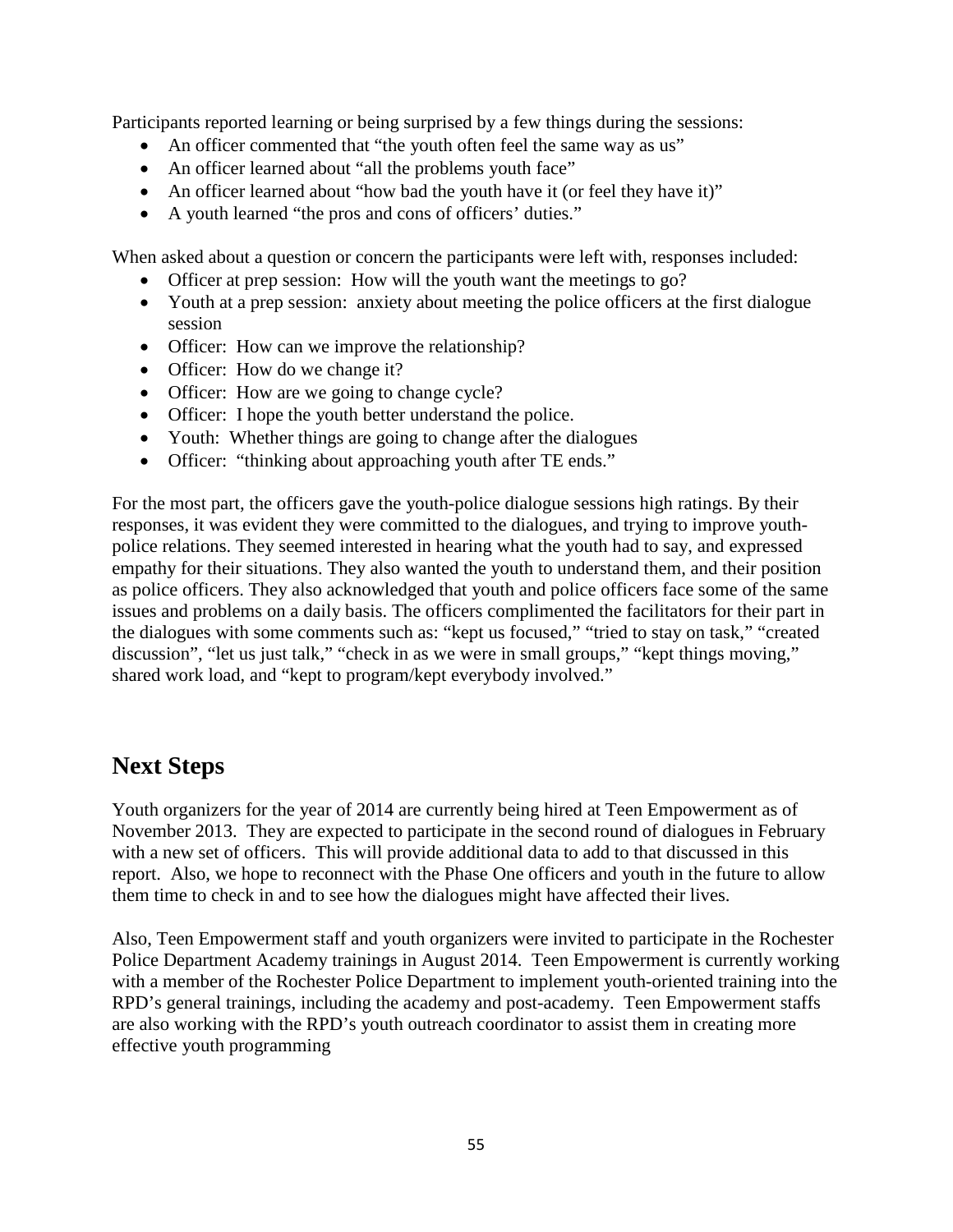Participants reported learning or being surprised by a few things during the sessions:

- An officer commented that "the youth often feel the same way as us"
- An officer learned about "all the problems youth face"
- An officer learned about "how bad the youth have it (or feel they have it)"
- A youth learned "the pros and cons of officers' duties."

When asked about a question or concern the participants were left with, responses included:

- Officer at prep session: How will the youth want the meetings to go?
- Youth at a prep session: anxiety about meeting the police officers at the first dialogue session
- Officer: How can we improve the relationship?
- Officer: How do we change it?
- Officer: How are we going to change cycle?
- Officer: I hope the youth better understand the police.
- Youth: Whether things are going to change after the dialogues
- Officer: "thinking about approaching youth after TE ends."

For the most part, the officers gave the youth-police dialogue sessions high ratings. By their responses, it was evident they were committed to the dialogues, and trying to improve youth-police relations. They seemed interested in hearing what the youth had to say, and expressed empathy for their situations. They also wanted the youth to understand them, and their position as police officers. They also acknowledged that youth and police officers face some of the same issues and problems on a daily basis. The officers complimented the facilitators for their part in the dialogues with some comments such as: "kept us focused," "tried to stay on task," "created discussion", "let us just talk," "check in as we were in small groups," "kept things moving," shared work load, and "kept to program/kept everybody involved."

## Next Steps

Youth organizers for the year of 2014 are currently being hired at Teen Empowerment as of November 2013. They are expected to participate in the second round of dialogues in February with a new set of officers. This will provide additional data to add to that discussed in this report. Also, we hope to reconnect with the Phase One officers and youth in the future to allow them time to check in and to see how the dialogues might have affected their lives.

Also, Teen Empowerment staff and youth organizers were invited to participate in the Rochester Police Department Academy trainings in August 2014. Teen Empowerment is currently working with a member of the Rochester Police Department to implement youth-oriented training into the RPD's general trainings, including the academy and post-academy. Teen Empowerment staffs are also working with the RPD's youth outreach coordinator to assist them in creating more effective youth programming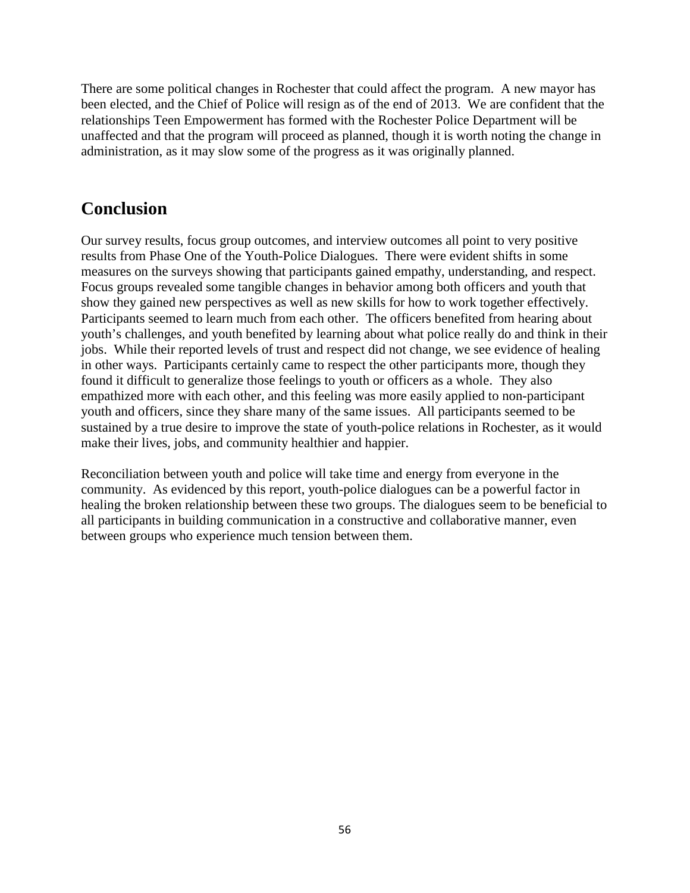There are some political changes in Rochester that could affect the program. A new mayor has been elected, and the Chief of Police will resign as of the end of 2013. We are confident that the relationships Teen Empowerment has formed with the Rochester Police Department will be unaffected and that the program will proceed as planned, though it is worth noting the change in administration, as it may slow some of the progress as it was originally planned.

## Conclusion

Our survey results, focus group outcomes, and interview outcomes all point to very positive results from Phase One of the Youth-Police Dialogues. There were evident shifts in some measures on the surveys showing that participants gained empathy, understanding, and respect. Focus groups revealed some tangible changes in behavior among both officers and youth that show they gained new perspectives as well as new skills for how to work together effectively. Participants seemed to learn much from each other. The officers benefited from hearing about youth's challenges, and youth benefited by learning about what police really do and think in their jobs. While their reported levels of trust and respect did not change, we see evidence of healing in other ways. Participants certainly came to respect the other participants more, though they found it difficult to generalize those feelings to youth or officers as a whole. They also empathized more with each other, and this feeling was more easily applied to non-participant youth and officers, since they share many of the same issues. All participants seemed to be sustained by a true desire to improve the state of youth-police relations in Rochester, as it would make their lives, jobs, and community healthier and happier.

Reconciliation between youth and police will take time and energy from everyone in the community. As evidenced by this report, youth-police dialogues can be a powerful factor in healing the broken relationship between these two groups. The dialogues seem to be beneficial to all participants in building communication in a constructive and collaborative manner, even between groups who experience much tension between them.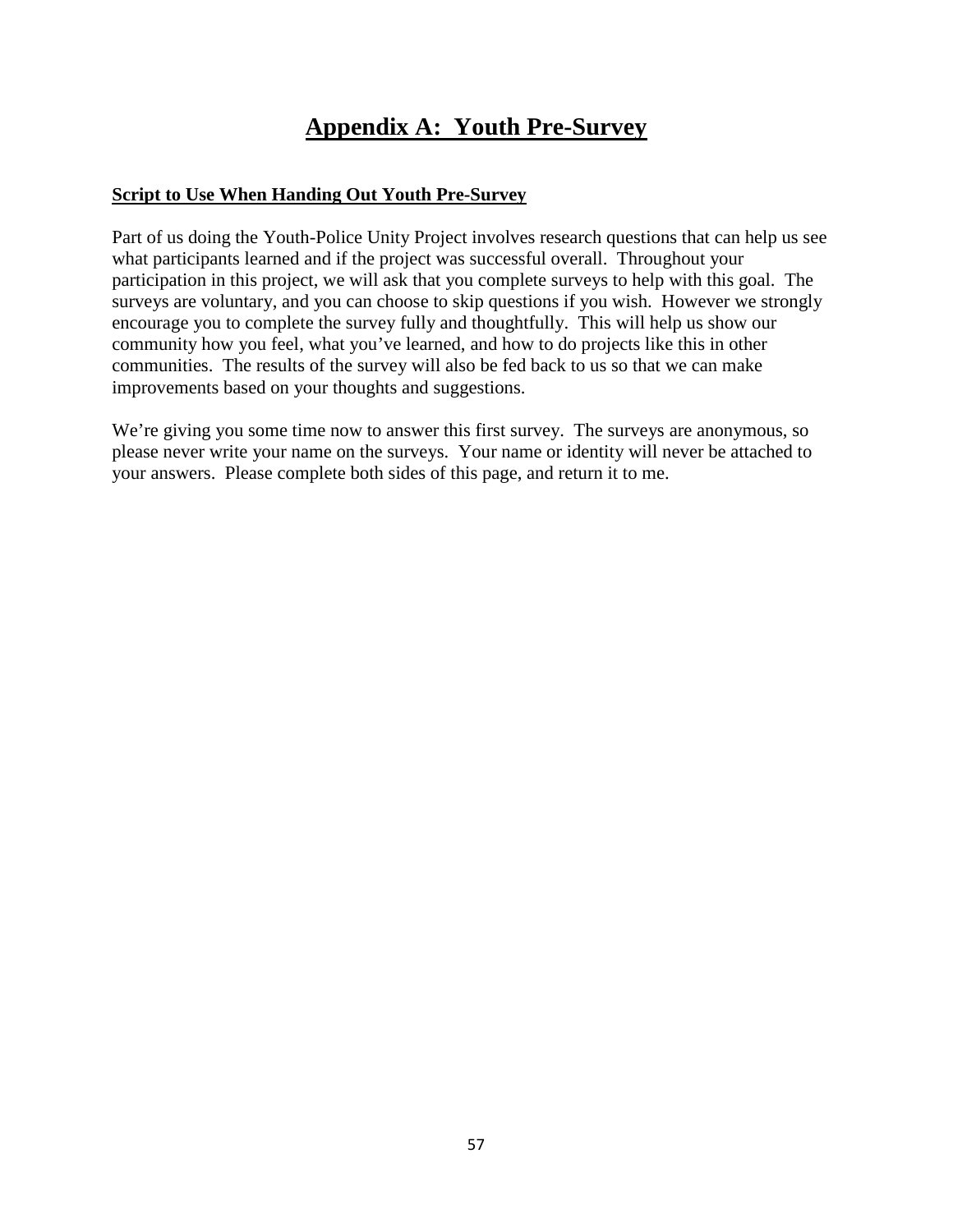# Appendix A: Youth Pre-Survey

**Script to Use When Handing Out Youth Pre-Survey**

Part of us doing the Youth-Police Unity Project involves research questions that can help us see what participants learned and if the project was successful overall. Throughout your participation in this project, we will ask that you complete surveys to help with this goal. The surveys are voluntary, and you can choose to skip questions if you wish. However we strongly encourage you to complete the survey fully and thoughtfully. This will help us show our community how you feel, what you've learned, and how to do projects like this in other communities. The results of the survey will also be fed back to us so that we can make improvements based on your thoughts and suggestions.

We're giving you some time now to answer this first survey. The surveys are anonymous, so please never write your name on the surveys. Your name or identity will never be attached to your answers. Please complete both sides of this page, and return it to me.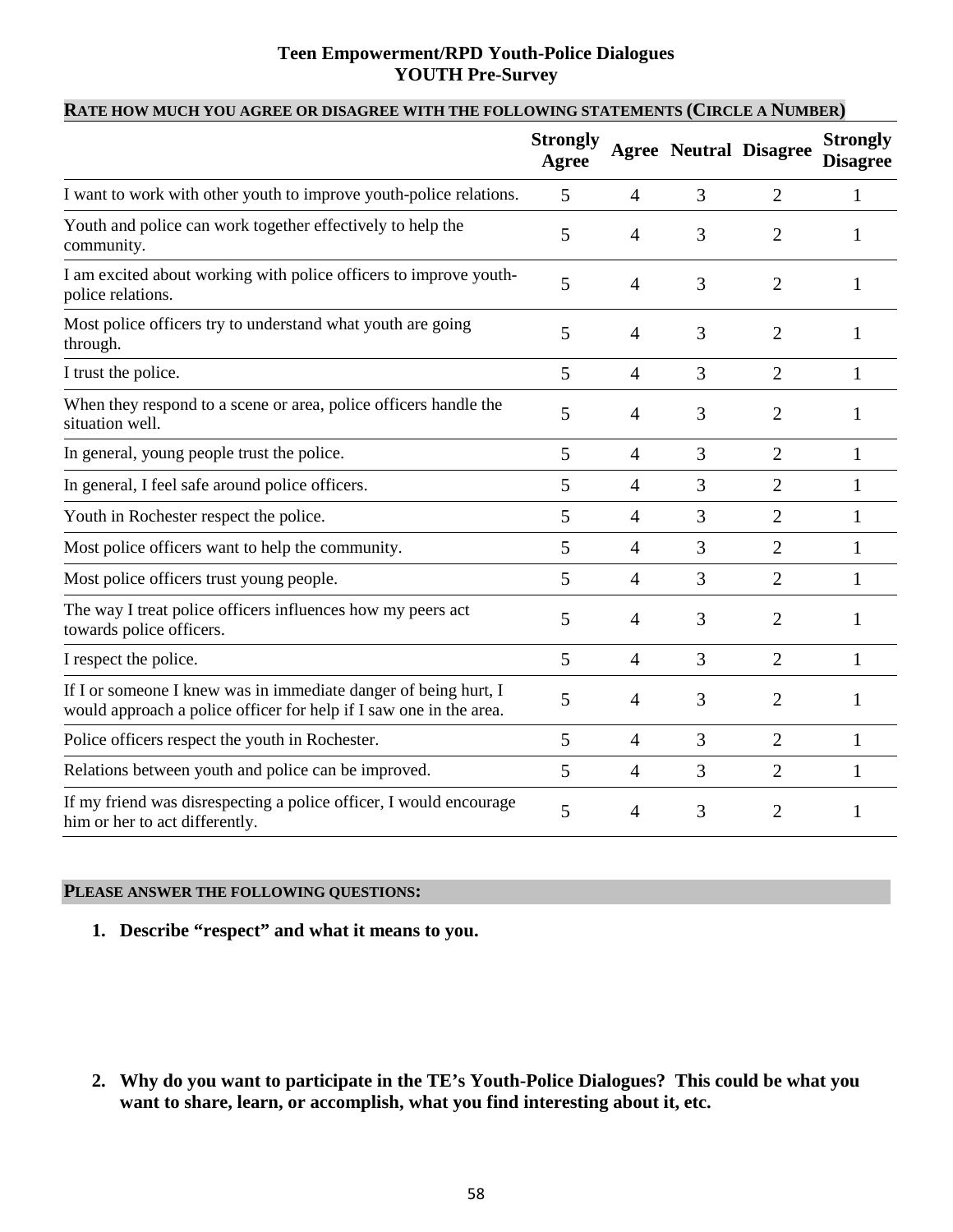# Teen Empowerment/RPD Youth-Police Dialogues
## YOUTH Pre-Survey

**RATE HOW MUCH YOU AGREE OR DISAGREE WITH THE FOLLOWING STATEMENTS (CIRCLE A NUMBER)**

| | Strongly Agree | Agree | Neutral | Disagree | Strongly Disagree |
|---|---|---|---|---|---|
| I want to work with other youth to improve youth-police relations. | 5 | 4 | 3 | 2 | 1 |
| Youth and police can work together effectively to help the community. | 5 | 4 | 3 | 2 | 1 |
| I am excited about working with police officers to improve youth-police relations. | 5 | 4 | 3 | 2 | 1 |
| Most police officers try to understand what youth are going through. | 5 | 4 | 3 | 2 | 1 |
| I trust the police. | 5 | 4 | 3 | 2 | 1 |
| When they respond to a scene or area, police officers handle the situation well. | 5 | 4 | 3 | 2 | 1 |
| In general, young people trust the police. | 5 | 4 | 3 | 2 | 1 |
| In general, I feel safe around police officers. | 5 | 4 | 3 | 2 | 1 |
| Youth in Rochester respect the police. | 5 | 4 | 3 | 2 | 1 |
| Most police officers want to help the community. | 5 | 4 | 3 | 2 | 1 |
| Most police officers trust young people. | 5 | 4 | 3 | 2 | 1 |
| The way I treat police officers influences how my peers act towards police officers. | 5 | 4 | 3 | 2 | 1 |
| I respect the police. | 5 | 4 | 3 | 2 | 1 |
| If I or someone I knew was in immediate danger of being hurt, I would approach a police officer for help if I saw one in the area. | 5 | 4 | 3 | 2 | 1 |
| Police officers respect the youth in Rochester. | 5 | 4 | 3 | 2 | 1 |
| Relations between youth and police can be improved. | 5 | 4 | 3 | 2 | 1 |
| If my friend was disrespecting a police officer, I would encourage him or her to act differently. | 5 | 4 | 3 | 2 | 1 |

**PLEASE ANSWER THE FOLLOWING QUESTIONS:**

1. **Describe "respect" and what it means to you.**

2. **Why do you want to participate in the TE's Youth-Police Dialogues? This could be what you want to share, learn, or accomplish, what you find interesting about it, etc.**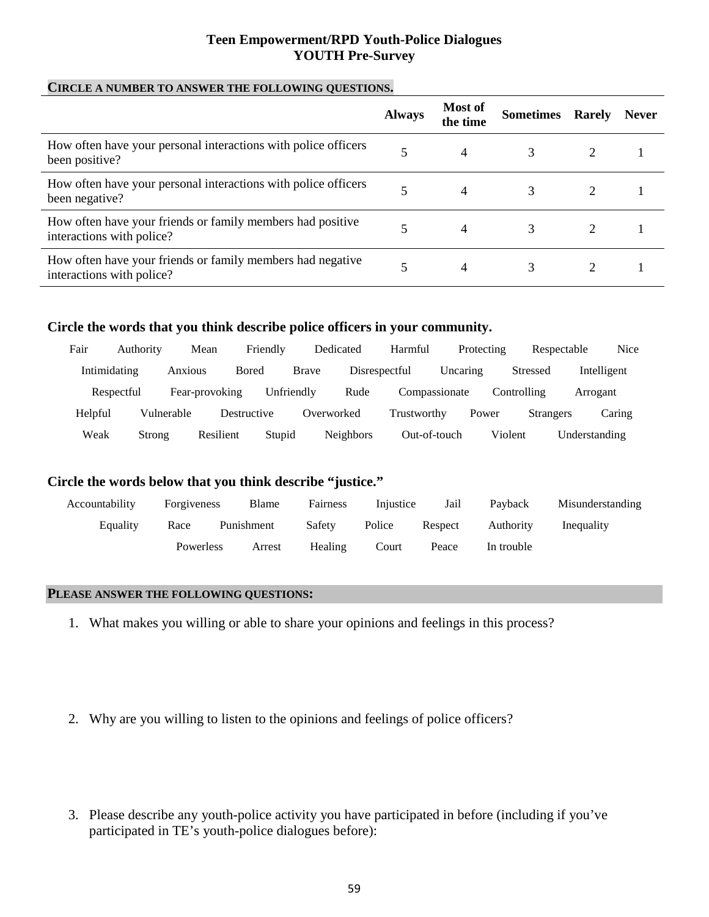# Teen Empowerment/RPD Youth-Police Dialogues
## YOUTH Pre-Survey

**CIRCLE A NUMBER TO ANSWER THE FOLLOWING QUESTIONS.**

| | Always | Most of the time | Sometimes | Rarely | Never |
|---|---|---|---|---|---|
| How often have your personal interactions with police officers been positive? | 5 | 4 | 3 | 2 | 1 |
| How often have your personal interactions with police officers been negative? | 5 | 4 | 3 | 2 | 1 |
| How often have your friends or family members had positive interactions with police? | 5 | 4 | 3 | 2 | 1 |
| How often have your friends or family members had negative interactions with police? | 5 | 4 | 3 | 2 | 1 |

**Circle the words that you think describe police officers in your community.**

Fair Authority Mean Friendly Dedicated Harmful Protecting Respectable Nice

Intimidating Anxious Bored Brave Disrespectful Uncaring Stressed Intelligent

Respectful Fear-provoking Unfriendly Rude Compassionate Controlling Arrogant

Helpful Vulnerable Destructive Overworked Trustworthy Power Strangers Caring

Weak Strong Resilient Stupid Neighbors Out-of-touch Violent Understanding

**Circle the words below that you think describe "justice."**

Accountability Forgiveness Blame Fairness Injustice Jail Payback Misunderstanding

Equality Race Punishment Safety Police Respect Authority Inequality

Powerless Arrest Healing Court Peace In trouble

**PLEASE ANSWER THE FOLLOWING QUESTIONS:**

1. What makes you willing or able to share your opinions and feelings in this process?

2. Why are you willing to listen to the opinions and feelings of police officers?

3. Please describe any youth-police activity you have participated in before (including if you've participated in TE's youth-police dialogues before):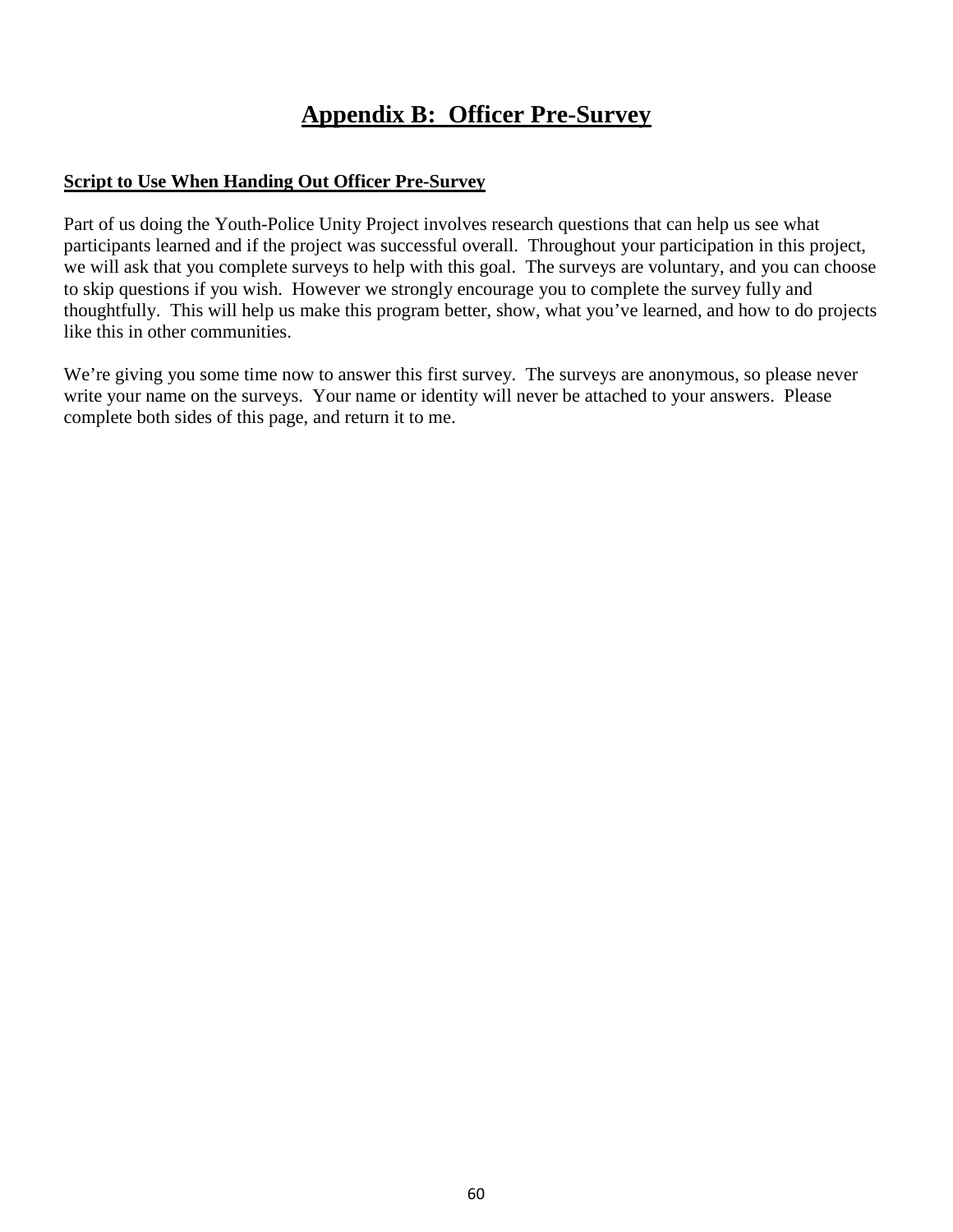# Appendix B: Officer Pre-Survey

**Script to Use When Handing Out Officer Pre-Survey**

Part of us doing the Youth-Police Unity Project involves research questions that can help us see what participants learned and if the project was successful overall. Throughout your participation in this project, we will ask that you complete surveys to help with this goal. The surveys are voluntary, and you can choose to skip questions if you wish. However we strongly encourage you to complete the survey fully and thoughtfully. This will help us make this program better, show, what you've learned, and how to do projects like this in other communities.

We're giving you some time now to answer this first survey. The surveys are anonymous, so please never write your name on the surveys. Your name or identity will never be attached to your answers. Please complete both sides of this page, and return it to me.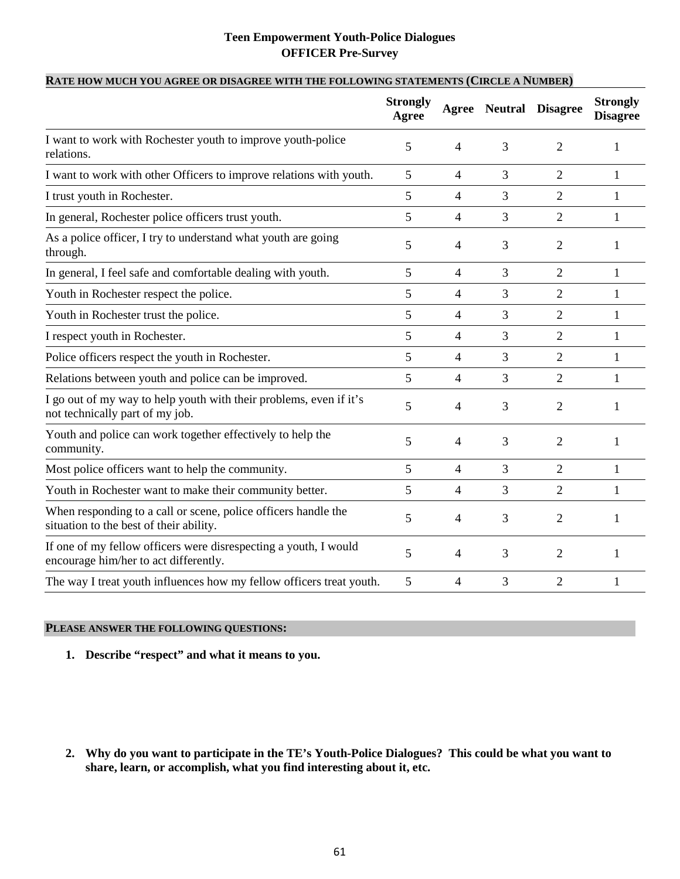# Teen Empowerment Youth-Police Dialogues
## OFFICER Pre-Survey

**RATE HOW MUCH YOU AGREE OR DISAGREE WITH THE FOLLOWING STATEMENTS (CIRCLE A NUMBER)**

| | Strongly Agree | Agree | Neutral | Disagree | Strongly Disagree |
|---|---|---|---|---|---|
| I want to work with Rochester youth to improve youth-police relations. | 5 | 4 | 3 | 2 | 1 |
| I want to work with other Officers to improve relations with youth. | 5 | 4 | 3 | 2 | 1 |
| I trust youth in Rochester. | 5 | 4 | 3 | 2 | 1 |
| In general, Rochester police officers trust youth. | 5 | 4 | 3 | 2 | 1 |
| As a police officer, I try to understand what youth are going through. | 5 | 4 | 3 | 2 | 1 |
| In general, I feel safe and comfortable dealing with youth. | 5 | 4 | 3 | 2 | 1 |
| Youth in Rochester respect the police. | 5 | 4 | 3 | 2 | 1 |
| Youth in Rochester trust the police. | 5 | 4 | 3 | 2 | 1 |
| I respect youth in Rochester. | 5 | 4 | 3 | 2 | 1 |
| Police officers respect the youth in Rochester. | 5 | 4 | 3 | 2 | 1 |
| Relations between youth and police can be improved. | 5 | 4 | 3 | 2 | 1 |
| I go out of my way to help youth with their problems, even if it's not technically part of my job. | 5 | 4 | 3 | 2 | 1 |
| Youth and police can work together effectively to help the community. | 5 | 4 | 3 | 2 | 1 |
| Most police officers want to help the community. | 5 | 4 | 3 | 2 | 1 |
| Youth in Rochester want to make their community better. | 5 | 4 | 3 | 2 | 1 |
| When responding to a call or scene, police officers handle the situation to the best of their ability. | 5 | 4 | 3 | 2 | 1 |
| If one of my fellow officers were disrespecting a youth, I would encourage him/her to act differently. | 5 | 4 | 3 | 2 | 1 |
| The way I treat youth influences how my fellow officers treat youth. | 5 | 4 | 3 | 2 | 1 |

**PLEASE ANSWER THE FOLLOWING QUESTIONS:**

1. **Describe "respect" and what it means to you.**

2. **Why do you want to participate in the TE's Youth-Police Dialogues? This could be what you want to share, learn, or accomplish, what you find interesting about it, etc.**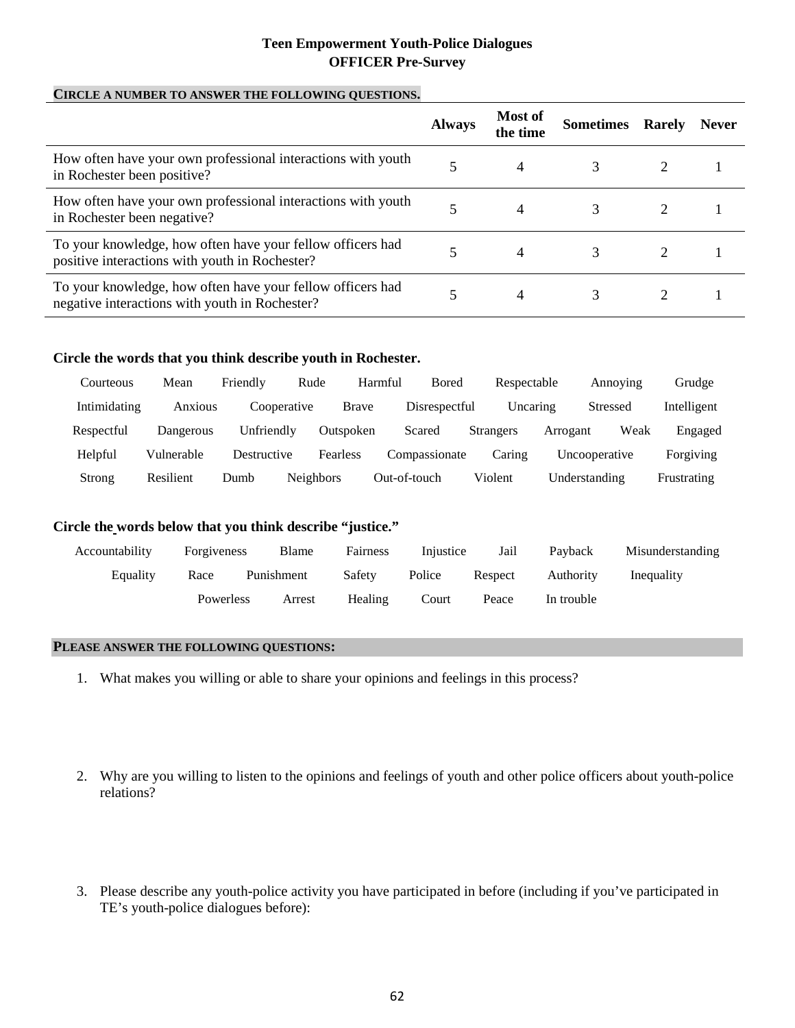**Teen Empowerment Youth-Police Dialogues**
**OFFICER Pre-Survey**

**CIRCLE A NUMBER TO ANSWER THE FOLLOWING QUESTIONS.**

| | Always | Most of the time | Sometimes | Rarely | Never |
|---|---|---|---|---|---|
| How often have your own professional interactions with youth in Rochester been positive? | 5 | 4 | 3 | 2 | 1 |
| How often have your own professional interactions with youth in Rochester been negative? | 5 | 4 | 3 | 2 | 1 |
| To your knowledge, how often have your fellow officers had positive interactions with youth in Rochester? | 5 | 4 | 3 | 2 | 1 |
| To your knowledge, how often have your fellow officers had negative interactions with youth in Rochester? | 5 | 4 | 3 | 2 | 1 |

**Circle the words that you think describe youth in Rochester.**

Courteous Mean Friendly Rude Harmful Bored Respectable Annoying Grudge

Intimidating Anxious Cooperative Brave Disrespectful Uncaring Stressed Intelligent

Respectful Dangerous Unfriendly Outspoken Scared Strangers Arrogant Weak Engaged

Helpful Vulnerable Destructive Fearless Compassionate Caring Uncooperative Forgiving

Strong Resilient Dumb Neighbors Out-of-touch Violent Understanding Frustrating

**Circle the words below that you think describe "justice."**

Accountability Forgiveness Blame Fairness Injustice Jail Payback Misunderstanding

Equality Race Punishment Safety Police Respect Authority Inequality

Powerless Arrest Healing Court Peace In trouble

**PLEASE ANSWER THE FOLLOWING QUESTIONS:**

1. What makes you willing or able to share your opinions and feelings in this process?

2. Why are you willing to listen to the opinions and feelings of youth and other police officers about youth-police relations?

3. Please describe any youth-police activity you have participated in before (including if you've participated in TE's youth-police dialogues before):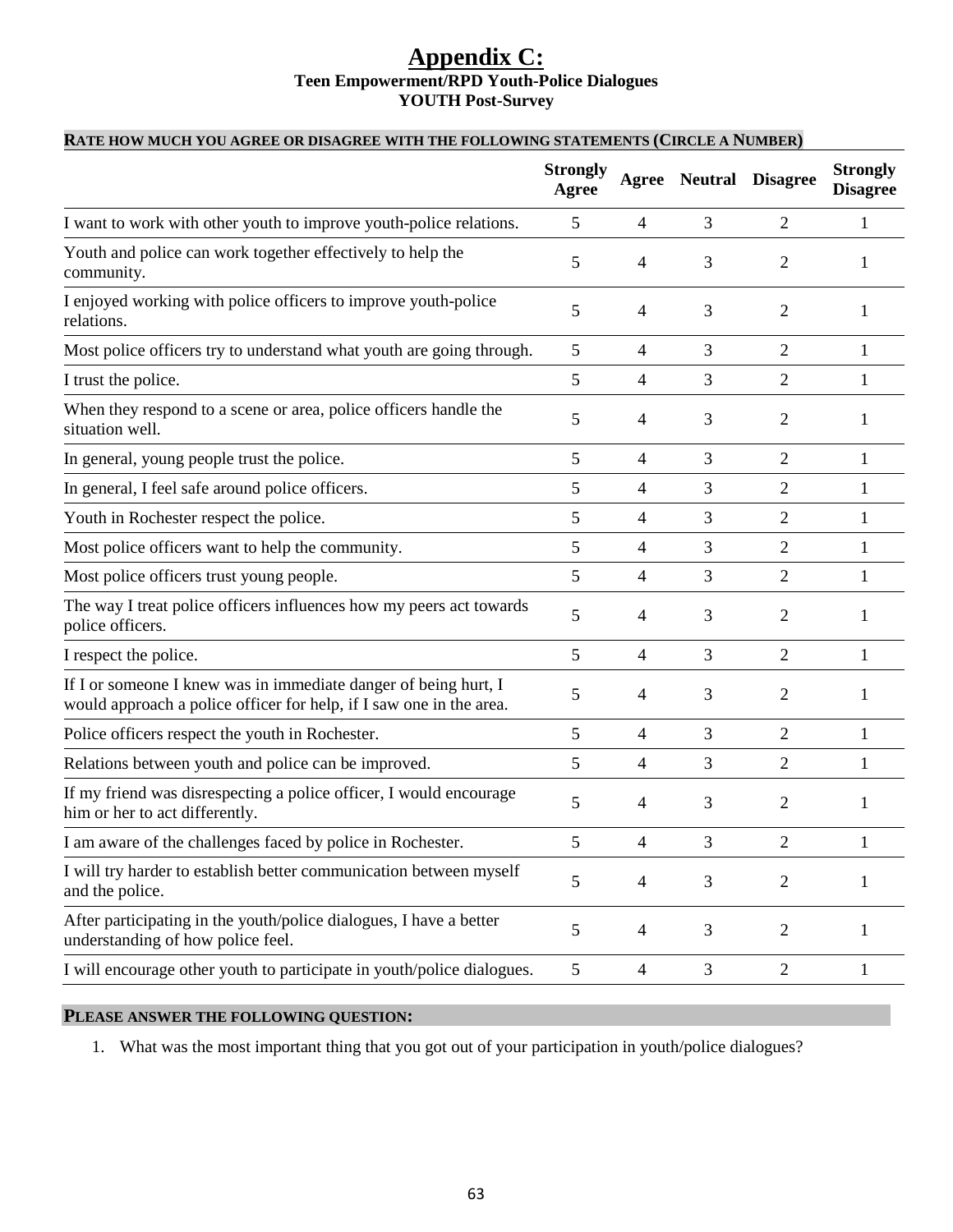# Appendix C:

**Teen Empowerment/RPD Youth-Police Dialogues**
**YOUTH Post-Survey**

**RATE HOW MUCH YOU AGREE OR DISAGREE WITH THE FOLLOWING STATEMENTS (CIRCLE A NUMBER)**

| | Strongly Agree | Agree | Neutral | Disagree | Strongly Disagree |
|---|---|---|---|---|---|
| I want to work with other youth to improve youth-police relations. | 5 | 4 | 3 | 2 | 1 |
| Youth and police can work together effectively to help the community. | 5 | 4 | 3 | 2 | 1 |
| I enjoyed working with police officers to improve youth-police relations. | 5 | 4 | 3 | 2 | 1 |
| Most police officers try to understand what youth are going through. | 5 | 4 | 3 | 2 | 1 |
| I trust the police. | 5 | 4 | 3 | 2 | 1 |
| When they respond to a scene or area, police officers handle the situation well. | 5 | 4 | 3 | 2 | 1 |
| In general, young people trust the police. | 5 | 4 | 3 | 2 | 1 |
| In general, I feel safe around police officers. | 5 | 4 | 3 | 2 | 1 |
| Youth in Rochester respect the police. | 5 | 4 | 3 | 2 | 1 |
| Most police officers want to help the community. | 5 | 4 | 3 | 2 | 1 |
| Most police officers trust young people. | 5 | 4 | 3 | 2 | 1 |
| The way I treat police officers influences how my peers act towards police officers. | 5 | 4 | 3 | 2 | 1 |
| I respect the police. | 5 | 4 | 3 | 2 | 1 |
| If I or someone I knew was in immediate danger of being hurt, I would approach a police officer for help, if I saw one in the area. | 5 | 4 | 3 | 2 | 1 |
| Police officers respect the youth in Rochester. | 5 | 4 | 3 | 2 | 1 |
| Relations between youth and police can be improved. | 5 | 4 | 3 | 2 | 1 |
| If my friend was disrespecting a police officer, I would encourage him or her to act differently. | 5 | 4 | 3 | 2 | 1 |
| I am aware of the challenges faced by police in Rochester. | 5 | 4 | 3 | 2 | 1 |
| I will try harder to establish better communication between myself and the police. | 5 | 4 | 3 | 2 | 1 |
| After participating in the youth/police dialogues, I have a better understanding of how police feel. | 5 | 4 | 3 | 2 | 1 |
| I will encourage other youth to participate in youth/police dialogues. | 5 | 4 | 3 | 2 | 1 |

**PLEASE ANSWER THE FOLLOWING QUESTION:**

1. What was the most important thing that you got out of your participation in youth/police dialogues?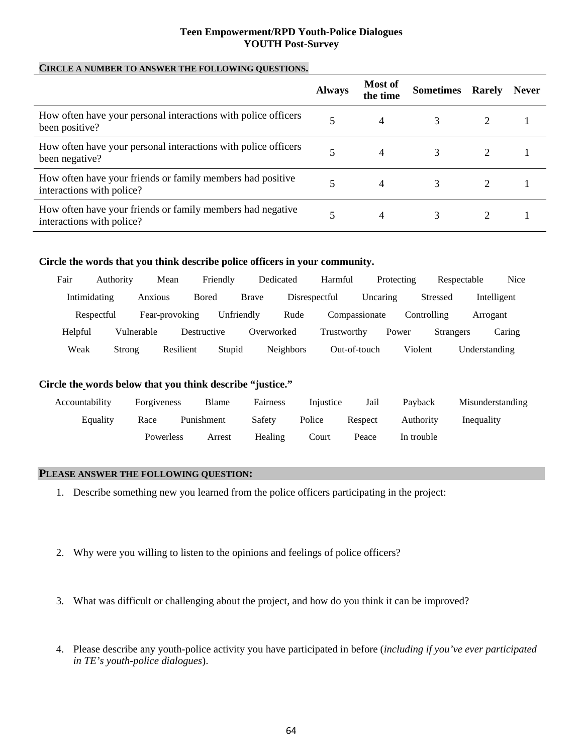**Teen Empowerment/RPD Youth-Police Dialogues**
**YOUTH Post-Survey**

**CIRCLE A NUMBER TO ANSWER THE FOLLOWING QUESTIONS.**

| | Always | Most of the time | Sometimes | Rarely | Never |
|---|---|---|---|---|---|
| How often have your personal interactions with police officers been positive? | 5 | 4 | 3 | 2 | 1 |
| How often have your personal interactions with police officers been negative? | 5 | 4 | 3 | 2 | 1 |
| How often have your friends or family members had positive interactions with police? | 5 | 4 | 3 | 2 | 1 |
| How often have your friends or family members had negative interactions with police? | 5 | 4 | 3 | 2 | 1 |

**Circle the words that you think describe police officers in your community.**

Fair Authority Mean Friendly Dedicated Harmful Protecting Respectable Nice
Intimidating Anxious Bored Brave Disrespectful Uncaring Stressed Intelligent
Respectful Fear-provoking Unfriendly Rude Compassionate Controlling Arrogant
Helpful Vulnerable Destructive Overworked Trustworthy Power Strangers Caring
Weak Strong Resilient Stupid Neighbors Out-of-touch Violent Understanding

**Circle the words below that you think describe "justice."**

Accountability Forgiveness Blame Fairness Injustice Jail Payback Misunderstanding
Equality Race Punishment Safety Police Respect Authority Inequality
Powerless Arrest Healing Court Peace In trouble

**PLEASE ANSWER THE FOLLOWING QUESTION:**

1. Describe something new you learned from the police officers participating in the project:

2. Why were you willing to listen to the opinions and feelings of police officers?

3. What was difficult or challenging about the project, and how do you think it can be improved?

4. Please describe any youth-police activity you have participated in before (*including if you've ever participated in TE's youth-police dialogues*).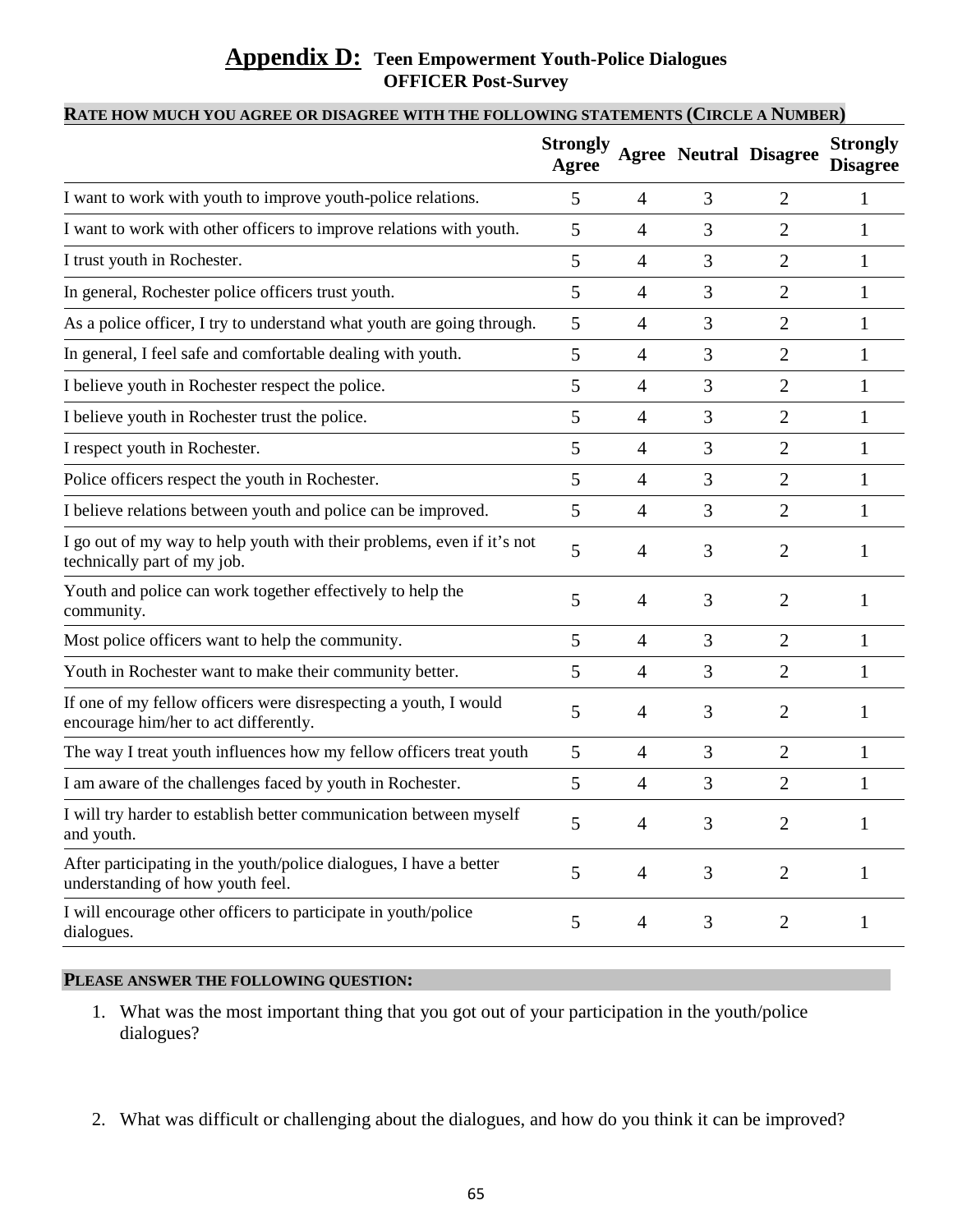# **Appendix D:** Teen Empowerment Youth-Police Dialogues OFFICER Post-Survey

**RATE HOW MUCH YOU AGREE OR DISAGREE WITH THE FOLLOWING STATEMENTS (CIRCLE A NUMBER)**

| | Strongly Agree | Agree | Neutral | Disagree | Strongly Disagree |
|---|---|---|---|---|---|
| I want to work with youth to improve youth-police relations. | 5 | 4 | 3 | 2 | 1 |
| I want to work with other officers to improve relations with youth. | 5 | 4 | 3 | 2 | 1 |
| I trust youth in Rochester. | 5 | 4 | 3 | 2 | 1 |
| In general, Rochester police officers trust youth. | 5 | 4 | 3 | 2 | 1 |
| As a police officer, I try to understand what youth are going through. | 5 | 4 | 3 | 2 | 1 |
| In general, I feel safe and comfortable dealing with youth. | 5 | 4 | 3 | 2 | 1 |
| I believe youth in Rochester respect the police. | 5 | 4 | 3 | 2 | 1 |
| I believe youth in Rochester trust the police. | 5 | 4 | 3 | 2 | 1 |
| I respect youth in Rochester. | 5 | 4 | 3 | 2 | 1 |
| Police officers respect the youth in Rochester. | 5 | 4 | 3 | 2 | 1 |
| I believe relations between youth and police can be improved. | 5 | 4 | 3 | 2 | 1 |
| I go out of my way to help youth with their problems, even if it's not technically part of my job. | 5 | 4 | 3 | 2 | 1 |
| Youth and police can work together effectively to help the community. | 5 | 4 | 3 | 2 | 1 |
| Most police officers want to help the community. | 5 | 4 | 3 | 2 | 1 |
| Youth in Rochester want to make their community better. | 5 | 4 | 3 | 2 | 1 |
| If one of my fellow officers were disrespecting a youth, I would encourage him/her to act differently. | 5 | 4 | 3 | 2 | 1 |
| The way I treat youth influences how my fellow officers treat youth | 5 | 4 | 3 | 2 | 1 |
| I am aware of the challenges faced by youth in Rochester. | 5 | 4 | 3 | 2 | 1 |
| I will try harder to establish better communication between myself and youth. | 5 | 4 | 3 | 2 | 1 |
| After participating in the youth/police dialogues, I have a better understanding of how youth feel. | 5 | 4 | 3 | 2 | 1 |
| I will encourage other officers to participate in youth/police dialogues. | 5 | 4 | 3 | 2 | 1 |

**PLEASE ANSWER THE FOLLOWING QUESTION:**

1. What was the most important thing that you got out of your participation in the youth/police dialogues?

2. What was difficult or challenging about the dialogues, and how do you think it can be improved?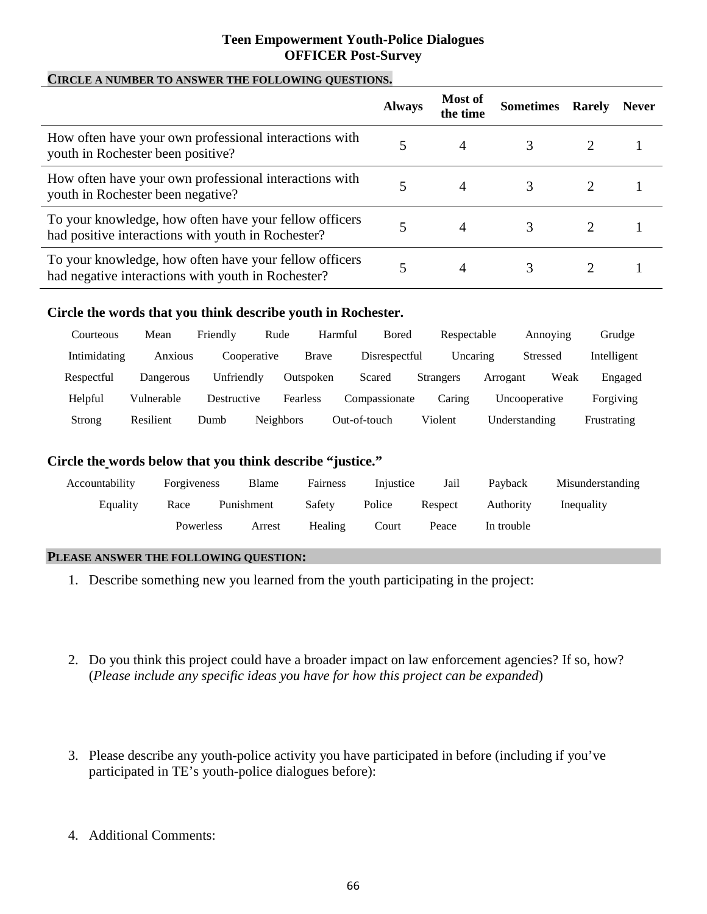**Teen Empowerment Youth-Police Dialogues**
**OFFICER Post-Survey**

**CIRCLE A NUMBER TO ANSWER THE FOLLOWING QUESTIONS.**

| | Always | Most of the time | Sometimes | Rarely | Never |
|---|---|---|---|---|---|
| How often have your own professional interactions with youth in Rochester been positive? | 5 | 4 | 3 | 2 | 1 |
| How often have your own professional interactions with youth in Rochester been negative? | 5 | 4 | 3 | 2 | 1 |
| To your knowledge, how often have your fellow officers had positive interactions with youth in Rochester? | 5 | 4 | 3 | 2 | 1 |
| To your knowledge, how often have your fellow officers had negative interactions with youth in Rochester? | 5 | 4 | 3 | 2 | 1 |

**Circle the words that you think describe youth in Rochester.**

Courteous    Mean    Friendly    Rude    Harmful    Bored    Respectable    Annoying    Grudge
Intimidating    Anxious    Cooperative    Brave    Disrespectful    Uncaring    Stressed    Intelligent
Respectful    Dangerous    Unfriendly    Outspoken    Scared    Strangers    Arrogant    Weak    Engaged
Helpful    Vulnerable    Destructive    Fearless    Compassionate    Caring    Uncooperative    Forgiving
Strong    Resilient    Dumb    Neighbors    Out-of-touch    Violent    Understanding    Frustrating

**Circle the words below that you think describe "justice."**

Accountability    Forgiveness    Blame    Fairness    Injustice    Jail    Payback    Misunderstanding
Equality    Race    Punishment    Safety    Police    Respect    Authority    Inequality
Powerless    Arrest    Healing    Court    Peace    In trouble

**PLEASE ANSWER THE FOLLOWING QUESTION:**

1. Describe something new you learned from the youth participating in the project:

2. Do you think this project could have a broader impact on law enforcement agencies? If so, how? (*Please include any specific ideas you have for how this project can be expanded*)

3. Please describe any youth-police activity you have participated in before (including if you've participated in TE's youth-police dialogues before):

4. Additional Comments: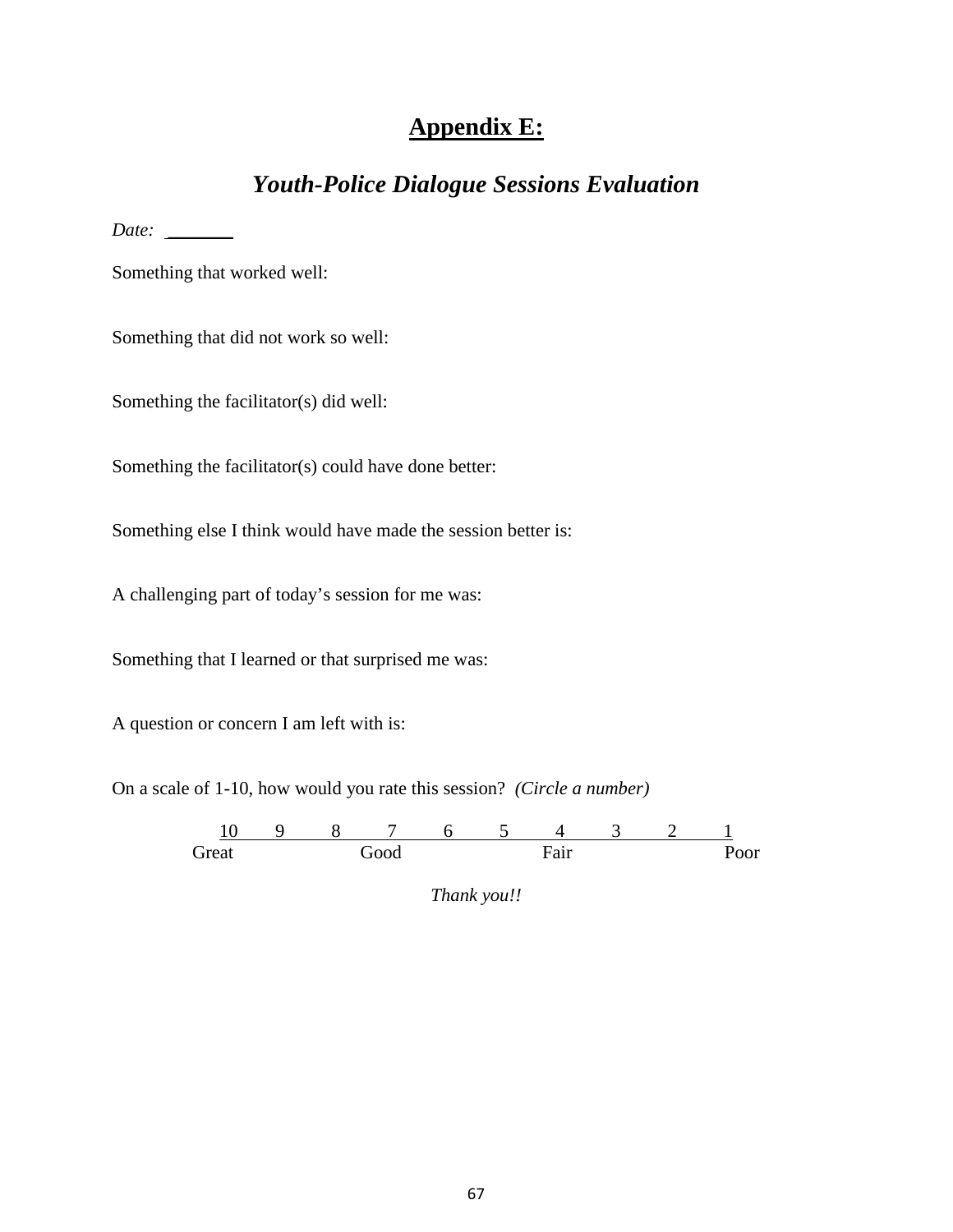# Appendix E:

## *Youth-Police Dialogue Sessions Evaluation*

*Date:* _______

Something that worked well:

Something that did not work so well:

Something the facilitator(s) did well:

Something the facilitator(s) could have done better:

Something else I think would have made the session better is:

A challenging part of today's session for me was:

Something that I learned or that surprised me was:

A question or concern I am left with is:

On a scale of 1-10, how would you rate this session? *(Circle a number)*

| 10 | 9 | 8 | 7 | 6 | 5 | 4 | 3 | 2 | 1 |
|---|---|---|---|---|---|---|---|---|---|
| Great | | | Good | | | Fair | | | Poor |

*Thank you!!*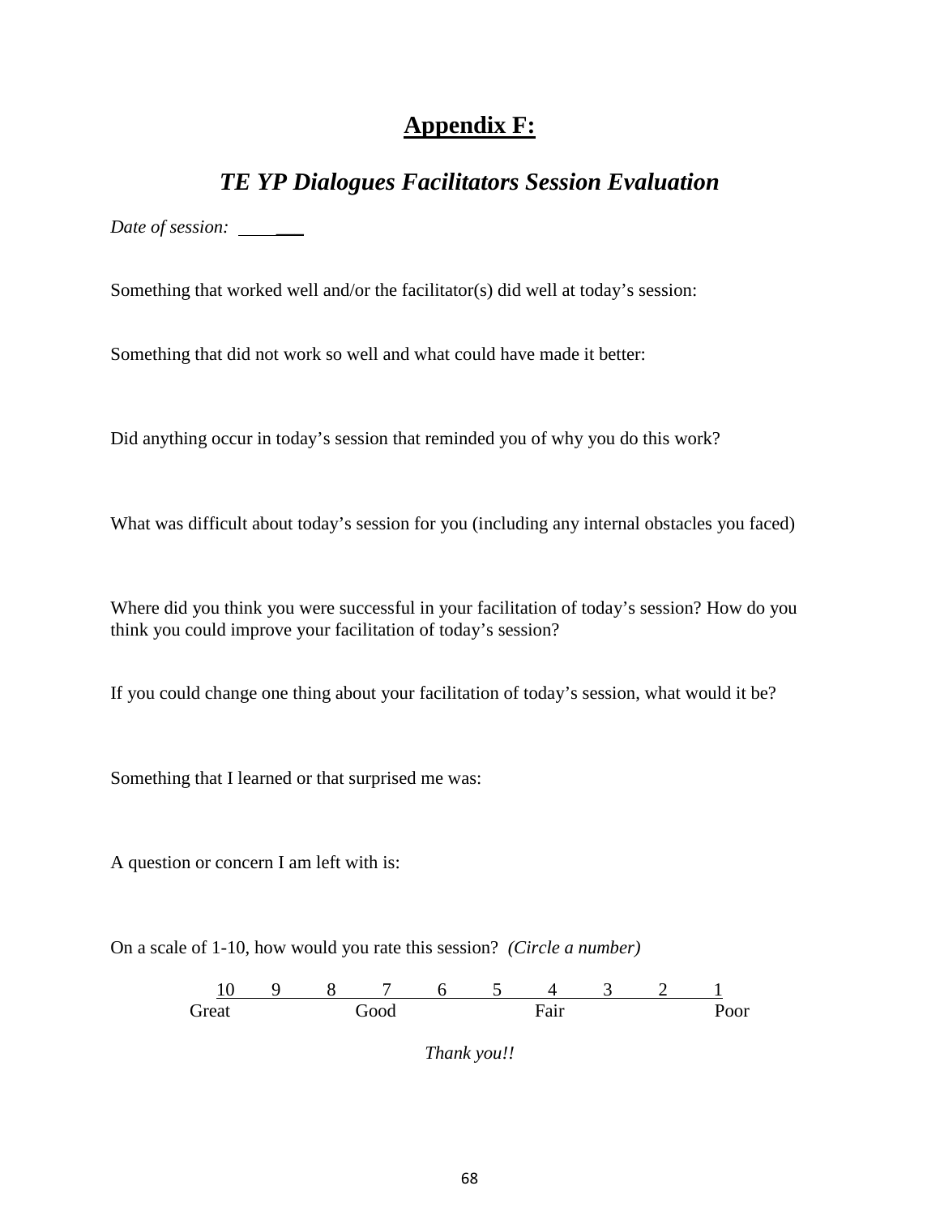# Appendix F:

## *TE YP Dialogues Facilitators Session Evaluation*

*Date of session:* ______

Something that worked well and/or the facilitator(s) did well at today's session:

Something that did not work so well and what could have made it better:

Did anything occur in today's session that reminded you of why you do this work?

What was difficult about today's session for you (including any internal obstacles you faced)

Where did you think you were successful in your facilitation of today's session? How do you think you could improve your facilitation of today's session?

If you could change one thing about your facilitation of today's session, what would it be?

Something that I learned or that surprised me was:

A question or concern I am left with is:

On a scale of 1-10, how would you rate this session? *(Circle a number)*

| 10 | 9 | 8 | 7 | 6 | 5 | 4 | 3 | 2 | 1 |
|---|---|---|---|---|---|---|---|---|---|
| Great | | | Good | | | Fair | | | Poor |

*Thank you!!*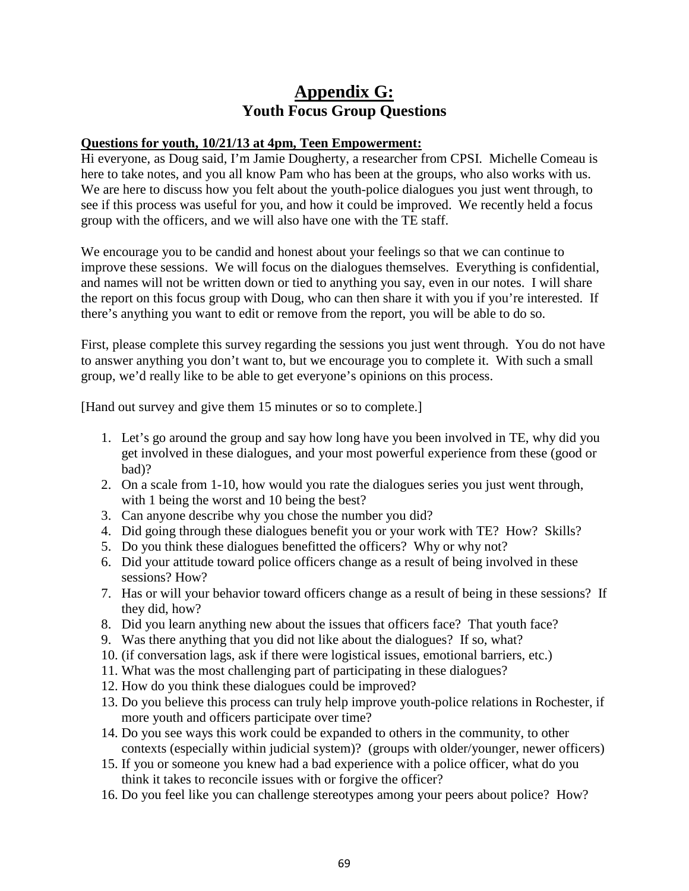# Appendix G:
## Youth Focus Group Questions

**Questions for youth, 10/21/13 at 4pm, Teen Empowerment:**

Hi everyone, as Doug said, I'm Jamie Dougherty, a researcher from CPSI. Michelle Comeau is here to take notes, and you all know Pam who has been at the groups, who also works with us. We are here to discuss how you felt about the youth-police dialogues you just went through, to see if this process was useful for you, and how it could be improved. We recently held a focus group with the officers, and we will also have one with the TE staff.

We encourage you to be candid and honest about your feelings so that we can continue to improve these sessions. We will focus on the dialogues themselves. Everything is confidential, and names will not be written down or tied to anything you say, even in our notes. I will share the report on this focus group with Doug, who can then share it with you if you're interested. If there's anything you want to edit or remove from the report, you will be able to do so.

First, please complete this survey regarding the sessions you just went through. You do not have to answer anything you don't want to, but we encourage you to complete it. With such a small group, we'd really like to be able to get everyone's opinions on this process.

[Hand out survey and give them 15 minutes or so to complete.]

1. Let's go around the group and say how long have you been involved in TE, why did you get involved in these dialogues, and your most powerful experience from these (good or bad)?
2. On a scale from 1-10, how would you rate the dialogues series you just went through, with 1 being the worst and 10 being the best?
3. Can anyone describe why you chose the number you did?
4. Did going through these dialogues benefit you or your work with TE? How? Skills?
5. Do you think these dialogues benefitted the officers? Why or why not?
6. Did your attitude toward police officers change as a result of being involved in these sessions? How?
7. Has or will your behavior toward officers change as a result of being in these sessions? If they did, how?
8. Did you learn anything new about the issues that officers face? That youth face?
9. Was there anything that you did not like about the dialogues? If so, what?
10. (if conversation lags, ask if there were logistical issues, emotional barriers, etc.)
11. What was the most challenging part of participating in these dialogues?
12. How do you think these dialogues could be improved?
13. Do you believe this process can truly help improve youth-police relations in Rochester, if more youth and officers participate over time?
14. Do you see ways this work could be expanded to others in the community, to other contexts (especially within judicial system)? (groups with older/younger, newer officers)
15. If you or someone you knew had a bad experience with a police officer, what do you think it takes to reconcile issues with or forgive the officer?
16. Do you feel like you can challenge stereotypes among your peers about police? How?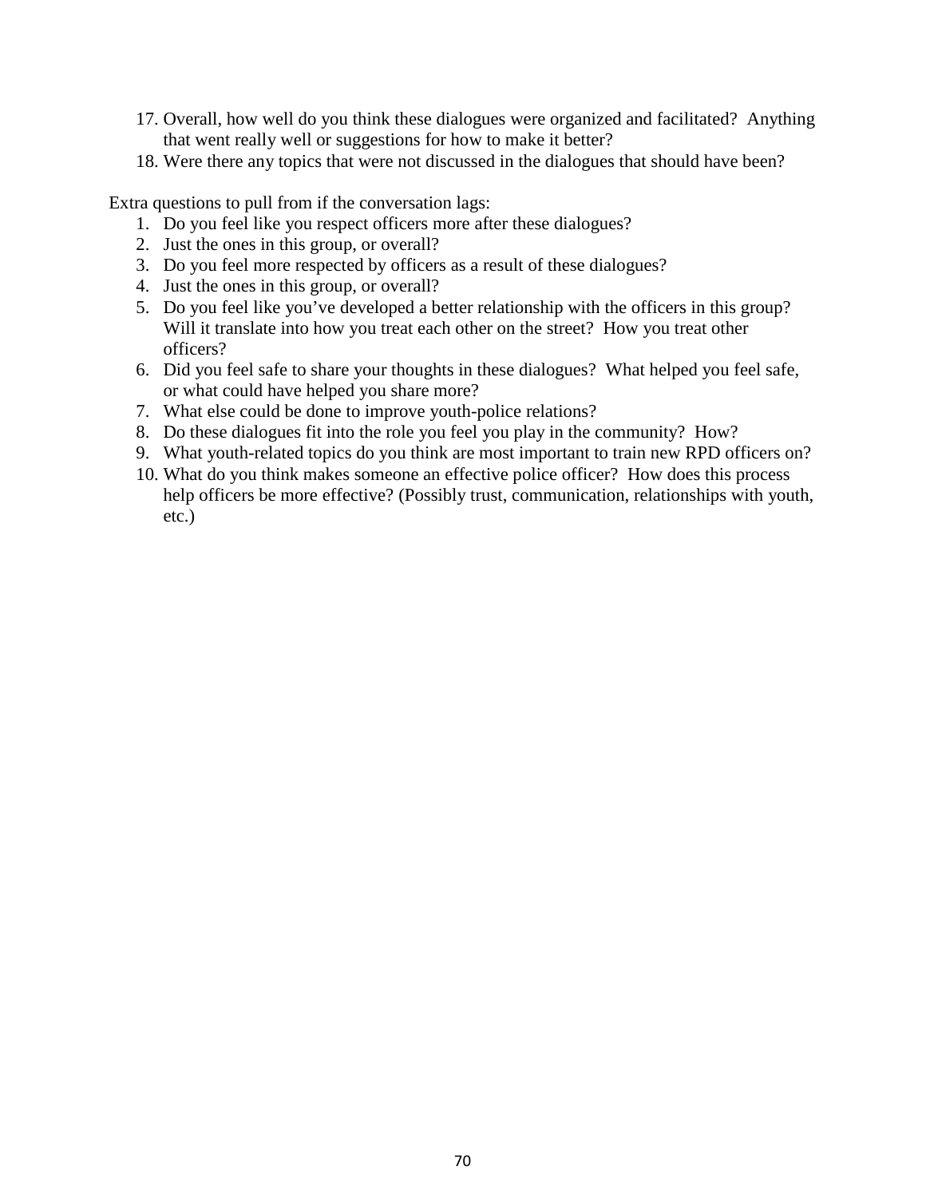17. Overall, how well do you think these dialogues were organized and facilitated? Anything that went really well or suggestions for how to make it better?
18. Were there any topics that were not discussed in the dialogues that should have been?

Extra questions to pull from if the conversation lags:

1. Do you feel like you respect officers more after these dialogues?
2. Just the ones in this group, or overall?
3. Do you feel more respected by officers as a result of these dialogues?
4. Just the ones in this group, or overall?
5. Do you feel like you've developed a better relationship with the officers in this group? Will it translate into how you treat each other on the street? How you treat other officers?
6. Did you feel safe to share your thoughts in these dialogues? What helped you feel safe, or what could have helped you share more?
7. What else could be done to improve youth-police relations?
8. Do these dialogues fit into the role you feel you play in the community? How?
9. What youth-related topics do you think are most important to train new RPD officers on?
10. What do you think makes someone an effective police officer? How does this process help officers be more effective? (Possibly trust, communication, relationships with youth, etc.)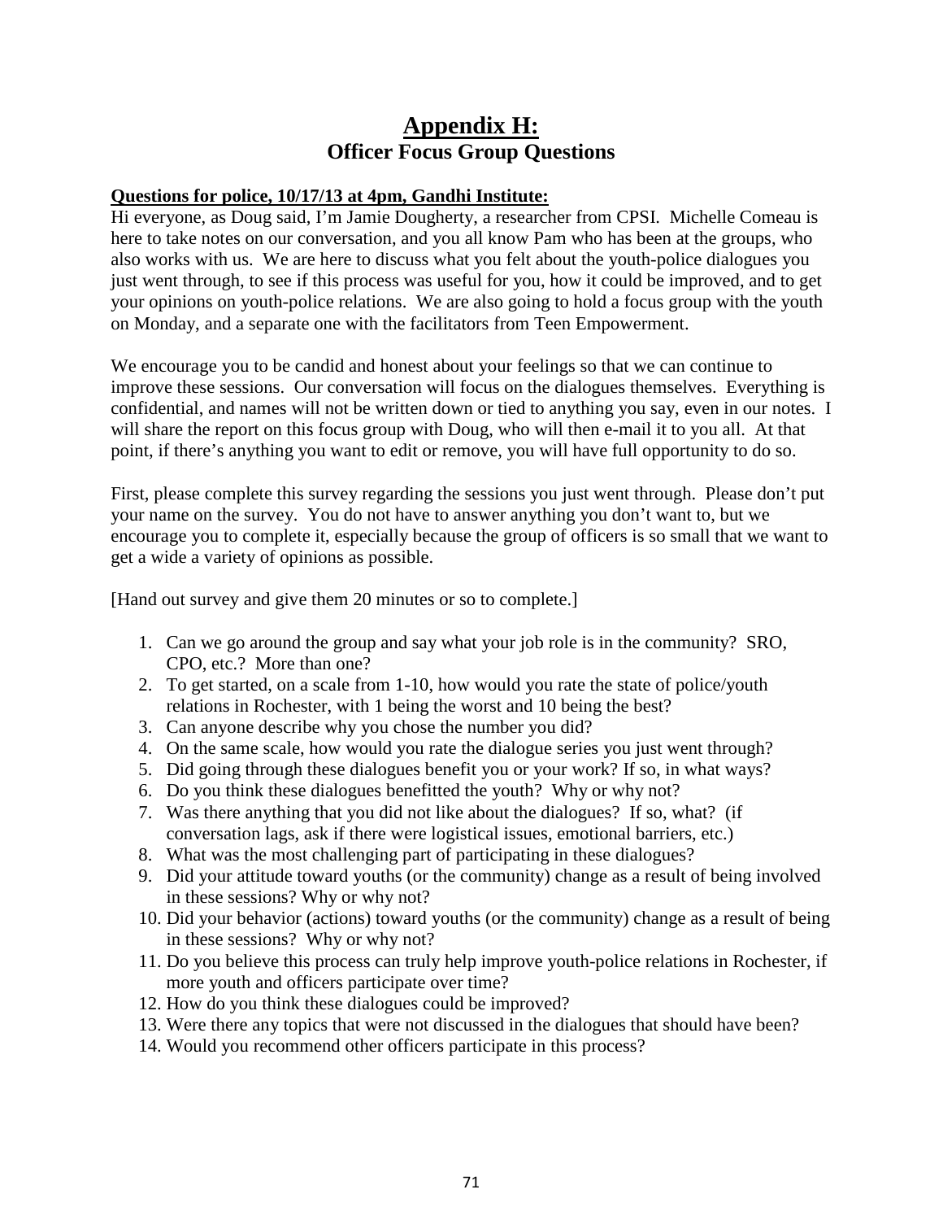# Appendix H:
## Officer Focus Group Questions

**Questions for police, 10/17/13 at 4pm, Gandhi Institute:**

Hi everyone, as Doug said, I'm Jamie Dougherty, a researcher from CPSI. Michelle Comeau is here to take notes on our conversation, and you all know Pam who has been at the groups, who also works with us. We are here to discuss what you felt about the youth-police dialogues you just went through, to see if this process was useful for you, how it could be improved, and to get your opinions on youth-police relations. We are also going to hold a focus group with the youth on Monday, and a separate one with the facilitators from Teen Empowerment.

We encourage you to be candid and honest about your feelings so that we can continue to improve these sessions. Our conversation will focus on the dialogues themselves. Everything is confidential, and names will not be written down or tied to anything you say, even in our notes. I will share the report on this focus group with Doug, who will then e-mail it to you all. At that point, if there's anything you want to edit or remove, you will have full opportunity to do so.

First, please complete this survey regarding the sessions you just went through. Please don't put your name on the survey. You do not have to answer anything you don't want to, but we encourage you to complete it, especially because the group of officers is so small that we want to get a wide a variety of opinions as possible.

[Hand out survey and give them 20 minutes or so to complete.]

1. Can we go around the group and say what your job role is in the community? SRO, CPO, etc.? More than one?
2. To get started, on a scale from 1-10, how would you rate the state of police/youth relations in Rochester, with 1 being the worst and 10 being the best?
3. Can anyone describe why you chose the number you did?
4. On the same scale, how would you rate the dialogue series you just went through?
5. Did going through these dialogues benefit you or your work? If so, in what ways?
6. Do you think these dialogues benefitted the youth? Why or why not?
7. Was there anything that you did not like about the dialogues? If so, what? (if conversation lags, ask if there were logistical issues, emotional barriers, etc.)
8. What was the most challenging part of participating in these dialogues?
9. Did your attitude toward youths (or the community) change as a result of being involved in these sessions? Why or why not?
10. Did your behavior (actions) toward youths (or the community) change as a result of being in these sessions? Why or why not?
11. Do you believe this process can truly help improve youth-police relations in Rochester, if more youth and officers participate over time?
12. How do you think these dialogues could be improved?
13. Were there any topics that were not discussed in the dialogues that should have been?
14. Would you recommend other officers participate in this process?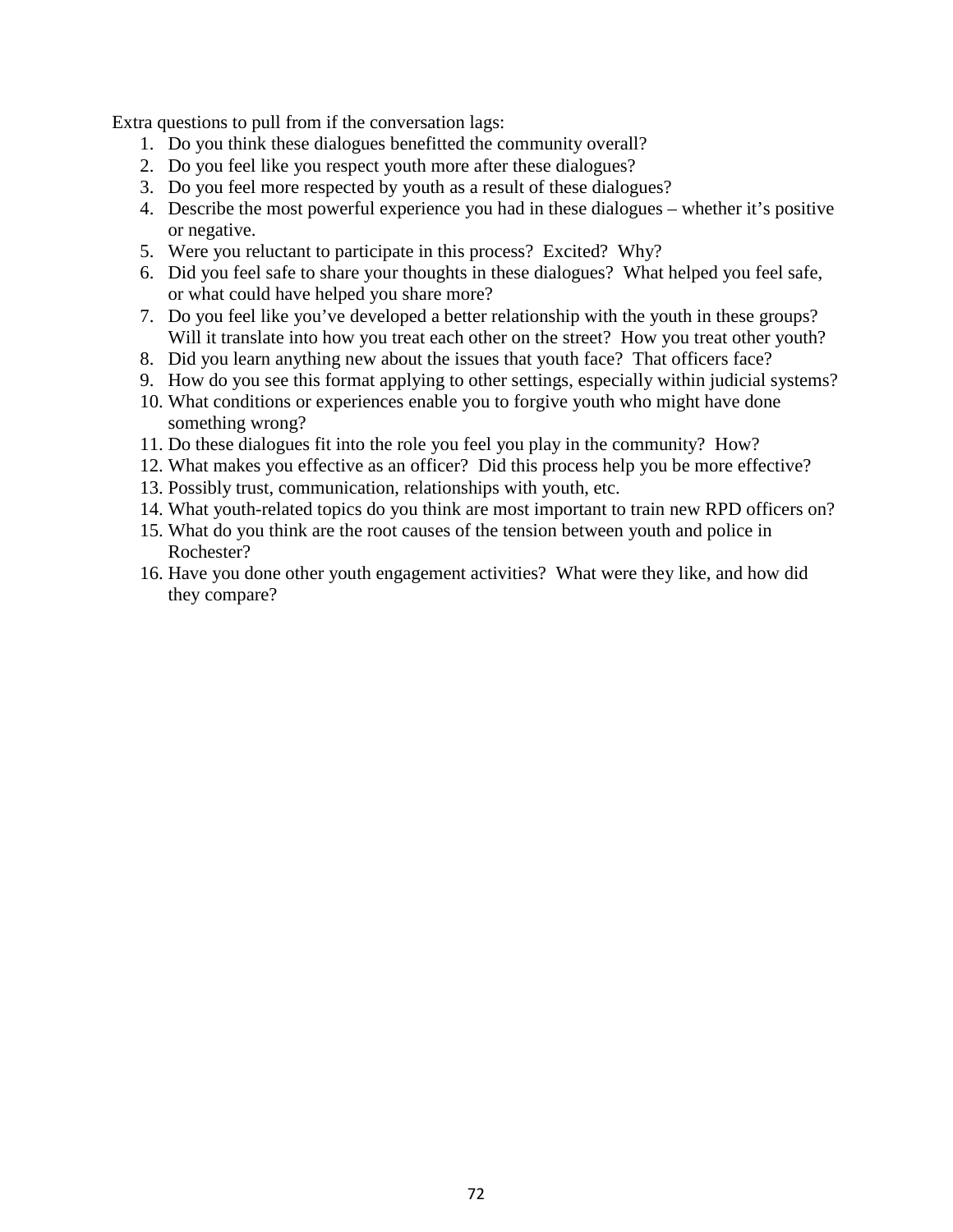Extra questions to pull from if the conversation lags:

1. Do you think these dialogues benefitted the community overall?
2. Do you feel like you respect youth more after these dialogues?
3. Do you feel more respected by youth as a result of these dialogues?
4. Describe the most powerful experience you had in these dialogues – whether it's positive or negative.
5. Were you reluctant to participate in this process? Excited? Why?
6. Did you feel safe to share your thoughts in these dialogues? What helped you feel safe, or what could have helped you share more?
7. Do you feel like you've developed a better relationship with the youth in these groups? Will it translate into how you treat each other on the street? How you treat other youth?
8. Did you learn anything new about the issues that youth face? That officers face?
9. How do you see this format applying to other settings, especially within judicial systems?
10. What conditions or experiences enable you to forgive youth who might have done something wrong?
11. Do these dialogues fit into the role you feel you play in the community? How?
12. What makes you effective as an officer? Did this process help you be more effective?
13. Possibly trust, communication, relationships with youth, etc.
14. What youth-related topics do you think are most important to train new RPD officers on?
15. What do you think are the root causes of the tension between youth and police in Rochester?
16. Have you done other youth engagement activities? What were they like, and how did they compare?